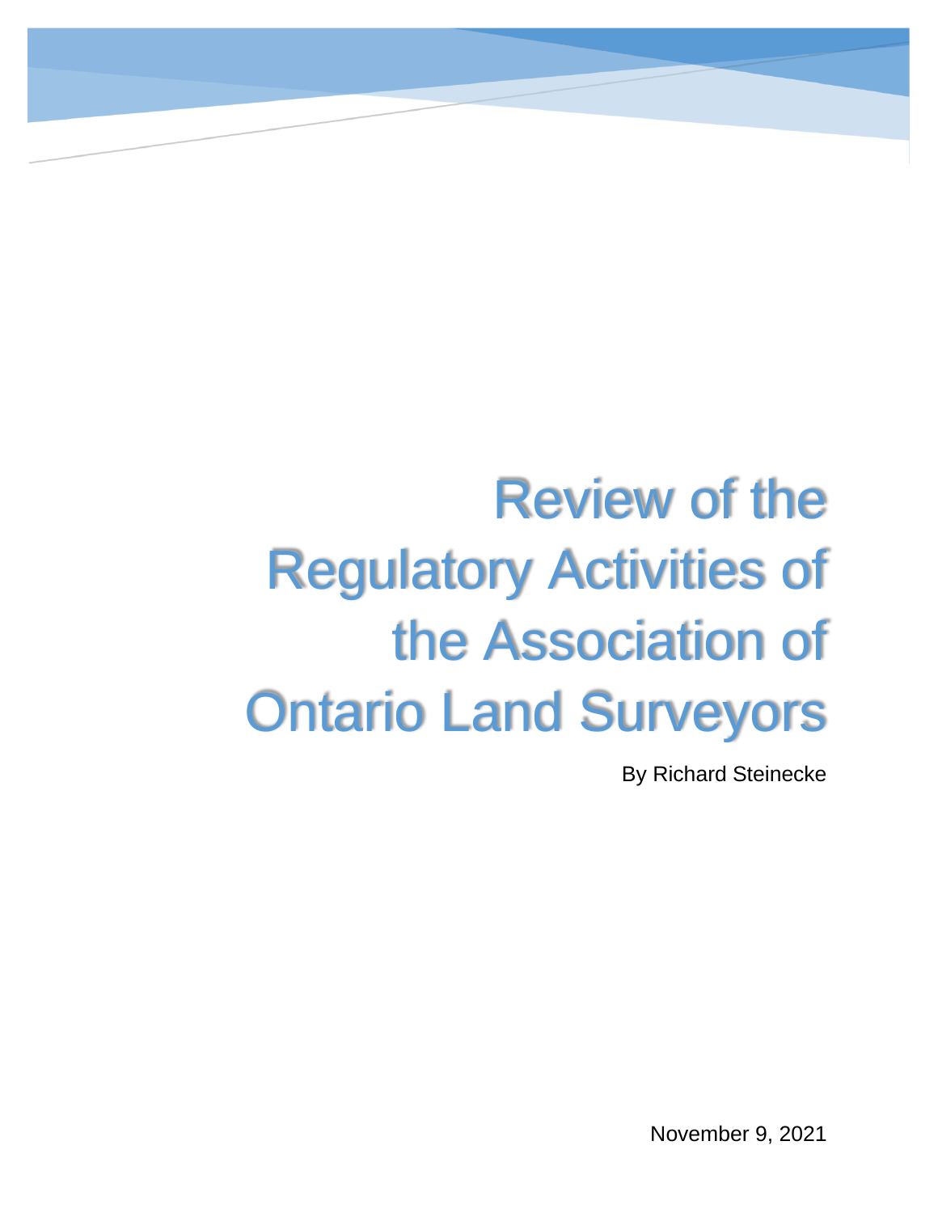# Review of the Regulatory Activities of the Association of Ontario Land Surveyors

By Richard Steinecke

November 9, 2021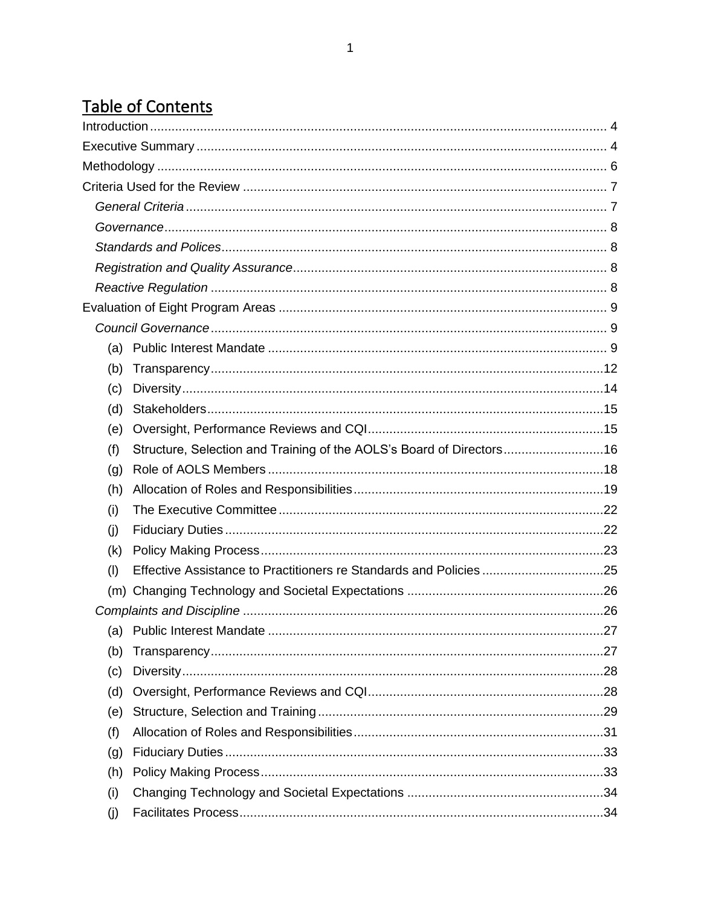## Table of Contents

Introduction ........................................................................................................................ 4
Executive Summary ............................................................................................................ 4
Methodology ....................................................................................................................... 6
Criteria Used for the Review ............................................................................................... 7
- *General Criteria* ............................................................................................................ 7
- *Governance* .................................................................................................................. 8
- *Standards and Polices* .................................................................................................. 8
- *Registration and Quality Assurance* ............................................................................. 8
- *Reactive Regulation* ..................................................................................................... 8

Evaluation of Eight Program Areas ...................................................................................... 9
- *Council Governance* ..................................................................................................... 9
  - (a) Public Interest Mandate ............................................................................................ 9
  - (b) Transparency ........................................................................................................... 12
  - (c) Diversity .................................................................................................................. 14
  - (d) Stakeholders ........................................................................................................... 15
  - (e) Oversight, Performance Reviews and CQI ................................................................ 15
  - (f) Structure, Selection and Training of the AOLS's Board of Directors .......................... 16
  - (g) Role of AOLS Members ........................................................................................... 18
  - (h) Allocation of Roles and Responsibilities .................................................................. 19
  - (i) The Executive Committee ........................................................................................ 22
  - (j) Fiduciary Duties ....................................................................................................... 22
  - (k) Policy Making Process ............................................................................................. 23
  - (l) Effective Assistance to Practitioners re Standards and Policies ................................. 25
  - (m) Changing Technology and Societal Expectations ..................................................... 26
- *Complaints and Discipline* ........................................................................................... 26
  - (a) Public Interest Mandate ........................................................................................... 27
  - (b) Transparency ........................................................................................................... 27
  - (c) Diversity .................................................................................................................. 28
  - (d) Oversight, Performance Reviews and CQI ................................................................ 28
  - (e) Structure, Selection and Training ............................................................................. 29
  - (f) Allocation of Roles and Responsibilities ................................................................... 31
  - (g) Fiduciary Duties ....................................................................................................... 33
  - (h) Policy Making Process ............................................................................................. 33
  - (i) Changing Technology and Societal Expectations ...................................................... 34
  - (j) Facilitates Process .................................................................................................... 34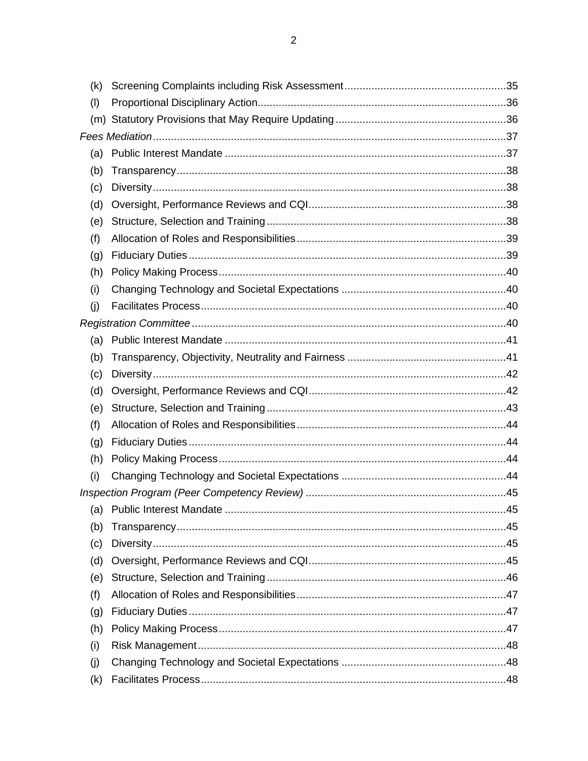(k) Screening Complaints including Risk Assessment ..... 35
(l) Proportional Disciplinary Action ..... 36
(m) Statutory Provisions that May Require Updating ..... 36

*Fees Mediation* ..... 37
(a) Public Interest Mandate ..... 37
(b) Transparency ..... 38
(c) Diversity ..... 38
(d) Oversight, Performance Reviews and CQI ..... 38
(e) Structure, Selection and Training ..... 38
(f) Allocation of Roles and Responsibilities ..... 39
(g) Fiduciary Duties ..... 39
(h) Policy Making Process ..... 40
(i) Changing Technology and Societal Expectations ..... 40
(j) Facilitates Process ..... 40

*Registration Committee* ..... 40
(a) Public Interest Mandate ..... 41
(b) Transparency, Objectivity, Neutrality and Fairness ..... 41
(c) Diversity ..... 42
(d) Oversight, Performance Reviews and CQI ..... 42
(e) Structure, Selection and Training ..... 43
(f) Allocation of Roles and Responsibilities ..... 44
(g) Fiduciary Duties ..... 44
(h) Policy Making Process ..... 44
(i) Changing Technology and Societal Expectations ..... 44

*Inspection Program (Peer Competency Review)* ..... 45
(a) Public Interest Mandate ..... 45
(b) Transparency ..... 45
(c) Diversity ..... 45
(d) Oversight, Performance Reviews and CQI ..... 45
(e) Structure, Selection and Training ..... 46
(f) Allocation of Roles and Responsibilities ..... 47
(g) Fiduciary Duties ..... 47
(h) Policy Making Process ..... 47
(i) Risk Management ..... 48
(j) Changing Technology and Societal Expectations ..... 48
(k) Facilitates Process ..... 48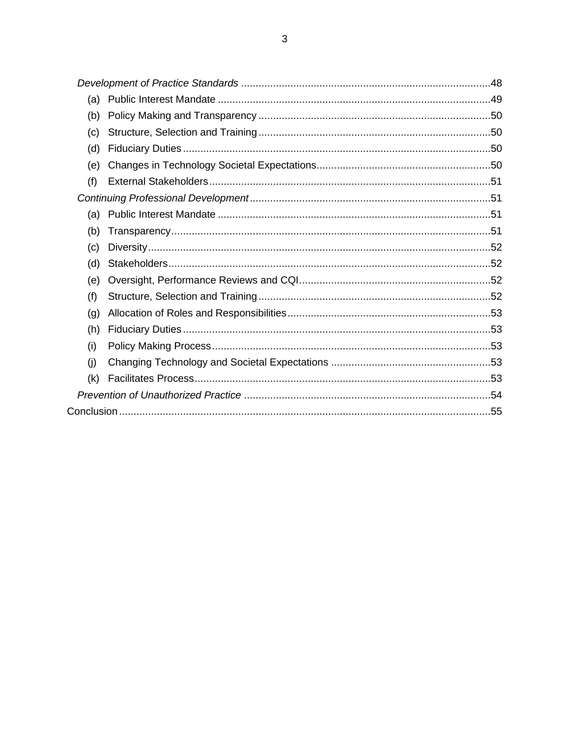*Development of Practice Standards* ..... 48

- (a) Public Interest Mandate ..... 49
- (b) Policy Making and Transparency ..... 50
- (c) Structure, Selection and Training ..... 50
- (d) Fiduciary Duties ..... 50
- (e) Changes in Technology Societal Expectations ..... 50
- (f) External Stakeholders ..... 51

*Continuing Professional Development* ..... 51

- (a) Public Interest Mandate ..... 51
- (b) Transparency ..... 51
- (c) Diversity ..... 52
- (d) Stakeholders ..... 52
- (e) Oversight, Performance Reviews and CQI ..... 52
- (f) Structure, Selection and Training ..... 52
- (g) Allocation of Roles and Responsibilities ..... 53
- (h) Fiduciary Duties ..... 53
- (i) Policy Making Process ..... 53
- (j) Changing Technology and Societal Expectations ..... 53
- (k) Facilitates Process ..... 53

*Prevention of Unauthorized Practice* ..... 54

Conclusion ..... 55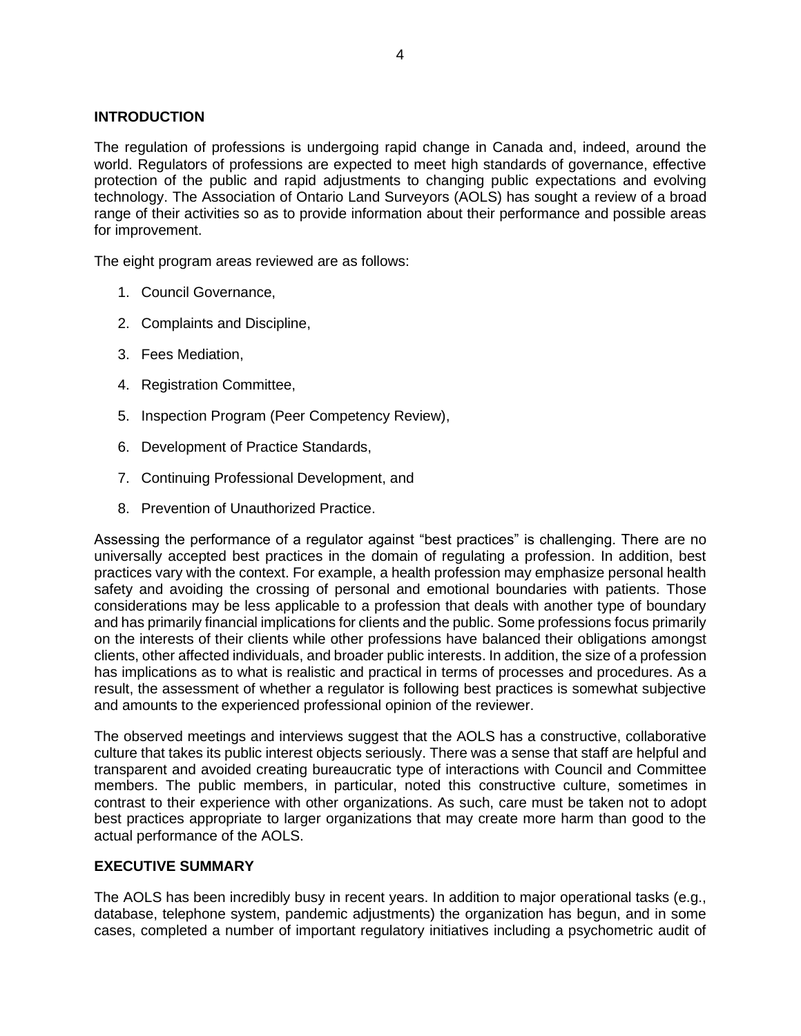## INTRODUCTION

The regulation of professions is undergoing rapid change in Canada and, indeed, around the world. Regulators of professions are expected to meet high standards of governance, effective protection of the public and rapid adjustments to changing public expectations and evolving technology. The Association of Ontario Land Surveyors (AOLS) has sought a review of a broad range of their activities so as to provide information about their performance and possible areas for improvement.

The eight program areas reviewed are as follows:

1. Council Governance,
2. Complaints and Discipline,
3. Fees Mediation,
4. Registration Committee,
5. Inspection Program (Peer Competency Review),
6. Development of Practice Standards,
7. Continuing Professional Development, and
8. Prevention of Unauthorized Practice.

Assessing the performance of a regulator against "best practices" is challenging. There are no universally accepted best practices in the domain of regulating a profession. In addition, best practices vary with the context. For example, a health profession may emphasize personal health safety and avoiding the crossing of personal and emotional boundaries with patients. Those considerations may be less applicable to a profession that deals with another type of boundary and has primarily financial implications for clients and the public. Some professions focus primarily on the interests of their clients while other professions have balanced their obligations amongst clients, other affected individuals, and broader public interests. In addition, the size of a profession has implications as to what is realistic and practical in terms of processes and procedures. As a result, the assessment of whether a regulator is following best practices is somewhat subjective and amounts to the experienced professional opinion of the reviewer.

The observed meetings and interviews suggest that the AOLS has a constructive, collaborative culture that takes its public interest objects seriously. There was a sense that staff are helpful and transparent and avoided creating bureaucratic type of interactions with Council and Committee members. The public members, in particular, noted this constructive culture, sometimes in contrast to their experience with other organizations. As such, care must be taken not to adopt best practices appropriate to larger organizations that may create more harm than good to the actual performance of the AOLS.

## EXECUTIVE SUMMARY

The AOLS has been incredibly busy in recent years. In addition to major operational tasks (e.g., database, telephone system, pandemic adjustments) the organization has begun, and in some cases, completed a number of important regulatory initiatives including a psychometric audit of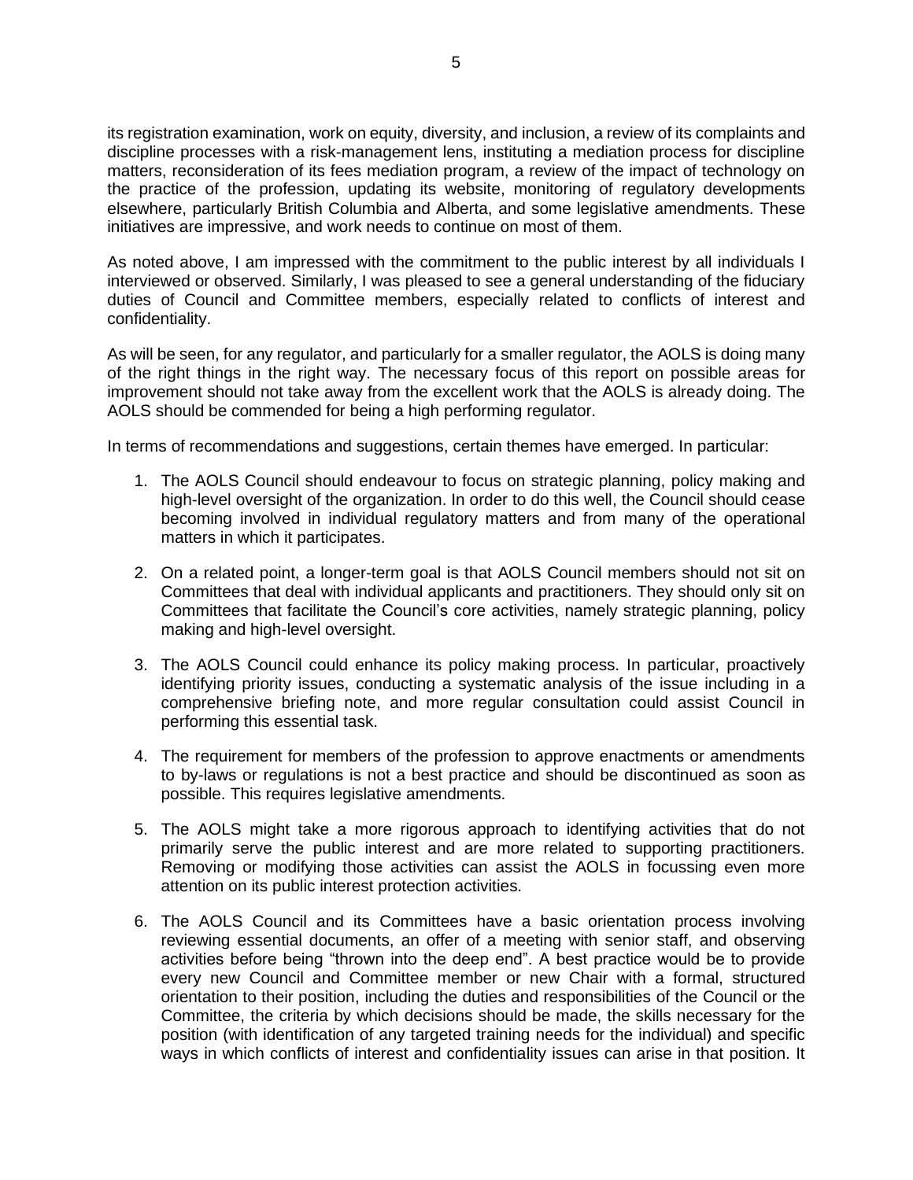its registration examination, work on equity, diversity, and inclusion, a review of its complaints and discipline processes with a risk-management lens, instituting a mediation process for discipline matters, reconsideration of its fees mediation program, a review of the impact of technology on the practice of the profession, updating its website, monitoring of regulatory developments elsewhere, particularly British Columbia and Alberta, and some legislative amendments. These initiatives are impressive, and work needs to continue on most of them.

As noted above, I am impressed with the commitment to the public interest by all individuals I interviewed or observed. Similarly, I was pleased to see a general understanding of the fiduciary duties of Council and Committee members, especially related to conflicts of interest and confidentiality.

As will be seen, for any regulator, and particularly for a smaller regulator, the AOLS is doing many of the right things in the right way. The necessary focus of this report on possible areas for improvement should not take away from the excellent work that the AOLS is already doing. The AOLS should be commended for being a high performing regulator.

In terms of recommendations and suggestions, certain themes have emerged. In particular:

1. The AOLS Council should endeavour to focus on strategic planning, policy making and high-level oversight of the organization. In order to do this well, the Council should cease becoming involved in individual regulatory matters and from many of the operational matters in which it participates.

2. On a related point, a longer-term goal is that AOLS Council members should not sit on Committees that deal with individual applicants and practitioners. They should only sit on Committees that facilitate the Council's core activities, namely strategic planning, policy making and high-level oversight.

3. The AOLS Council could enhance its policy making process. In particular, proactively identifying priority issues, conducting a systematic analysis of the issue including in a comprehensive briefing note, and more regular consultation could assist Council in performing this essential task.

4. The requirement for members of the profession to approve enactments or amendments to by-laws or regulations is not a best practice and should be discontinued as soon as possible. This requires legislative amendments.

5. The AOLS might take a more rigorous approach to identifying activities that do not primarily serve the public interest and are more related to supporting practitioners. Removing or modifying those activities can assist the AOLS in focussing even more attention on its public interest protection activities.

6. The AOLS Council and its Committees have a basic orientation process involving reviewing essential documents, an offer of a meeting with senior staff, and observing activities before being "thrown into the deep end". A best practice would be to provide every new Council and Committee member or new Chair with a formal, structured orientation to their position, including the duties and responsibilities of the Council or the Committee, the criteria by which decisions should be made, the skills necessary for the position (with identification of any targeted training needs for the individual) and specific ways in which conflicts of interest and confidentiality issues can arise in that position. It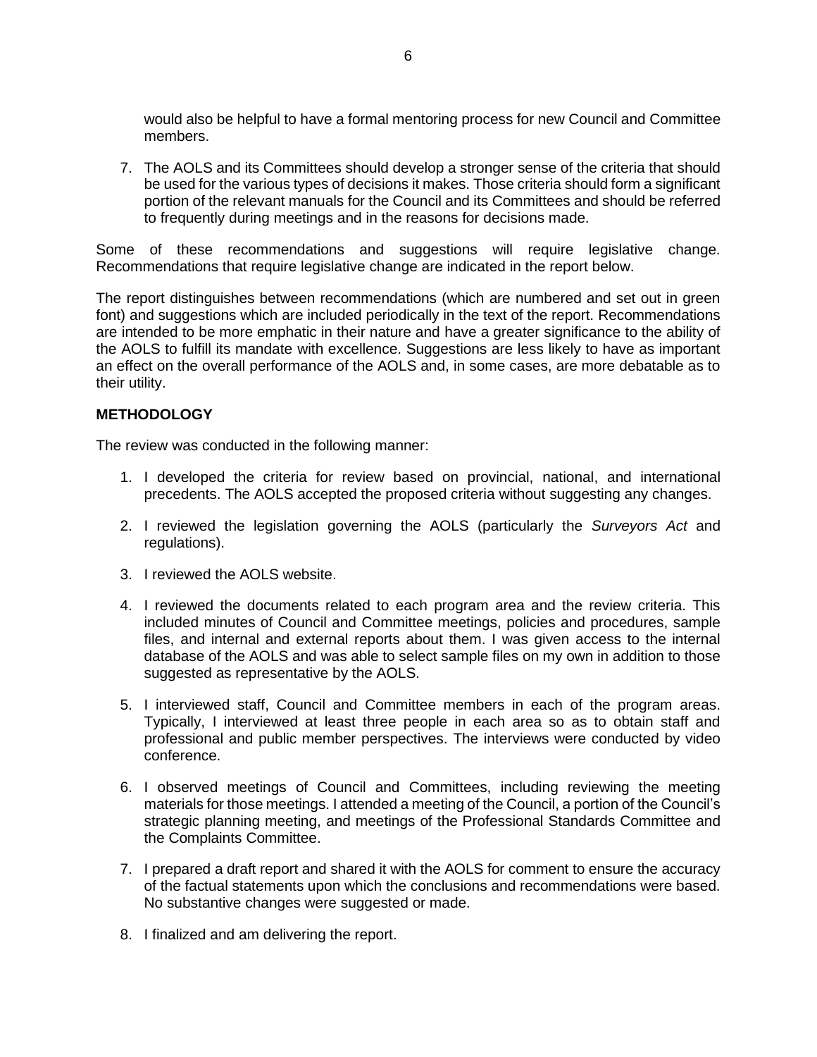would also be helpful to have a formal mentoring process for new Council and Committee members.

7. The AOLS and its Committees should develop a stronger sense of the criteria that should be used for the various types of decisions it makes. Those criteria should form a significant portion of the relevant manuals for the Council and its Committees and should be referred to frequently during meetings and in the reasons for decisions made.

Some of these recommendations and suggestions will require legislative change. Recommendations that require legislative change are indicated in the report below.

The report distinguishes between recommendations (which are numbered and set out in green font) and suggestions which are included periodically in the text of the report. Recommendations are intended to be more emphatic in their nature and have a greater significance to the ability of the AOLS to fulfill its mandate with excellence. Suggestions are less likely to have as important an effect on the overall performance of the AOLS and, in some cases, are more debatable as to their utility.

**METHODOLOGY**

The review was conducted in the following manner:

1. I developed the criteria for review based on provincial, national, and international precedents. The AOLS accepted the proposed criteria without suggesting any changes.

2. I reviewed the legislation governing the AOLS (particularly the *Surveyors Act* and regulations).

3. I reviewed the AOLS website.

4. I reviewed the documents related to each program area and the review criteria. This included minutes of Council and Committee meetings, policies and procedures, sample files, and internal and external reports about them. I was given access to the internal database of the AOLS and was able to select sample files on my own in addition to those suggested as representative by the AOLS.

5. I interviewed staff, Council and Committee members in each of the program areas. Typically, I interviewed at least three people in each area so as to obtain staff and professional and public member perspectives. The interviews were conducted by video conference.

6. I observed meetings of Council and Committees, including reviewing the meeting materials for those meetings. I attended a meeting of the Council, a portion of the Council's strategic planning meeting, and meetings of the Professional Standards Committee and the Complaints Committee.

7. I prepared a draft report and shared it with the AOLS for comment to ensure the accuracy of the factual statements upon which the conclusions and recommendations were based. No substantive changes were suggested or made.

8. I finalized and am delivering the report.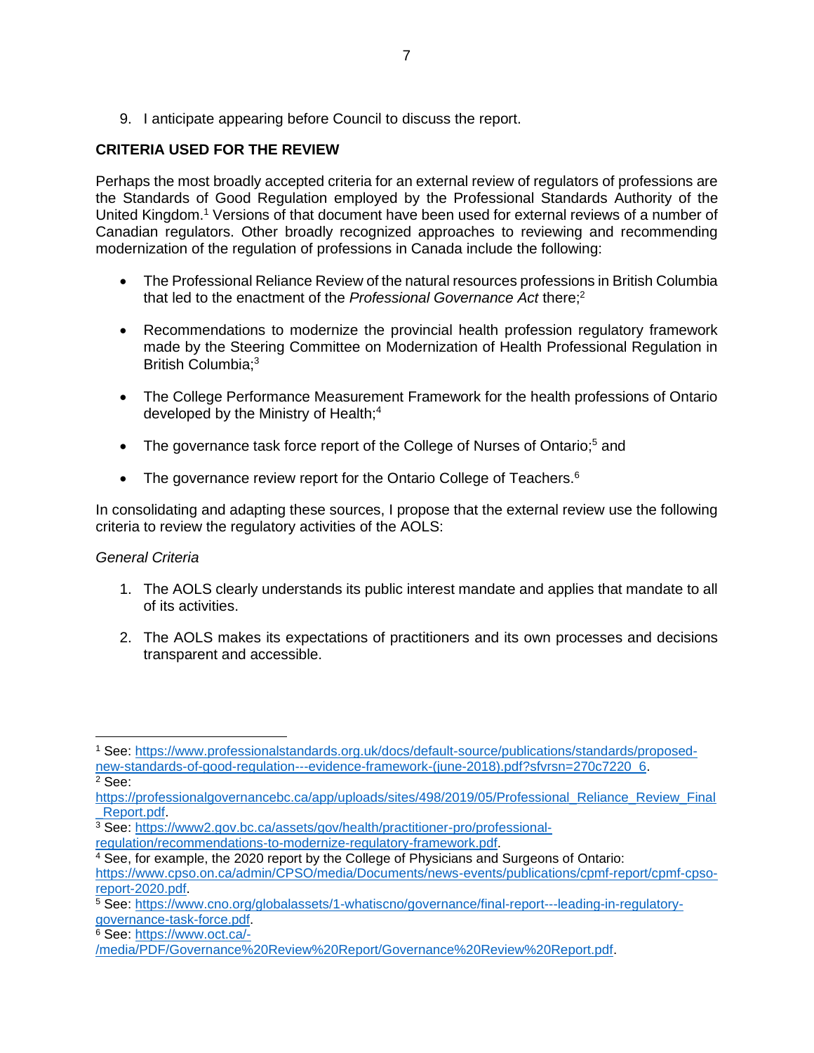9. I anticipate appearing before Council to discuss the report.

**CRITERIA USED FOR THE REVIEW**

Perhaps the most broadly accepted criteria for an external review of regulators of professions are the Standards of Good Regulation employed by the Professional Standards Authority of the United Kingdom.[1] Versions of that document have been used for external reviews of a number of Canadian regulators. Other broadly recognized approaches to reviewing and recommending modernization of the regulation of professions in Canada include the following:

- The Professional Reliance Review of the natural resources professions in British Columbia that led to the enactment of the *Professional Governance Act* there;[2]

- Recommendations to modernize the provincial health profession regulatory framework made by the Steering Committee on Modernization of Health Professional Regulation in British Columbia;[3]

- The College Performance Measurement Framework for the health professions of Ontario developed by the Ministry of Health;[4]

- The governance task force report of the College of Nurses of Ontario;[5] and

- The governance review report for the Ontario College of Teachers.[6]

In consolidating and adapting these sources, I propose that the external review use the following criteria to review the regulatory activities of the AOLS:

*General Criteria*

1. The AOLS clearly understands its public interest mandate and applies that mandate to all of its activities.

2. The AOLS makes its expectations of practitioners and its own processes and decisions transparent and accessible.

---

[1] See: https://www.professionalstandards.org.uk/docs/default-source/publications/standards/proposed-new-standards-of-good-regulation---evidence-framework-(june-2018).pdf?sfvrsn=270c7220_6.

[2] See: https://professionalgovernancebc.ca/app/uploads/sites/498/2019/05/Professional_Reliance_Review_Final_Report.pdf.

[3] See: https://www2.gov.bc.ca/assets/gov/health/practitioner-pro/professional-regulation/recommendations-to-modernize-regulatory-framework.pdf.

[4] See, for example, the 2020 report by the College of Physicians and Surgeons of Ontario: https://www.cpso.on.ca/admin/CPSO/media/Documents/news-events/publications/cpmf-report/cpmf-cpso-report-2020.pdf.

[5] See: https://www.cno.org/globalassets/1-whatiscno/governance/final-report---leading-in-regulatory-governance-task-force.pdf.

[6] See: https://www.oct.ca/-/media/PDF/Governance%20Review%20Report/Governance%20Review%20Report.pdf.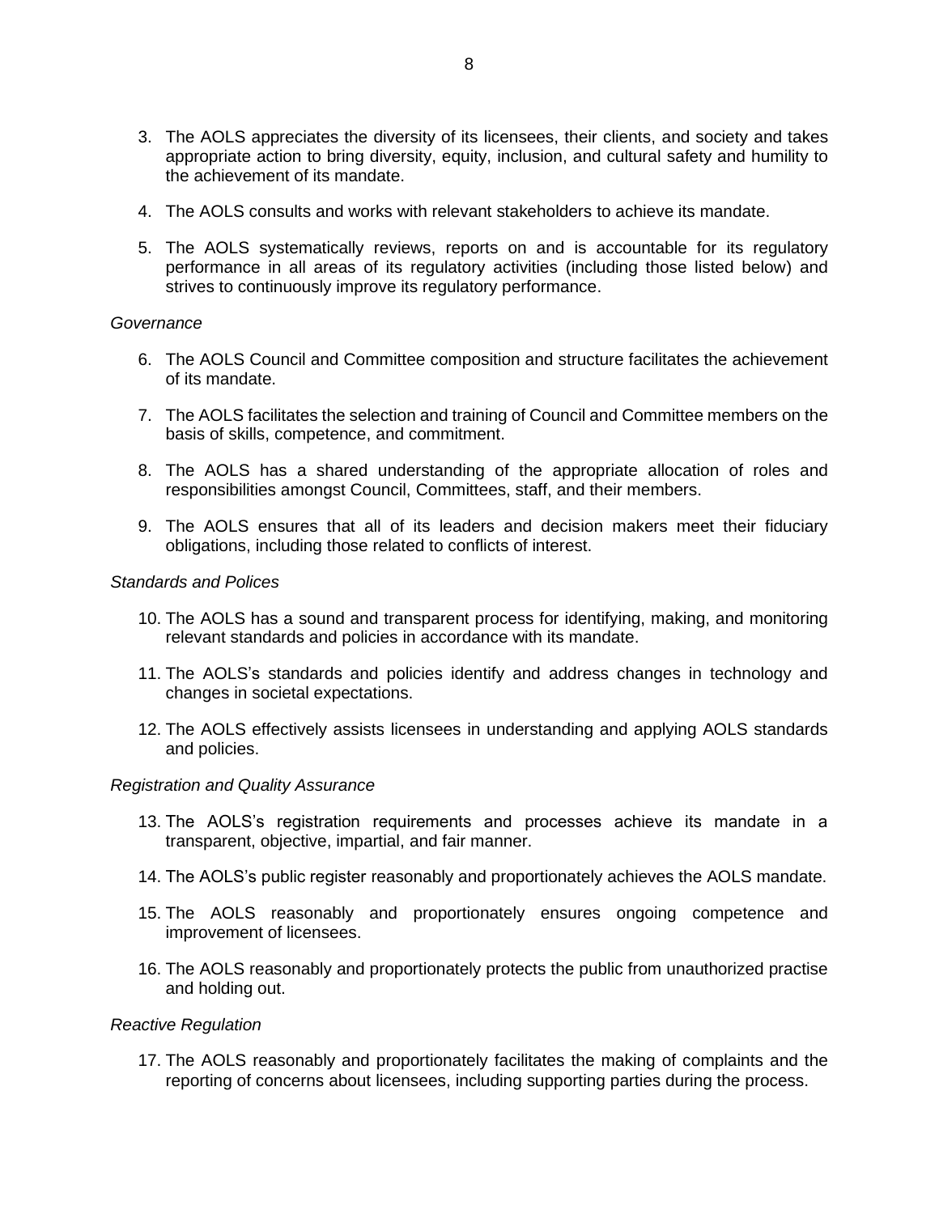3. The AOLS appreciates the diversity of its licensees, their clients, and society and takes appropriate action to bring diversity, equity, inclusion, and cultural safety and humility to the achievement of its mandate.

4. The AOLS consults and works with relevant stakeholders to achieve its mandate.

5. The AOLS systematically reviews, reports on and is accountable for its regulatory performance in all areas of its regulatory activities (including those listed below) and strives to continuously improve its regulatory performance.

*Governance*

6. The AOLS Council and Committee composition and structure facilitates the achievement of its mandate.

7. The AOLS facilitates the selection and training of Council and Committee members on the basis of skills, competence, and commitment.

8. The AOLS has a shared understanding of the appropriate allocation of roles and responsibilities amongst Council, Committees, staff, and their members.

9. The AOLS ensures that all of its leaders and decision makers meet their fiduciary obligations, including those related to conflicts of interest.

*Standards and Polices*

10. The AOLS has a sound and transparent process for identifying, making, and monitoring relevant standards and policies in accordance with its mandate.

11. The AOLS's standards and policies identify and address changes in technology and changes in societal expectations.

12. The AOLS effectively assists licensees in understanding and applying AOLS standards and policies.

*Registration and Quality Assurance*

13. The AOLS's registration requirements and processes achieve its mandate in a transparent, objective, impartial, and fair manner.

14. The AOLS's public register reasonably and proportionately achieves the AOLS mandate.

15. The AOLS reasonably and proportionately ensures ongoing competence and improvement of licensees.

16. The AOLS reasonably and proportionately protects the public from unauthorized practise and holding out.

*Reactive Regulation*

17. The AOLS reasonably and proportionately facilitates the making of complaints and the reporting of concerns about licensees, including supporting parties during the process.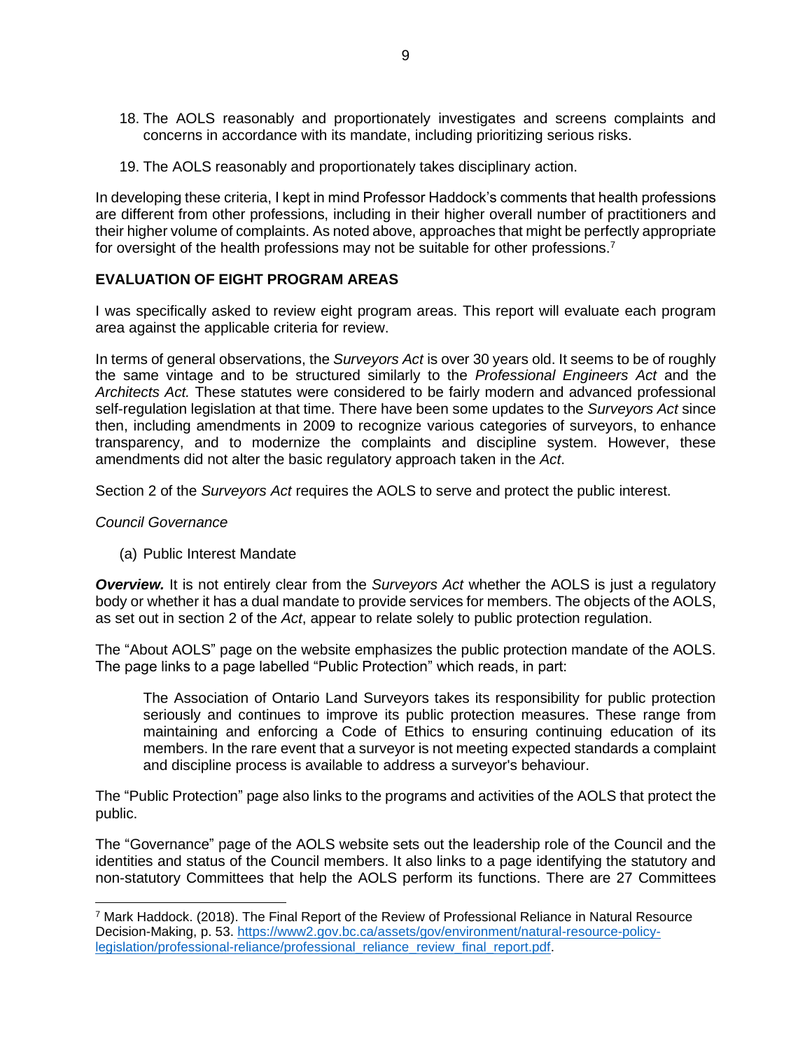18. The AOLS reasonably and proportionately investigates and screens complaints and concerns in accordance with its mandate, including prioritizing serious risks.

19. The AOLS reasonably and proportionately takes disciplinary action.

In developing these criteria, I kept in mind Professor Haddock's comments that health professions are different from other professions, including in their higher overall number of practitioners and their higher volume of complaints. As noted above, approaches that might be perfectly appropriate for oversight of the health professions may not be suitable for other professions.[7]

## EVALUATION OF EIGHT PROGRAM AREAS

I was specifically asked to review eight program areas. This report will evaluate each program area against the applicable criteria for review.

In terms of general observations, the *Surveyors Act* is over 30 years old. It seems to be of roughly the same vintage and to be structured similarly to the *Professional Engineers Act* and the *Architects Act.* These statutes were considered to be fairly modern and advanced professional self-regulation legislation at that time. There have been some updates to the *Surveyors Act* since then, including amendments in 2009 to recognize various categories of surveyors, to enhance transparency, and to modernize the complaints and discipline system. However, these amendments did not alter the basic regulatory approach taken in the *Act*.

Section 2 of the *Surveyors Act* requires the AOLS to serve and protect the public interest.

*Council Governance*

(a) Public Interest Mandate

***Overview.*** It is not entirely clear from the *Surveyors Act* whether the AOLS is just a regulatory body or whether it has a dual mandate to provide services for members. The objects of the AOLS, as set out in section 2 of the *Act*, appear to relate solely to public protection regulation.

The "About AOLS" page on the website emphasizes the public protection mandate of the AOLS. The page links to a page labelled "Public Protection" which reads, in part:

> The Association of Ontario Land Surveyors takes its responsibility for public protection seriously and continues to improve its public protection measures. These range from maintaining and enforcing a Code of Ethics to ensuring continuing education of its members. In the rare event that a surveyor is not meeting expected standards a complaint and discipline process is available to address a surveyor's behaviour.

The "Public Protection" page also links to the programs and activities of the AOLS that protect the public.

The "Governance" page of the AOLS website sets out the leadership role of the Council and the identities and status of the Council members. It also links to a page identifying the statutory and non-statutory Committees that help the AOLS perform its functions. There are 27 Committees

[7] Mark Haddock. (2018). The Final Report of the Review of Professional Reliance in Natural Resource Decision-Making, p. 53. https://www2.gov.bc.ca/assets/gov/environment/natural-resource-policy-legislation/professional-reliance/professional_reliance_review_final_report.pdf.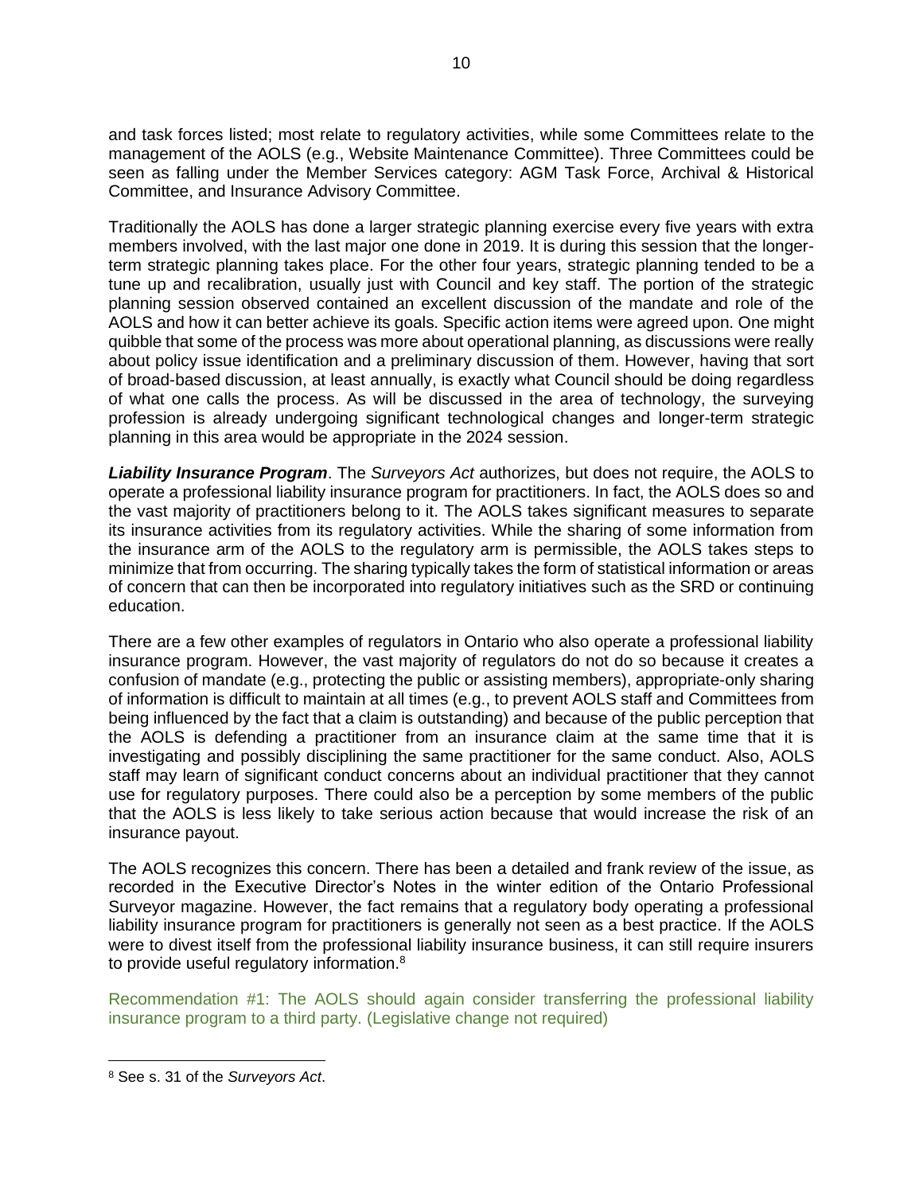and task forces listed; most relate to regulatory activities, while some Committees relate to the management of the AOLS (e.g., Website Maintenance Committee). Three Committees could be seen as falling under the Member Services category: AGM Task Force, Archival & Historical Committee, and Insurance Advisory Committee.

Traditionally the AOLS has done a larger strategic planning exercise every five years with extra members involved, with the last major one done in 2019. It is during this session that the longer-term strategic planning takes place. For the other four years, strategic planning tended to be a tune up and recalibration, usually just with Council and key staff. The portion of the strategic planning session observed contained an excellent discussion of the mandate and role of the AOLS and how it can better achieve its goals. Specific action items were agreed upon. One might quibble that some of the process was more about operational planning, as discussions were really about policy issue identification and a preliminary discussion of them. However, having that sort of broad-based discussion, at least annually, is exactly what Council should be doing regardless of what one calls the process. As will be discussed in the area of technology, the surveying profession is already undergoing significant technological changes and longer-term strategic planning in this area would be appropriate in the 2024 session.

***Liability Insurance Program***. The *Surveyors Act* authorizes, but does not require, the AOLS to operate a professional liability insurance program for practitioners. In fact, the AOLS does so and the vast majority of practitioners belong to it. The AOLS takes significant measures to separate its insurance activities from its regulatory activities. While the sharing of some information from the insurance arm of the AOLS to the regulatory arm is permissible, the AOLS takes steps to minimize that from occurring. The sharing typically takes the form of statistical information or areas of concern that can then be incorporated into regulatory initiatives such as the SRD or continuing education.

There are a few other examples of regulators in Ontario who also operate a professional liability insurance program. However, the vast majority of regulators do not do so because it creates a confusion of mandate (e.g., protecting the public or assisting members), appropriate-only sharing of information is difficult to maintain at all times (e.g., to prevent AOLS staff and Committees from being influenced by the fact that a claim is outstanding) and because of the public perception that the AOLS is defending a practitioner from an insurance claim at the same time that it is investigating and possibly disciplining the same practitioner for the same conduct. Also, AOLS staff may learn of significant conduct concerns about an individual practitioner that they cannot use for regulatory purposes. There could also be a perception by some members of the public that the AOLS is less likely to take serious action because that would increase the risk of an insurance payout.

The AOLS recognizes this concern. There has been a detailed and frank review of the issue, as recorded in the Executive Director's Notes in the winter edition of the Ontario Professional Surveyor magazine. However, the fact remains that a regulatory body operating a professional liability insurance program for practitioners is generally not seen as a best practice. If the AOLS were to divest itself from the professional liability insurance business, it can still require insurers to provide useful regulatory information.[8]

Recommendation #1: The AOLS should again consider transferring the professional liability insurance program to a third party. (Legislative change not required)

---

[8] See s. 31 of the *Surveyors Act*.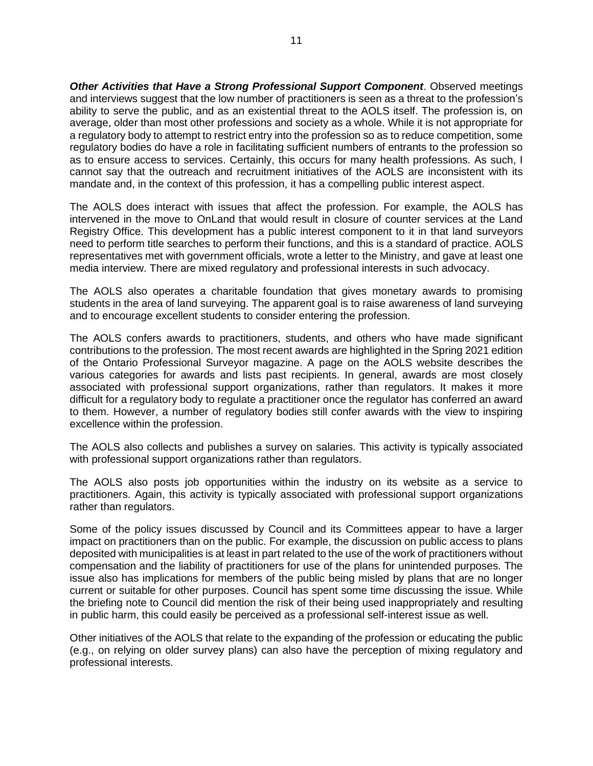***Other Activities that Have a Strong Professional Support Component***. Observed meetings and interviews suggest that the low number of practitioners is seen as a threat to the profession's ability to serve the public, and as an existential threat to the AOLS itself. The profession is, on average, older than most other professions and society as a whole. While it is not appropriate for a regulatory body to attempt to restrict entry into the profession so as to reduce competition, some regulatory bodies do have a role in facilitating sufficient numbers of entrants to the profession so as to ensure access to services. Certainly, this occurs for many health professions. As such, I cannot say that the outreach and recruitment initiatives of the AOLS are inconsistent with its mandate and, in the context of this profession, it has a compelling public interest aspect.

The AOLS does interact with issues that affect the profession. For example, the AOLS has intervened in the move to OnLand that would result in closure of counter services at the Land Registry Office. This development has a public interest component to it in that land surveyors need to perform title searches to perform their functions, and this is a standard of practice. AOLS representatives met with government officials, wrote a letter to the Ministry, and gave at least one media interview. There are mixed regulatory and professional interests in such advocacy.

The AOLS also operates a charitable foundation that gives monetary awards to promising students in the area of land surveying. The apparent goal is to raise awareness of land surveying and to encourage excellent students to consider entering the profession.

The AOLS confers awards to practitioners, students, and others who have made significant contributions to the profession. The most recent awards are highlighted in the Spring 2021 edition of the Ontario Professional Surveyor magazine. A page on the AOLS website describes the various categories for awards and lists past recipients. In general, awards are most closely associated with professional support organizations, rather than regulators. It makes it more difficult for a regulatory body to regulate a practitioner once the regulator has conferred an award to them. However, a number of regulatory bodies still confer awards with the view to inspiring excellence within the profession.

The AOLS also collects and publishes a survey on salaries. This activity is typically associated with professional support organizations rather than regulators.

The AOLS also posts job opportunities within the industry on its website as a service to practitioners. Again, this activity is typically associated with professional support organizations rather than regulators.

Some of the policy issues discussed by Council and its Committees appear to have a larger impact on practitioners than on the public. For example, the discussion on public access to plans deposited with municipalities is at least in part related to the use of the work of practitioners without compensation and the liability of practitioners for use of the plans for unintended purposes. The issue also has implications for members of the public being misled by plans that are no longer current or suitable for other purposes. Council has spent some time discussing the issue. While the briefing note to Council did mention the risk of their being used inappropriately and resulting in public harm, this could easily be perceived as a professional self-interest issue as well.

Other initiatives of the AOLS that relate to the expanding of the profession or educating the public (e.g., on relying on older survey plans) can also have the perception of mixing regulatory and professional interests.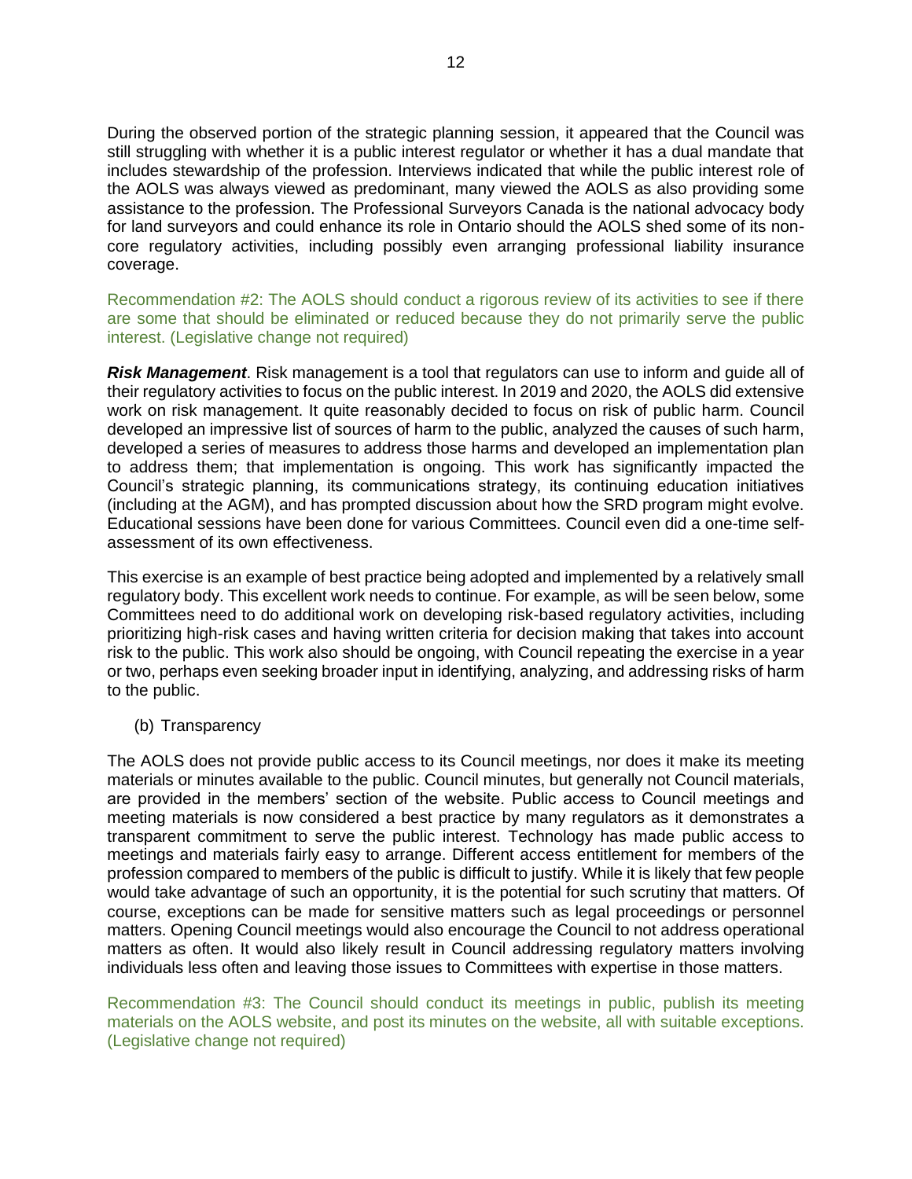During the observed portion of the strategic planning session, it appeared that the Council was still struggling with whether it is a public interest regulator or whether it has a dual mandate that includes stewardship of the profession. Interviews indicated that while the public interest role of the AOLS was always viewed as predominant, many viewed the AOLS as also providing some assistance to the profession. The Professional Surveyors Canada is the national advocacy body for land surveyors and could enhance its role in Ontario should the AOLS shed some of its non-core regulatory activities, including possibly even arranging professional liability insurance coverage.

Recommendation #2: The AOLS should conduct a rigorous review of its activities to see if there are some that should be eliminated or reduced because they do not primarily serve the public interest. (Legislative change not required)

***Risk Management***. Risk management is a tool that regulators can use to inform and guide all of their regulatory activities to focus on the public interest. In 2019 and 2020, the AOLS did extensive work on risk management. It quite reasonably decided to focus on risk of public harm. Council developed an impressive list of sources of harm to the public, analyzed the causes of such harm, developed a series of measures to address those harms and developed an implementation plan to address them; that implementation is ongoing. This work has significantly impacted the Council's strategic planning, its communications strategy, its continuing education initiatives (including at the AGM), and has prompted discussion about how the SRD program might evolve. Educational sessions have been done for various Committees. Council even did a one-time self-assessment of its own effectiveness.

This exercise is an example of best practice being adopted and implemented by a relatively small regulatory body. This excellent work needs to continue. For example, as will be seen below, some Committees need to do additional work on developing risk-based regulatory activities, including prioritizing high-risk cases and having written criteria for decision making that takes into account risk to the public. This work also should be ongoing, with Council repeating the exercise in a year or two, perhaps even seeking broader input in identifying, analyzing, and addressing risks of harm to the public.

(b) Transparency

The AOLS does not provide public access to its Council meetings, nor does it make its meeting materials or minutes available to the public. Council minutes, but generally not Council materials, are provided in the members' section of the website. Public access to Council meetings and meeting materials is now considered a best practice by many regulators as it demonstrates a transparent commitment to serve the public interest. Technology has made public access to meetings and materials fairly easy to arrange. Different access entitlement for members of the profession compared to members of the public is difficult to justify. While it is likely that few people would take advantage of such an opportunity, it is the potential for such scrutiny that matters. Of course, exceptions can be made for sensitive matters such as legal proceedings or personnel matters. Opening Council meetings would also encourage the Council to not address operational matters as often. It would also likely result in Council addressing regulatory matters involving individuals less often and leaving those issues to Committees with expertise in those matters.

Recommendation #3: The Council should conduct its meetings in public, publish its meeting materials on the AOLS website, and post its minutes on the website, all with suitable exceptions. (Legislative change not required)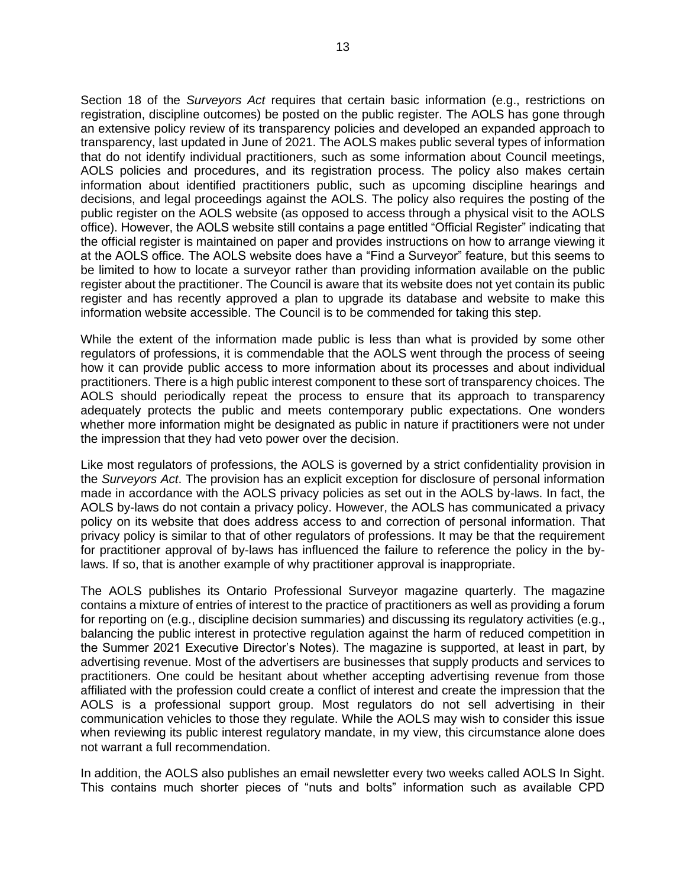Section 18 of the *Surveyors Act* requires that certain basic information (e.g., restrictions on registration, discipline outcomes) be posted on the public register. The AOLS has gone through an extensive policy review of its transparency policies and developed an expanded approach to transparency, last updated in June of 2021. The AOLS makes public several types of information that do not identify individual practitioners, such as some information about Council meetings, AOLS policies and procedures, and its registration process. The policy also makes certain information about identified practitioners public, such as upcoming discipline hearings and decisions, and legal proceedings against the AOLS. The policy also requires the posting of the public register on the AOLS website (as opposed to access through a physical visit to the AOLS office). However, the AOLS website still contains a page entitled "Official Register" indicating that the official register is maintained on paper and provides instructions on how to arrange viewing it at the AOLS office. The AOLS website does have a "Find a Surveyor" feature, but this seems to be limited to how to locate a surveyor rather than providing information available on the public register about the practitioner. The Council is aware that its website does not yet contain its public register and has recently approved a plan to upgrade its database and website to make this information website accessible. The Council is to be commended for taking this step.

While the extent of the information made public is less than what is provided by some other regulators of professions, it is commendable that the AOLS went through the process of seeing how it can provide public access to more information about its processes and about individual practitioners. There is a high public interest component to these sort of transparency choices. The AOLS should periodically repeat the process to ensure that its approach to transparency adequately protects the public and meets contemporary public expectations. One wonders whether more information might be designated as public in nature if practitioners were not under the impression that they had veto power over the decision.

Like most regulators of professions, the AOLS is governed by a strict confidentiality provision in the *Surveyors Act*. The provision has an explicit exception for disclosure of personal information made in accordance with the AOLS privacy policies as set out in the AOLS by-laws. In fact, the AOLS by-laws do not contain a privacy policy. However, the AOLS has communicated a privacy policy on its website that does address access to and correction of personal information. That privacy policy is similar to that of other regulators of professions. It may be that the requirement for practitioner approval of by-laws has influenced the failure to reference the policy in the by-laws. If so, that is another example of why practitioner approval is inappropriate.

The AOLS publishes its Ontario Professional Surveyor magazine quarterly. The magazine contains a mixture of entries of interest to the practice of practitioners as well as providing a forum for reporting on (e.g., discipline decision summaries) and discussing its regulatory activities (e.g., balancing the public interest in protective regulation against the harm of reduced competition in the Summer 2021 Executive Director's Notes). The magazine is supported, at least in part, by advertising revenue. Most of the advertisers are businesses that supply products and services to practitioners. One could be hesitant about whether accepting advertising revenue from those affiliated with the profession could create a conflict of interest and create the impression that the AOLS is a professional support group. Most regulators do not sell advertising in their communication vehicles to those they regulate. While the AOLS may wish to consider this issue when reviewing its public interest regulatory mandate, in my view, this circumstance alone does not warrant a full recommendation.

In addition, the AOLS also publishes an email newsletter every two weeks called AOLS In Sight. This contains much shorter pieces of "nuts and bolts" information such as available CPD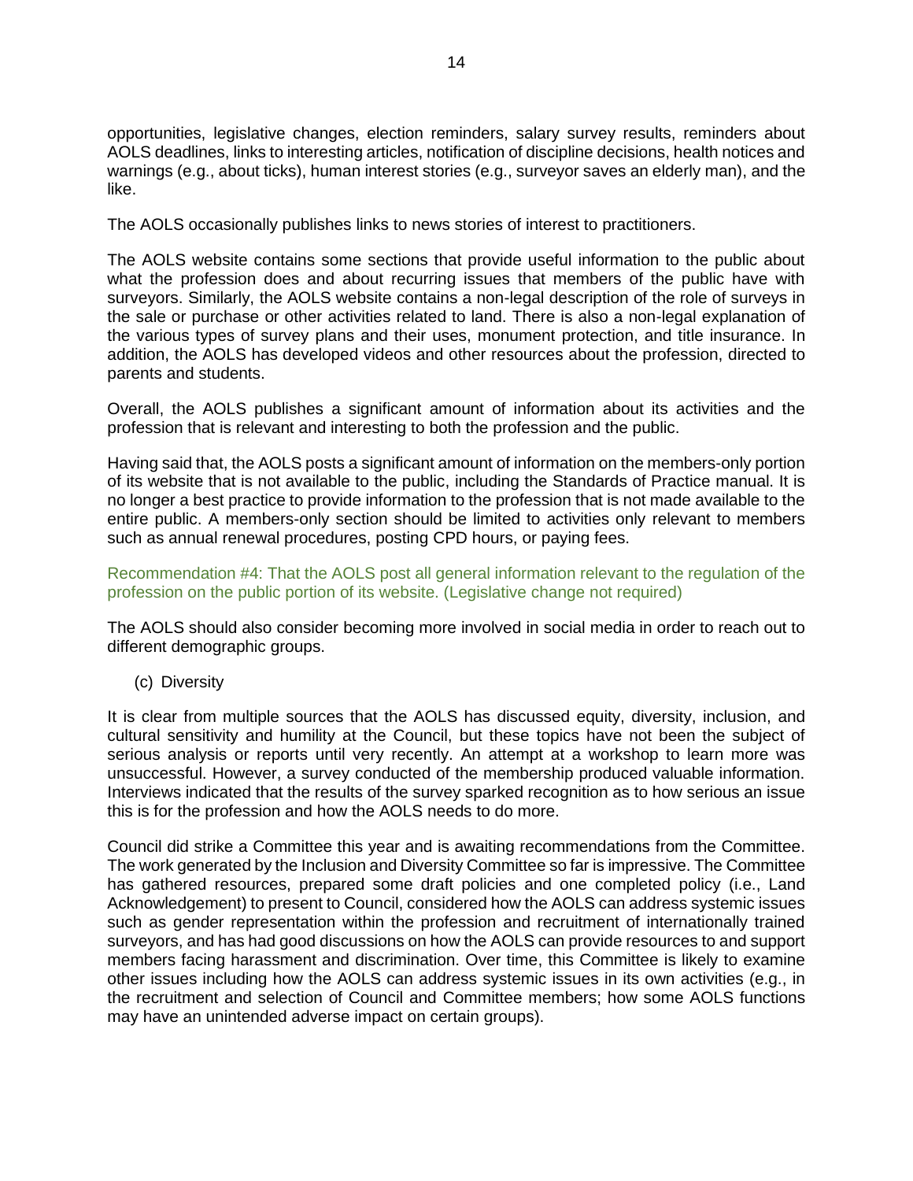opportunities, legislative changes, election reminders, salary survey results, reminders about AOLS deadlines, links to interesting articles, notification of discipline decisions, health notices and warnings (e.g., about ticks), human interest stories (e.g., surveyor saves an elderly man), and the like.

The AOLS occasionally publishes links to news stories of interest to practitioners.

The AOLS website contains some sections that provide useful information to the public about what the profession does and about recurring issues that members of the public have with surveyors. Similarly, the AOLS website contains a non-legal description of the role of surveys in the sale or purchase or other activities related to land. There is also a non-legal explanation of the various types of survey plans and their uses, monument protection, and title insurance. In addition, the AOLS has developed videos and other resources about the profession, directed to parents and students.

Overall, the AOLS publishes a significant amount of information about its activities and the profession that is relevant and interesting to both the profession and the public.

Having said that, the AOLS posts a significant amount of information on the members-only portion of its website that is not available to the public, including the Standards of Practice manual. It is no longer a best practice to provide information to the profession that is not made available to the entire public. A members-only section should be limited to activities only relevant to members such as annual renewal procedures, posting CPD hours, or paying fees.

Recommendation #4: That the AOLS post all general information relevant to the regulation of the profession on the public portion of its website. (Legislative change not required)

The AOLS should also consider becoming more involved in social media in order to reach out to different demographic groups.

(c) Diversity

It is clear from multiple sources that the AOLS has discussed equity, diversity, inclusion, and cultural sensitivity and humility at the Council, but these topics have not been the subject of serious analysis or reports until very recently. An attempt at a workshop to learn more was unsuccessful. However, a survey conducted of the membership produced valuable information. Interviews indicated that the results of the survey sparked recognition as to how serious an issue this is for the profession and how the AOLS needs to do more.

Council did strike a Committee this year and is awaiting recommendations from the Committee. The work generated by the Inclusion and Diversity Committee so far is impressive. The Committee has gathered resources, prepared some draft policies and one completed policy (i.e., Land Acknowledgement) to present to Council, considered how the AOLS can address systemic issues such as gender representation within the profession and recruitment of internationally trained surveyors, and has had good discussions on how the AOLS can provide resources to and support members facing harassment and discrimination. Over time, this Committee is likely to examine other issues including how the AOLS can address systemic issues in its own activities (e.g., in the recruitment and selection of Council and Committee members; how some AOLS functions may have an unintended adverse impact on certain groups).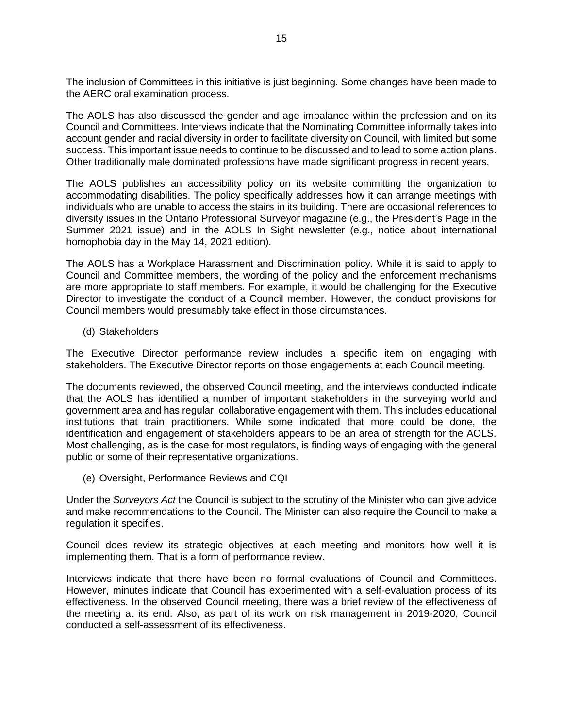The inclusion of Committees in this initiative is just beginning. Some changes have been made to the AERC oral examination process.

The AOLS has also discussed the gender and age imbalance within the profession and on its Council and Committees. Interviews indicate that the Nominating Committee informally takes into account gender and racial diversity in order to facilitate diversity on Council, with limited but some success. This important issue needs to continue to be discussed and to lead to some action plans. Other traditionally male dominated professions have made significant progress in recent years.

The AOLS publishes an accessibility policy on its website committing the organization to accommodating disabilities. The policy specifically addresses how it can arrange meetings with individuals who are unable to access the stairs in its building. There are occasional references to diversity issues in the Ontario Professional Surveyor magazine (e.g., the President's Page in the Summer 2021 issue) and in the AOLS In Sight newsletter (e.g., notice about international homophobia day in the May 14, 2021 edition).

The AOLS has a Workplace Harassment and Discrimination policy. While it is said to apply to Council and Committee members, the wording of the policy and the enforcement mechanisms are more appropriate to staff members. For example, it would be challenging for the Executive Director to investigate the conduct of a Council member. However, the conduct provisions for Council members would presumably take effect in those circumstances.

(d) Stakeholders

The Executive Director performance review includes a specific item on engaging with stakeholders. The Executive Director reports on those engagements at each Council meeting.

The documents reviewed, the observed Council meeting, and the interviews conducted indicate that the AOLS has identified a number of important stakeholders in the surveying world and government area and has regular, collaborative engagement with them. This includes educational institutions that train practitioners. While some indicated that more could be done, the identification and engagement of stakeholders appears to be an area of strength for the AOLS. Most challenging, as is the case for most regulators, is finding ways of engaging with the general public or some of their representative organizations.

(e) Oversight, Performance Reviews and CQI

Under the *Surveyors Act* the Council is subject to the scrutiny of the Minister who can give advice and make recommendations to the Council. The Minister can also require the Council to make a regulation it specifies.

Council does review its strategic objectives at each meeting and monitors how well it is implementing them. That is a form of performance review.

Interviews indicate that there have been no formal evaluations of Council and Committees. However, minutes indicate that Council has experimented with a self-evaluation process of its effectiveness. In the observed Council meeting, there was a brief review of the effectiveness of the meeting at its end. Also, as part of its work on risk management in 2019-2020, Council conducted a self-assessment of its effectiveness.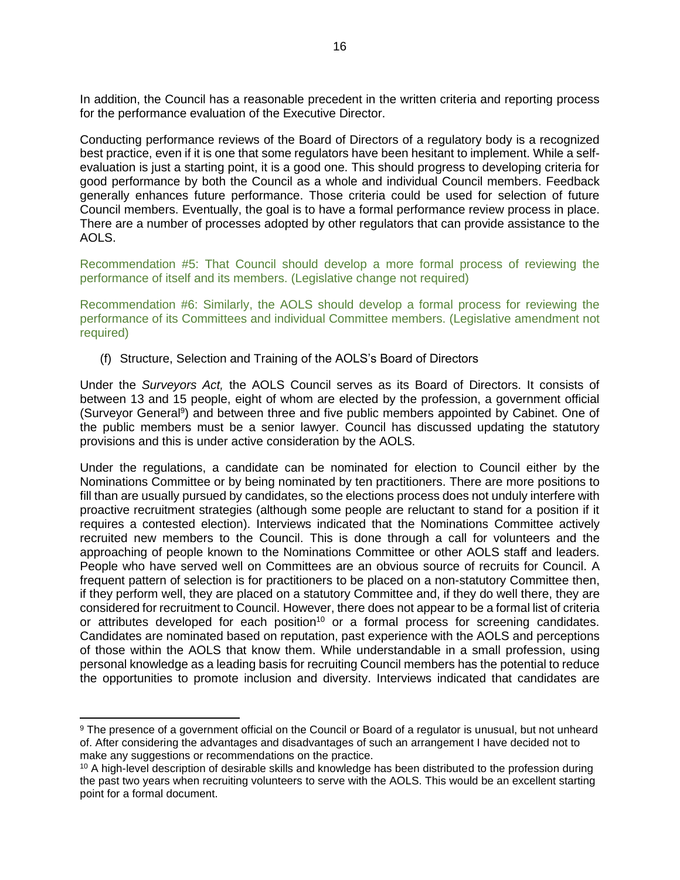In addition, the Council has a reasonable precedent in the written criteria and reporting process for the performance evaluation of the Executive Director.

Conducting performance reviews of the Board of Directors of a regulatory body is a recognized best practice, even if it is one that some regulators have been hesitant to implement. While a self-evaluation is just a starting point, it is a good one. This should progress to developing criteria for good performance by both the Council as a whole and individual Council members. Feedback generally enhances future performance. Those criteria could be used for selection of future Council members. Eventually, the goal is to have a formal performance review process in place. There are a number of processes adopted by other regulators that can provide assistance to the AOLS.

Recommendation #5: That Council should develop a more formal process of reviewing the performance of itself and its members. (Legislative change not required)

Recommendation #6: Similarly, the AOLS should develop a formal process for reviewing the performance of its Committees and individual Committee members. (Legislative amendment not required)

(f) Structure, Selection and Training of the AOLS's Board of Directors

Under the *Surveyors Act,* the AOLS Council serves as its Board of Directors. It consists of between 13 and 15 people, eight of whom are elected by the profession, a government official (Surveyor General[9]) and between three and five public members appointed by Cabinet. One of the public members must be a senior lawyer. Council has discussed updating the statutory provisions and this is under active consideration by the AOLS.

Under the regulations, a candidate can be nominated for election to Council either by the Nominations Committee or by being nominated by ten practitioners. There are more positions to fill than are usually pursued by candidates, so the elections process does not unduly interfere with proactive recruitment strategies (although some people are reluctant to stand for a position if it requires a contested election). Interviews indicated that the Nominations Committee actively recruited new members to the Council. This is done through a call for volunteers and the approaching of people known to the Nominations Committee or other AOLS staff and leaders. People who have served well on Committees are an obvious source of recruits for Council. A frequent pattern of selection is for practitioners to be placed on a non-statutory Committee then, if they perform well, they are placed on a statutory Committee and, if they do well there, they are considered for recruitment to Council. However, there does not appear to be a formal list of criteria or attributes developed for each position[10] or a formal process for screening candidates. Candidates are nominated based on reputation, past experience with the AOLS and perceptions of those within the AOLS that know them. While understandable in a small profession, using personal knowledge as a leading basis for recruiting Council members has the potential to reduce the opportunities to promote inclusion and diversity. Interviews indicated that candidates are

---

[9] The presence of a government official on the Council or Board of a regulator is unusual, but not unheard of. After considering the advantages and disadvantages of such an arrangement I have decided not to make any suggestions or recommendations on the practice.

[10] A high-level description of desirable skills and knowledge has been distributed to the profession during the past two years when recruiting volunteers to serve with the AOLS. This would be an excellent starting point for a formal document.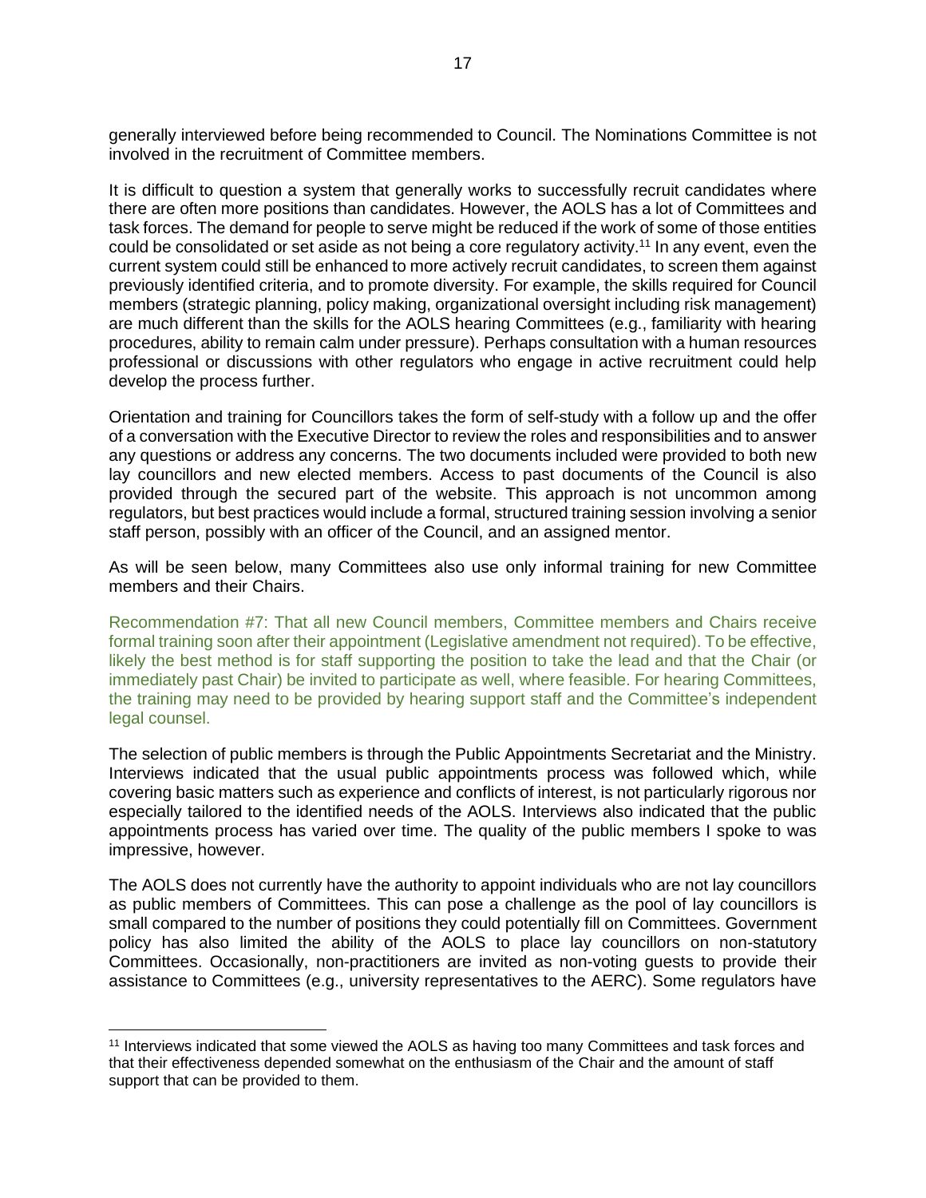generally interviewed before being recommended to Council. The Nominations Committee is not involved in the recruitment of Committee members.

It is difficult to question a system that generally works to successfully recruit candidates where there are often more positions than candidates. However, the AOLS has a lot of Committees and task forces. The demand for people to serve might be reduced if the work of some of those entities could be consolidated or set aside as not being a core regulatory activity.[11] In any event, even the current system could still be enhanced to more actively recruit candidates, to screen them against previously identified criteria, and to promote diversity. For example, the skills required for Council members (strategic planning, policy making, organizational oversight including risk management) are much different than the skills for the AOLS hearing Committees (e.g., familiarity with hearing procedures, ability to remain calm under pressure). Perhaps consultation with a human resources professional or discussions with other regulators who engage in active recruitment could help develop the process further.

Orientation and training for Councillors takes the form of self-study with a follow up and the offer of a conversation with the Executive Director to review the roles and responsibilities and to answer any questions or address any concerns. The two documents included were provided to both new lay councillors and new elected members. Access to past documents of the Council is also provided through the secured part of the website. This approach is not uncommon among regulators, but best practices would include a formal, structured training session involving a senior staff person, possibly with an officer of the Council, and an assigned mentor.

As will be seen below, many Committees also use only informal training for new Committee members and their Chairs.

Recommendation #7: That all new Council members, Committee members and Chairs receive formal training soon after their appointment (Legislative amendment not required). To be effective, likely the best method is for staff supporting the position to take the lead and that the Chair (or immediately past Chair) be invited to participate as well, where feasible. For hearing Committees, the training may need to be provided by hearing support staff and the Committee's independent legal counsel.

The selection of public members is through the Public Appointments Secretariat and the Ministry. Interviews indicated that the usual public appointments process was followed which, while covering basic matters such as experience and conflicts of interest, is not particularly rigorous nor especially tailored to the identified needs of the AOLS. Interviews also indicated that the public appointments process has varied over time. The quality of the public members I spoke to was impressive, however.

The AOLS does not currently have the authority to appoint individuals who are not lay councillors as public members of Committees. This can pose a challenge as the pool of lay councillors is small compared to the number of positions they could potentially fill on Committees. Government policy has also limited the ability of the AOLS to place lay councillors on non-statutory Committees. Occasionally, non-practitioners are invited as non-voting guests to provide their assistance to Committees (e.g., university representatives to the AERC). Some regulators have

[11] Interviews indicated that some viewed the AOLS as having too many Committees and task forces and that their effectiveness depended somewhat on the enthusiasm of the Chair and the amount of staff support that can be provided to them.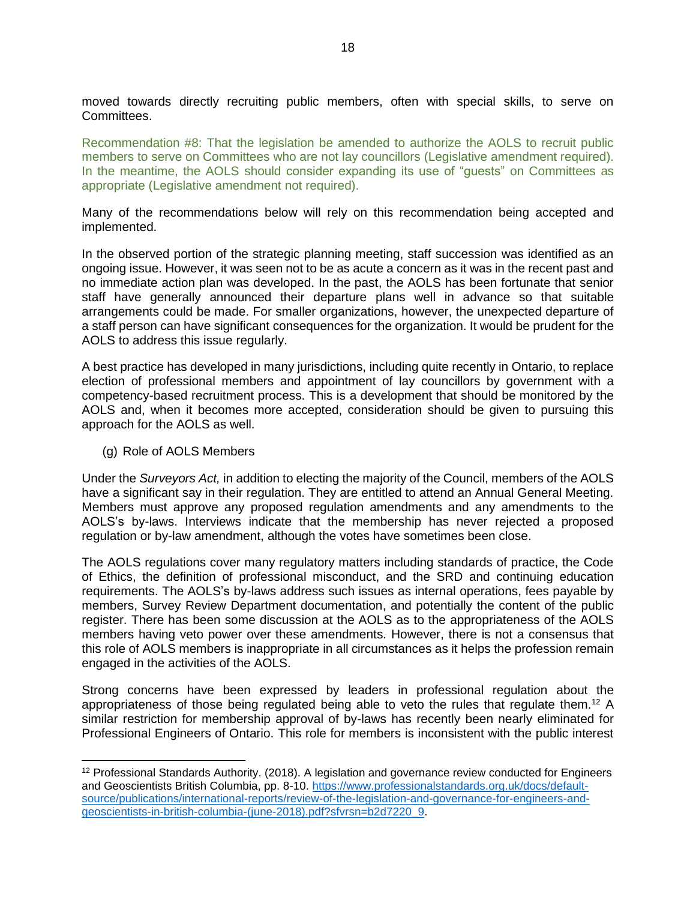moved towards directly recruiting public members, often with special skills, to serve on Committees.

Recommendation #8: That the legislation be amended to authorize the AOLS to recruit public members to serve on Committees who are not lay councillors (Legislative amendment required). In the meantime, the AOLS should consider expanding its use of "guests" on Committees as appropriate (Legislative amendment not required).

Many of the recommendations below will rely on this recommendation being accepted and implemented.

In the observed portion of the strategic planning meeting, staff succession was identified as an ongoing issue. However, it was seen not to be as acute a concern as it was in the recent past and no immediate action plan was developed. In the past, the AOLS has been fortunate that senior staff have generally announced their departure plans well in advance so that suitable arrangements could be made. For smaller organizations, however, the unexpected departure of a staff person can have significant consequences for the organization. It would be prudent for the AOLS to address this issue regularly.

A best practice has developed in many jurisdictions, including quite recently in Ontario, to replace election of professional members and appointment of lay councillors by government with a competency-based recruitment process. This is a development that should be monitored by the AOLS and, when it becomes more accepted, consideration should be given to pursuing this approach for the AOLS as well.

(g) Role of AOLS Members

Under the *Surveyors Act,* in addition to electing the majority of the Council, members of the AOLS have a significant say in their regulation. They are entitled to attend an Annual General Meeting. Members must approve any proposed regulation amendments and any amendments to the AOLS's by-laws. Interviews indicate that the membership has never rejected a proposed regulation or by-law amendment, although the votes have sometimes been close.

The AOLS regulations cover many regulatory matters including standards of practice, the Code of Ethics, the definition of professional misconduct, and the SRD and continuing education requirements. The AOLS's by-laws address such issues as internal operations, fees payable by members, Survey Review Department documentation, and potentially the content of the public register. There has been some discussion at the AOLS as to the appropriateness of the AOLS members having veto power over these amendments. However, there is not a consensus that this role of AOLS members is inappropriate in all circumstances as it helps the profession remain engaged in the activities of the AOLS.

Strong concerns have been expressed by leaders in professional regulation about the appropriateness of those being regulated being able to veto the rules that regulate them.[12] A similar restriction for membership approval of by-laws has recently been nearly eliminated for Professional Engineers of Ontario. This role for members is inconsistent with the public interest

[12] Professional Standards Authority. (2018). A legislation and governance review conducted for Engineers and Geoscientists British Columbia, pp. 8-10. https://www.professionalstandards.org.uk/docs/default-source/publications/international-reports/review-of-the-legislation-and-governance-for-engineers-and-geoscientists-in-british-columbia-(june-2018).pdf?sfvrsn=b2d7220_9.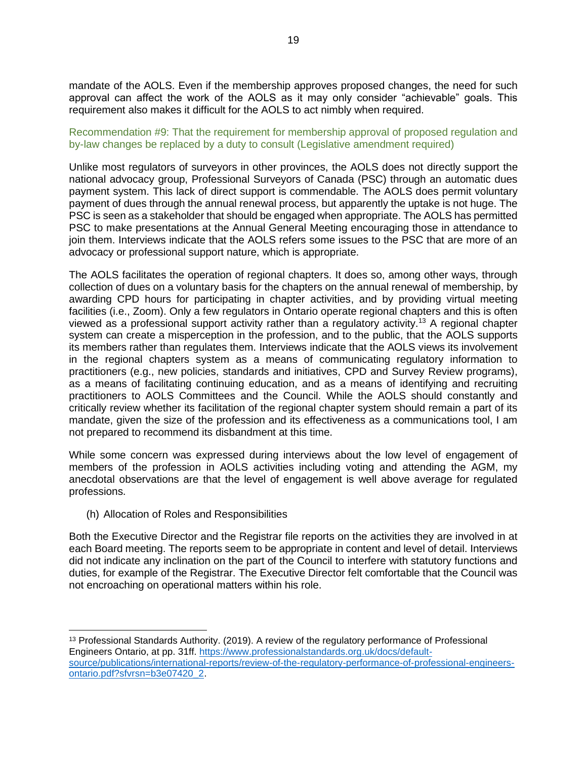mandate of the AOLS. Even if the membership approves proposed changes, the need for such approval can affect the work of the AOLS as it may only consider "achievable" goals. This requirement also makes it difficult for the AOLS to act nimbly when required.

Recommendation #9: That the requirement for membership approval of proposed regulation and by-law changes be replaced by a duty to consult (Legislative amendment required)

Unlike most regulators of surveyors in other provinces, the AOLS does not directly support the national advocacy group, Professional Surveyors of Canada (PSC) through an automatic dues payment system. This lack of direct support is commendable. The AOLS does permit voluntary payment of dues through the annual renewal process, but apparently the uptake is not huge. The PSC is seen as a stakeholder that should be engaged when appropriate. The AOLS has permitted PSC to make presentations at the Annual General Meeting encouraging those in attendance to join them. Interviews indicate that the AOLS refers some issues to the PSC that are more of an advocacy or professional support nature, which is appropriate.

The AOLS facilitates the operation of regional chapters. It does so, among other ways, through collection of dues on a voluntary basis for the chapters on the annual renewal of membership, by awarding CPD hours for participating in chapter activities, and by providing virtual meeting facilities (i.e., Zoom). Only a few regulators in Ontario operate regional chapters and this is often viewed as a professional support activity rather than a regulatory activity.[13] A regional chapter system can create a misperception in the profession, and to the public, that the AOLS supports its members rather than regulates them. Interviews indicate that the AOLS views its involvement in the regional chapters system as a means of communicating regulatory information to practitioners (e.g., new policies, standards and initiatives, CPD and Survey Review programs), as a means of facilitating continuing education, and as a means of identifying and recruiting practitioners to AOLS Committees and the Council. While the AOLS should constantly and critically review whether its facilitation of the regional chapter system should remain a part of its mandate, given the size of the profession and its effectiveness as a communications tool, I am not prepared to recommend its disbandment at this time.

While some concern was expressed during interviews about the low level of engagement of members of the profession in AOLS activities including voting and attending the AGM, my anecdotal observations are that the level of engagement is well above average for regulated professions.

(h) Allocation of Roles and Responsibilities

Both the Executive Director and the Registrar file reports on the activities they are involved in at each Board meeting. The reports seem to be appropriate in content and level of detail. Interviews did not indicate any inclination on the part of the Council to interfere with statutory functions and duties, for example of the Registrar. The Executive Director felt comfortable that the Council was not encroaching on operational matters within his role.

---

[13] Professional Standards Authority. (2019). A review of the regulatory performance of Professional Engineers Ontario, at pp. 31ff. https://www.professionalstandards.org.uk/docs/default-source/publications/international-reports/review-of-the-regulatory-performance-of-professional-engineers-ontario.pdf?sfvrsn=b3e07420_2.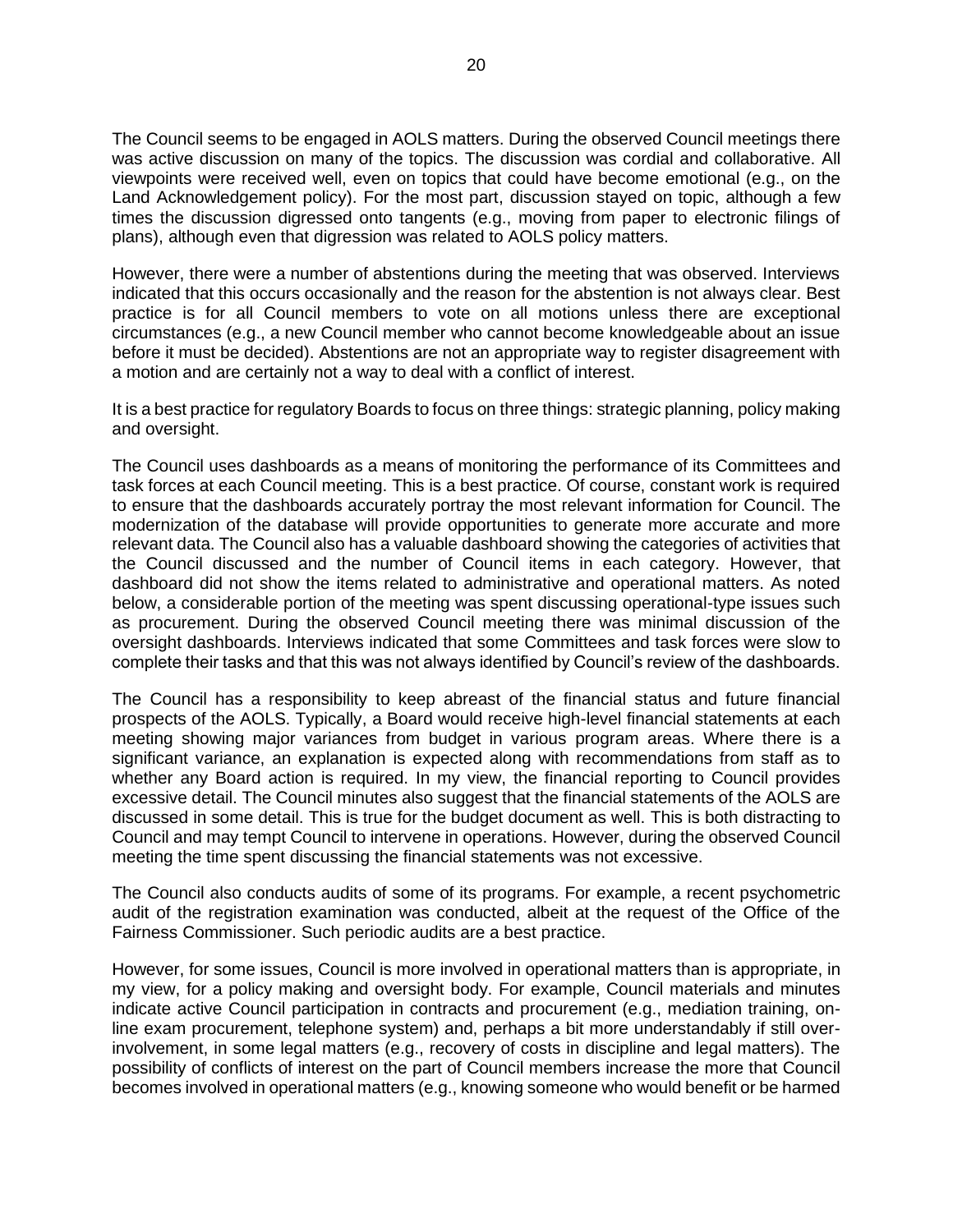The Council seems to be engaged in AOLS matters. During the observed Council meetings there was active discussion on many of the topics. The discussion was cordial and collaborative. All viewpoints were received well, even on topics that could have become emotional (e.g., on the Land Acknowledgement policy). For the most part, discussion stayed on topic, although a few times the discussion digressed onto tangents (e.g., moving from paper to electronic filings of plans), although even that digression was related to AOLS policy matters.

However, there were a number of abstentions during the meeting that was observed. Interviews indicated that this occurs occasionally and the reason for the abstention is not always clear. Best practice is for all Council members to vote on all motions unless there are exceptional circumstances (e.g., a new Council member who cannot become knowledgeable about an issue before it must be decided). Abstentions are not an appropriate way to register disagreement with a motion and are certainly not a way to deal with a conflict of interest.

It is a best practice for regulatory Boards to focus on three things: strategic planning, policy making and oversight.

The Council uses dashboards as a means of monitoring the performance of its Committees and task forces at each Council meeting. This is a best practice. Of course, constant work is required to ensure that the dashboards accurately portray the most relevant information for Council. The modernization of the database will provide opportunities to generate more accurate and more relevant data. The Council also has a valuable dashboard showing the categories of activities that the Council discussed and the number of Council items in each category. However, that dashboard did not show the items related to administrative and operational matters. As noted below, a considerable portion of the meeting was spent discussing operational-type issues such as procurement. During the observed Council meeting there was minimal discussion of the oversight dashboards. Interviews indicated that some Committees and task forces were slow to complete their tasks and that this was not always identified by Council's review of the dashboards.

The Council has a responsibility to keep abreast of the financial status and future financial prospects of the AOLS. Typically, a Board would receive high-level financial statements at each meeting showing major variances from budget in various program areas. Where there is a significant variance, an explanation is expected along with recommendations from staff as to whether any Board action is required. In my view, the financial reporting to Council provides excessive detail. The Council minutes also suggest that the financial statements of the AOLS are discussed in some detail. This is true for the budget document as well. This is both distracting to Council and may tempt Council to intervene in operations. However, during the observed Council meeting the time spent discussing the financial statements was not excessive.

The Council also conducts audits of some of its programs. For example, a recent psychometric audit of the registration examination was conducted, albeit at the request of the Office of the Fairness Commissioner. Such periodic audits are a best practice.

However, for some issues, Council is more involved in operational matters than is appropriate, in my view, for a policy making and oversight body. For example, Council materials and minutes indicate active Council participation in contracts and procurement (e.g., mediation training, on-line exam procurement, telephone system) and, perhaps a bit more understandably if still over-involvement, in some legal matters (e.g., recovery of costs in discipline and legal matters). The possibility of conflicts of interest on the part of Council members increase the more that Council becomes involved in operational matters (e.g., knowing someone who would benefit or be harmed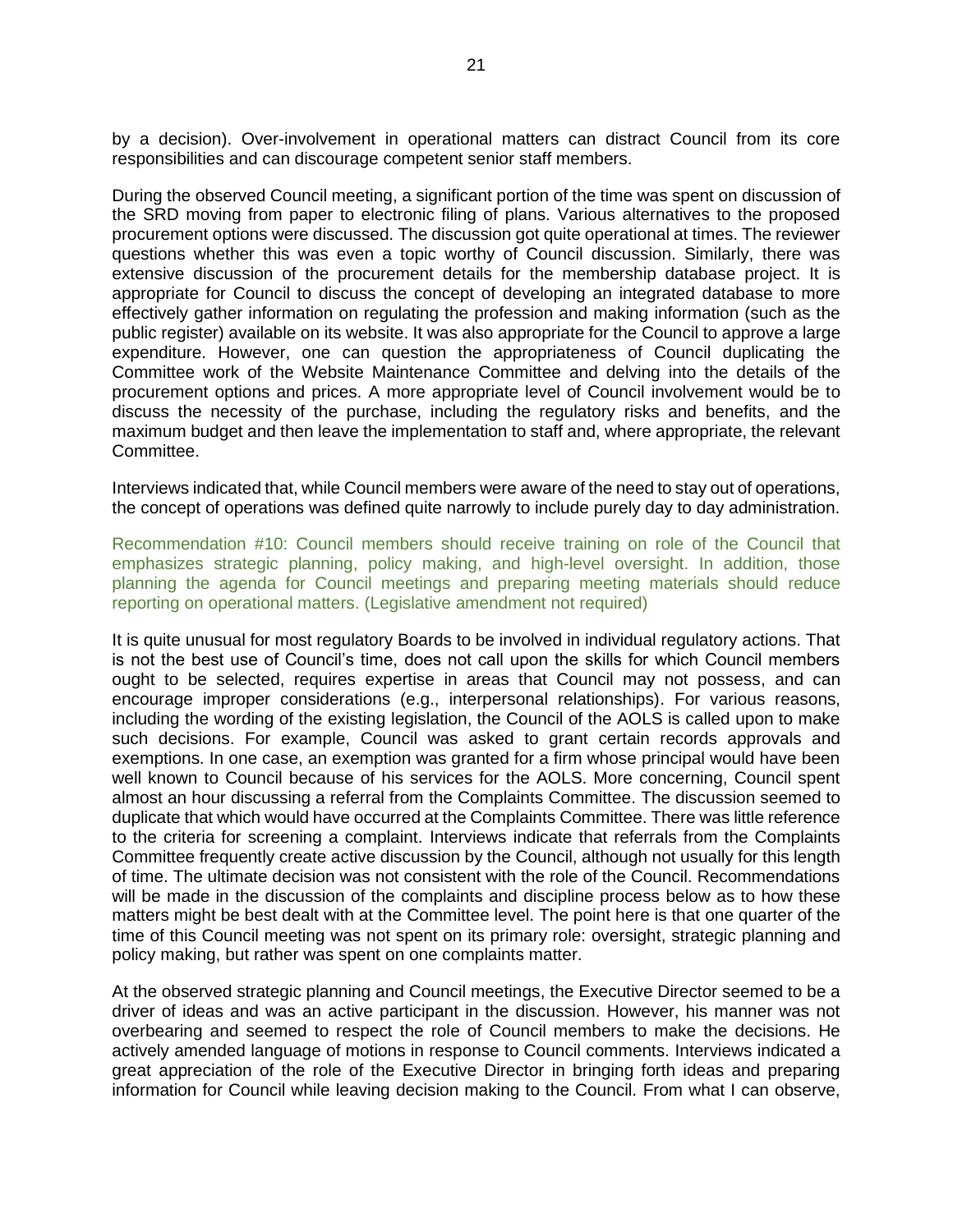by a decision). Over-involvement in operational matters can distract Council from its core responsibilities and can discourage competent senior staff members.

During the observed Council meeting, a significant portion of the time was spent on discussion of the SRD moving from paper to electronic filing of plans. Various alternatives to the proposed procurement options were discussed. The discussion got quite operational at times. The reviewer questions whether this was even a topic worthy of Council discussion. Similarly, there was extensive discussion of the procurement details for the membership database project. It is appropriate for Council to discuss the concept of developing an integrated database to more effectively gather information on regulating the profession and making information (such as the public register) available on its website. It was also appropriate for the Council to approve a large expenditure. However, one can question the appropriateness of Council duplicating the Committee work of the Website Maintenance Committee and delving into the details of the procurement options and prices. A more appropriate level of Council involvement would be to discuss the necessity of the purchase, including the regulatory risks and benefits, and the maximum budget and then leave the implementation to staff and, where appropriate, the relevant Committee.

Interviews indicated that, while Council members were aware of the need to stay out of operations, the concept of operations was defined quite narrowly to include purely day to day administration.

Recommendation #10: Council members should receive training on role of the Council that emphasizes strategic planning, policy making, and high-level oversight. In addition, those planning the agenda for Council meetings and preparing meeting materials should reduce reporting on operational matters. (Legislative amendment not required)

It is quite unusual for most regulatory Boards to be involved in individual regulatory actions. That is not the best use of Council's time, does not call upon the skills for which Council members ought to be selected, requires expertise in areas that Council may not possess, and can encourage improper considerations (e.g., interpersonal relationships). For various reasons, including the wording of the existing legislation, the Council of the AOLS is called upon to make such decisions. For example, Council was asked to grant certain records approvals and exemptions. In one case, an exemption was granted for a firm whose principal would have been well known to Council because of his services for the AOLS. More concerning, Council spent almost an hour discussing a referral from the Complaints Committee. The discussion seemed to duplicate that which would have occurred at the Complaints Committee. There was little reference to the criteria for screening a complaint. Interviews indicate that referrals from the Complaints Committee frequently create active discussion by the Council, although not usually for this length of time. The ultimate decision was not consistent with the role of the Council. Recommendations will be made in the discussion of the complaints and discipline process below as to how these matters might be best dealt with at the Committee level. The point here is that one quarter of the time of this Council meeting was not spent on its primary role: oversight, strategic planning and policy making, but rather was spent on one complaints matter.

At the observed strategic planning and Council meetings, the Executive Director seemed to be a driver of ideas and was an active participant in the discussion. However, his manner was not overbearing and seemed to respect the role of Council members to make the decisions. He actively amended language of motions in response to Council comments. Interviews indicated a great appreciation of the role of the Executive Director in bringing forth ideas and preparing information for Council while leaving decision making to the Council. From what I can observe,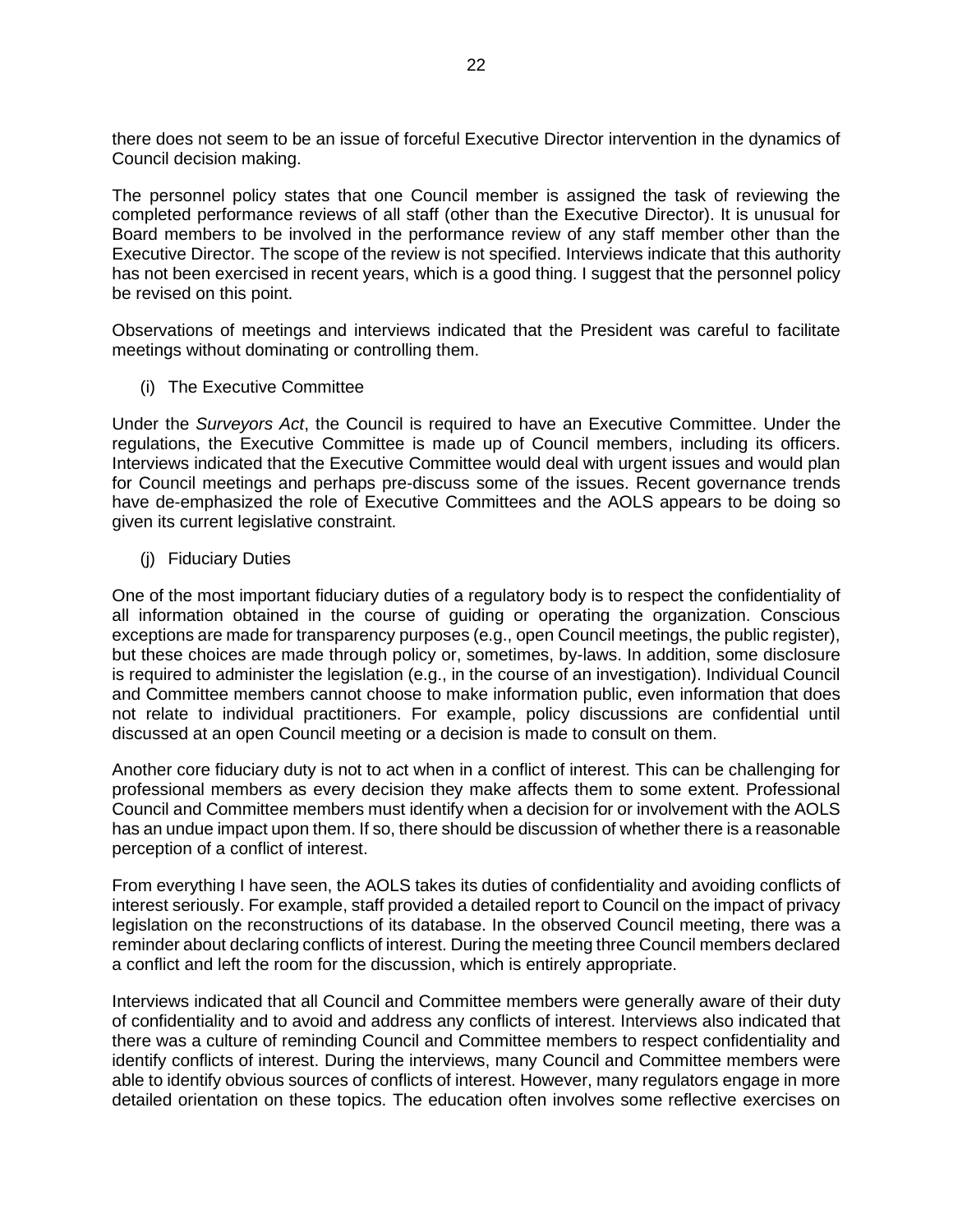there does not seem to be an issue of forceful Executive Director intervention in the dynamics of Council decision making.

The personnel policy states that one Council member is assigned the task of reviewing the completed performance reviews of all staff (other than the Executive Director). It is unusual for Board members to be involved in the performance review of any staff member other than the Executive Director. The scope of the review is not specified. Interviews indicate that this authority has not been exercised in recent years, which is a good thing. I suggest that the personnel policy be revised on this point.

Observations of meetings and interviews indicated that the President was careful to facilitate meetings without dominating or controlling them.

(i) The Executive Committee

Under the *Surveyors Act*, the Council is required to have an Executive Committee. Under the regulations, the Executive Committee is made up of Council members, including its officers. Interviews indicated that the Executive Committee would deal with urgent issues and would plan for Council meetings and perhaps pre-discuss some of the issues. Recent governance trends have de-emphasized the role of Executive Committees and the AOLS appears to be doing so given its current legislative constraint.

(j) Fiduciary Duties

One of the most important fiduciary duties of a regulatory body is to respect the confidentiality of all information obtained in the course of guiding or operating the organization. Conscious exceptions are made for transparency purposes (e.g., open Council meetings, the public register), but these choices are made through policy or, sometimes, by-laws. In addition, some disclosure is required to administer the legislation (e.g., in the course of an investigation). Individual Council and Committee members cannot choose to make information public, even information that does not relate to individual practitioners. For example, policy discussions are confidential until discussed at an open Council meeting or a decision is made to consult on them.

Another core fiduciary duty is not to act when in a conflict of interest. This can be challenging for professional members as every decision they make affects them to some extent. Professional Council and Committee members must identify when a decision for or involvement with the AOLS has an undue impact upon them. If so, there should be discussion of whether there is a reasonable perception of a conflict of interest.

From everything I have seen, the AOLS takes its duties of confidentiality and avoiding conflicts of interest seriously. For example, staff provided a detailed report to Council on the impact of privacy legislation on the reconstructions of its database. In the observed Council meeting, there was a reminder about declaring conflicts of interest. During the meeting three Council members declared a conflict and left the room for the discussion, which is entirely appropriate.

Interviews indicated that all Council and Committee members were generally aware of their duty of confidentiality and to avoid and address any conflicts of interest. Interviews also indicated that there was a culture of reminding Council and Committee members to respect confidentiality and identify conflicts of interest. During the interviews, many Council and Committee members were able to identify obvious sources of conflicts of interest. However, many regulators engage in more detailed orientation on these topics. The education often involves some reflective exercises on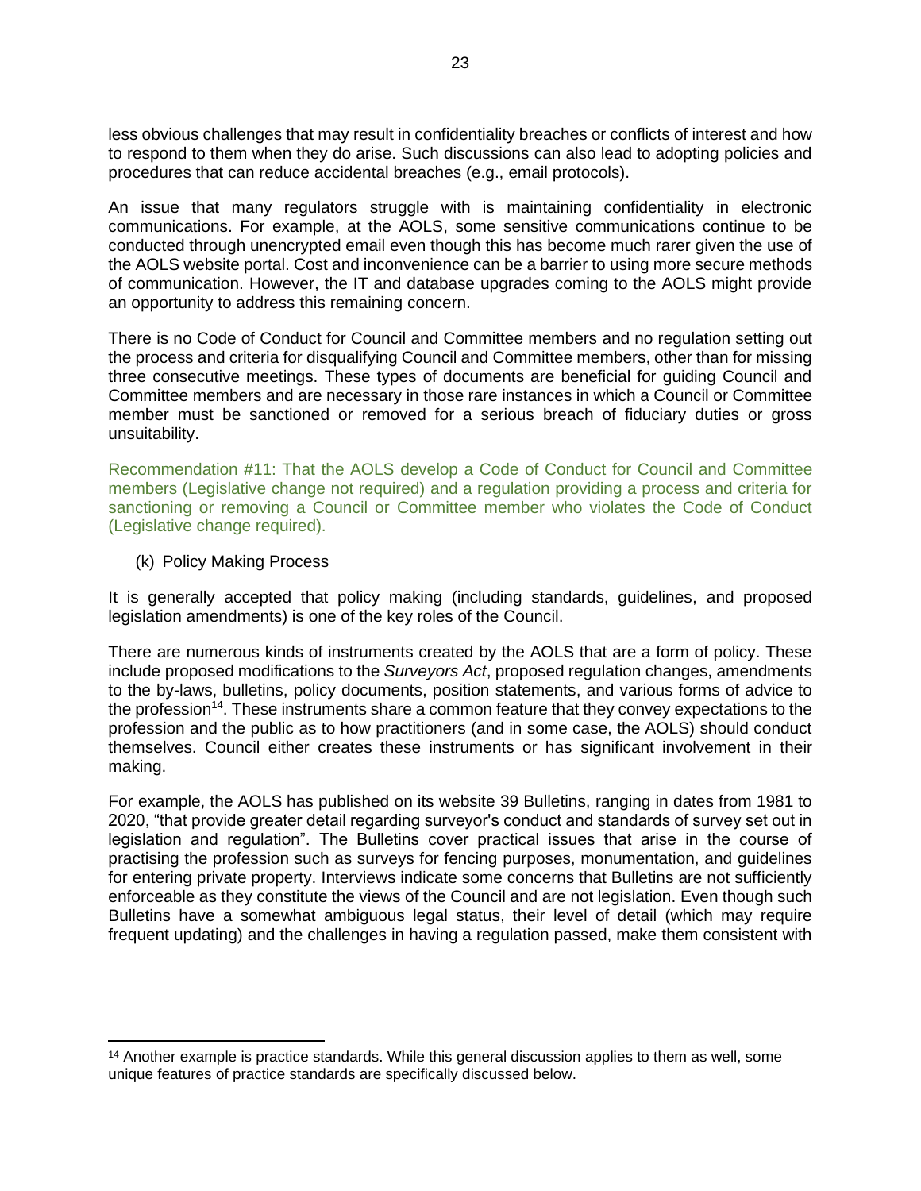less obvious challenges that may result in confidentiality breaches or conflicts of interest and how to respond to them when they do arise. Such discussions can also lead to adopting policies and procedures that can reduce accidental breaches (e.g., email protocols).

An issue that many regulators struggle with is maintaining confidentiality in electronic communications. For example, at the AOLS, some sensitive communications continue to be conducted through unencrypted email even though this has become much rarer given the use of the AOLS website portal. Cost and inconvenience can be a barrier to using more secure methods of communication. However, the IT and database upgrades coming to the AOLS might provide an opportunity to address this remaining concern.

There is no Code of Conduct for Council and Committee members and no regulation setting out the process and criteria for disqualifying Council and Committee members, other than for missing three consecutive meetings. These types of documents are beneficial for guiding Council and Committee members and are necessary in those rare instances in which a Council or Committee member must be sanctioned or removed for a serious breach of fiduciary duties or gross unsuitability.

Recommendation #11: That the AOLS develop a Code of Conduct for Council and Committee members (Legislative change not required) and a regulation providing a process and criteria for sanctioning or removing a Council or Committee member who violates the Code of Conduct (Legislative change required).

(k) Policy Making Process

It is generally accepted that policy making (including standards, guidelines, and proposed legislation amendments) is one of the key roles of the Council.

There are numerous kinds of instruments created by the AOLS that are a form of policy. These include proposed modifications to the *Surveyors Act*, proposed regulation changes, amendments to the by-laws, bulletins, policy documents, position statements, and various forms of advice to the profession[14]. These instruments share a common feature that they convey expectations to the profession and the public as to how practitioners (and in some case, the AOLS) should conduct themselves. Council either creates these instruments or has significant involvement in their making.

For example, the AOLS has published on its website 39 Bulletins, ranging in dates from 1981 to 2020, "that provide greater detail regarding surveyor's conduct and standards of survey set out in legislation and regulation". The Bulletins cover practical issues that arise in the course of practising the profession such as surveys for fencing purposes, monumentation, and guidelines for entering private property. Interviews indicate some concerns that Bulletins are not sufficiently enforceable as they constitute the views of the Council and are not legislation. Even though such Bulletins have a somewhat ambiguous legal status, their level of detail (which may require frequent updating) and the challenges in having a regulation passed, make them consistent with

[14] Another example is practice standards. While this general discussion applies to them as well, some unique features of practice standards are specifically discussed below.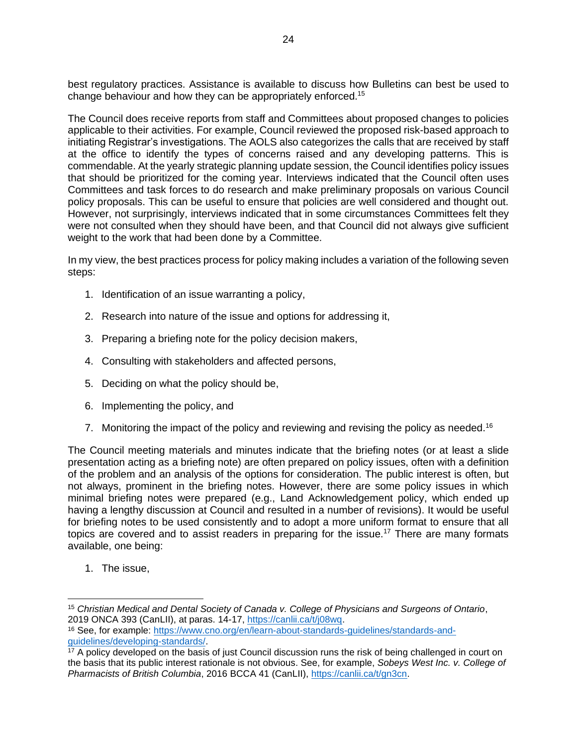best regulatory practices. Assistance is available to discuss how Bulletins can best be used to change behaviour and how they can be appropriately enforced.[15]

The Council does receive reports from staff and Committees about proposed changes to policies applicable to their activities. For example, Council reviewed the proposed risk-based approach to initiating Registrar's investigations. The AOLS also categorizes the calls that are received by staff at the office to identify the types of concerns raised and any developing patterns. This is commendable. At the yearly strategic planning update session, the Council identifies policy issues that should be prioritized for the coming year. Interviews indicated that the Council often uses Committees and task forces to do research and make preliminary proposals on various Council policy proposals. This can be useful to ensure that policies are well considered and thought out. However, not surprisingly, interviews indicated that in some circumstances Committees felt they were not consulted when they should have been, and that Council did not always give sufficient weight to the work that had been done by a Committee.

In my view, the best practices process for policy making includes a variation of the following seven steps:

1. Identification of an issue warranting a policy,
2. Research into nature of the issue and options for addressing it,
3. Preparing a briefing note for the policy decision makers,
4. Consulting with stakeholders and affected persons,
5. Deciding on what the policy should be,
6. Implementing the policy, and
7. Monitoring the impact of the policy and reviewing and revising the policy as needed.[16]

The Council meeting materials and minutes indicate that the briefing notes (or at least a slide presentation acting as a briefing note) are often prepared on policy issues, often with a definition of the problem and an analysis of the options for consideration. The public interest is often, but not always, prominent in the briefing notes. However, there are some policy issues in which minimal briefing notes were prepared (e.g., Land Acknowledgement policy, which ended up having a lengthy discussion at Council and resulted in a number of revisions). It would be useful for briefing notes to be used consistently and to adopt a more uniform format to ensure that all topics are covered and to assist readers in preparing for the issue.[17] There are many formats available, one being:

1. The issue,

---

[15] *Christian Medical and Dental Society of Canada v. College of Physicians and Surgeons of Ontario*, 2019 ONCA 393 (CanLII), at paras. 14-17, https://canlii.ca/t/j08wq.

[16] See, for example: https://www.cno.org/en/learn-about-standards-guidelines/standards-and-guidelines/developing-standards/.

[17] A policy developed on the basis of just Council discussion runs the risk of being challenged in court on the basis that its public interest rationale is not obvious. See, for example, *Sobeys West Inc. v. College of Pharmacists of British Columbia*, 2016 BCCA 41 (CanLII), https://canlii.ca/t/gn3cn.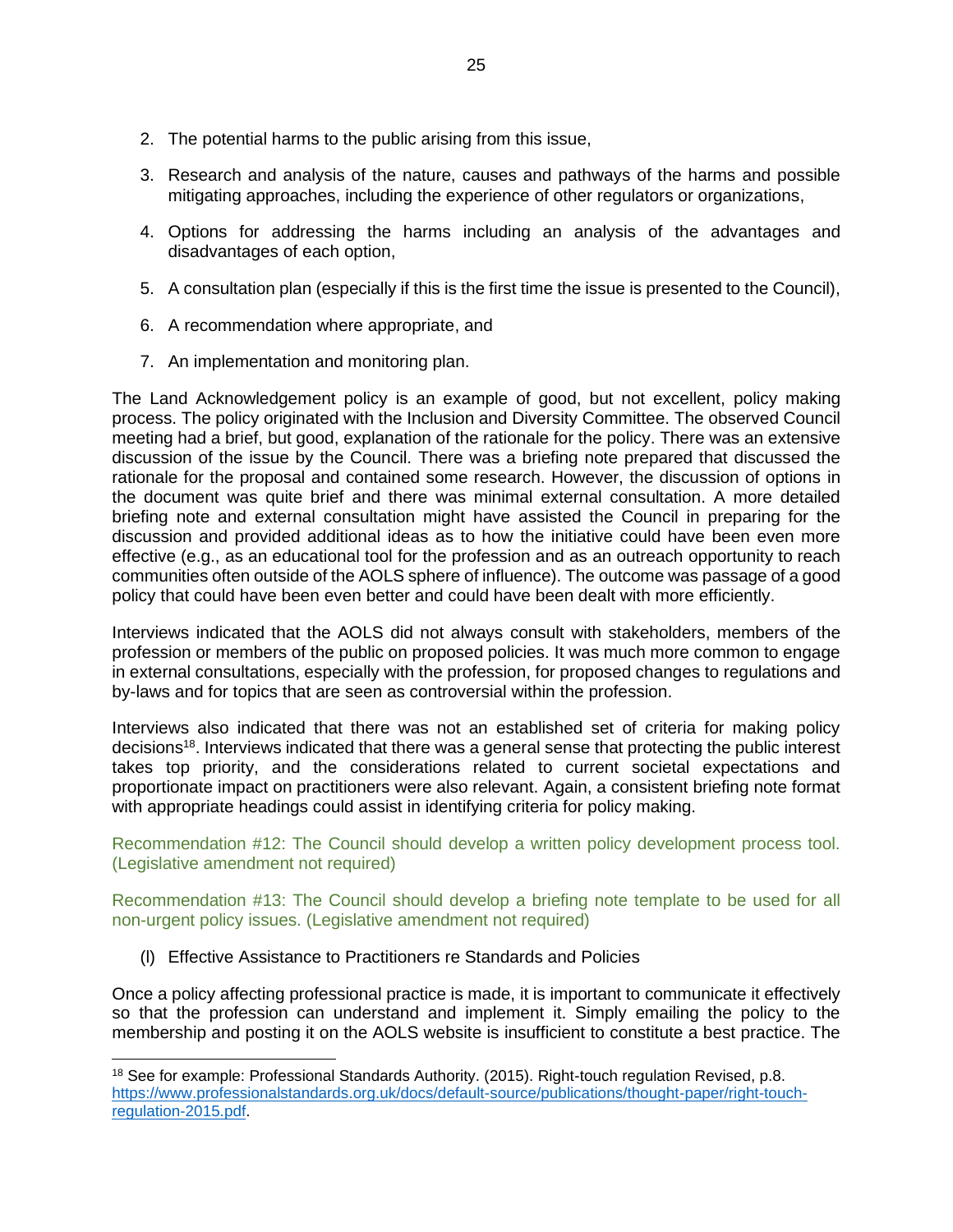2. The potential harms to the public arising from this issue,

3. Research and analysis of the nature, causes and pathways of the harms and possible mitigating approaches, including the experience of other regulators or organizations,

4. Options for addressing the harms including an analysis of the advantages and disadvantages of each option,

5. A consultation plan (especially if this is the first time the issue is presented to the Council),

6. A recommendation where appropriate, and

7. An implementation and monitoring plan.

The Land Acknowledgement policy is an example of good, but not excellent, policy making process. The policy originated with the Inclusion and Diversity Committee. The observed Council meeting had a brief, but good, explanation of the rationale for the policy. There was an extensive discussion of the issue by the Council. There was a briefing note prepared that discussed the rationale for the proposal and contained some research. However, the discussion of options in the document was quite brief and there was minimal external consultation. A more detailed briefing note and external consultation might have assisted the Council in preparing for the discussion and provided additional ideas as to how the initiative could have been even more effective (e.g., as an educational tool for the profession and as an outreach opportunity to reach communities often outside of the AOLS sphere of influence). The outcome was passage of a good policy that could have been even better and could have been dealt with more efficiently.

Interviews indicated that the AOLS did not always consult with stakeholders, members of the profession or members of the public on proposed policies. It was much more common to engage in external consultations, especially with the profession, for proposed changes to regulations and by-laws and for topics that are seen as controversial within the profession.

Interviews also indicated that there was not an established set of criteria for making policy decisions[18]. Interviews indicated that there was a general sense that protecting the public interest takes top priority, and the considerations related to current societal expectations and proportionate impact on practitioners were also relevant. Again, a consistent briefing note format with appropriate headings could assist in identifying criteria for policy making.

Recommendation #12: The Council should develop a written policy development process tool. (Legislative amendment not required)

Recommendation #13: The Council should develop a briefing note template to be used for all non-urgent policy issues. (Legislative amendment not required)

(l) Effective Assistance to Practitioners re Standards and Policies

Once a policy affecting professional practice is made, it is important to communicate it effectively so that the profession can understand and implement it. Simply emailing the policy to the membership and posting it on the AOLS website is insufficient to constitute a best practice. The

[18] See for example: Professional Standards Authority. (2015). Right-touch regulation Revised, p.8. https://www.professionalstandards.org.uk/docs/default-source/publications/thought-paper/right-touch-regulation-2015.pdf.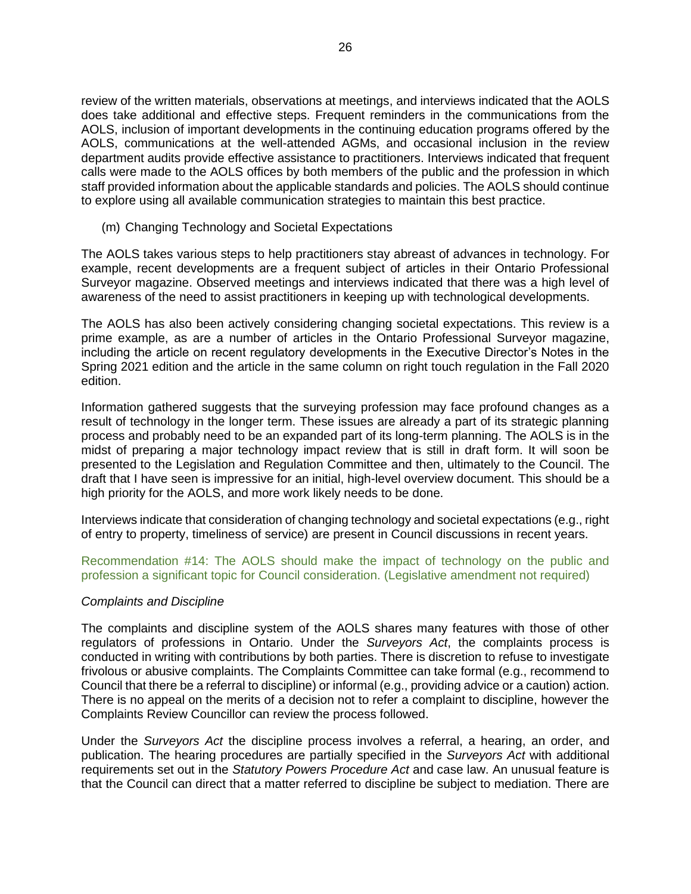review of the written materials, observations at meetings, and interviews indicated that the AOLS does take additional and effective steps. Frequent reminders in the communications from the AOLS, inclusion of important developments in the continuing education programs offered by the AOLS, communications at the well-attended AGMs, and occasional inclusion in the review department audits provide effective assistance to practitioners. Interviews indicated that frequent calls were made to the AOLS offices by both members of the public and the profession in which staff provided information about the applicable standards and policies. The AOLS should continue to explore using all available communication strategies to maintain this best practice.

(m) Changing Technology and Societal Expectations

The AOLS takes various steps to help practitioners stay abreast of advances in technology. For example, recent developments are a frequent subject of articles in their Ontario Professional Surveyor magazine. Observed meetings and interviews indicated that there was a high level of awareness of the need to assist practitioners in keeping up with technological developments.

The AOLS has also been actively considering changing societal expectations. This review is a prime example, as are a number of articles in the Ontario Professional Surveyor magazine, including the article on recent regulatory developments in the Executive Director's Notes in the Spring 2021 edition and the article in the same column on right touch regulation in the Fall 2020 edition.

Information gathered suggests that the surveying profession may face profound changes as a result of technology in the longer term. These issues are already a part of its strategic planning process and probably need to be an expanded part of its long-term planning. The AOLS is in the midst of preparing a major technology impact review that is still in draft form. It will soon be presented to the Legislation and Regulation Committee and then, ultimately to the Council. The draft that I have seen is impressive for an initial, high-level overview document. This should be a high priority for the AOLS, and more work likely needs to be done.

Interviews indicate that consideration of changing technology and societal expectations (e.g., right of entry to property, timeliness of service) are present in Council discussions in recent years.

Recommendation #14: The AOLS should make the impact of technology on the public and profession a significant topic for Council consideration. (Legislative amendment not required)

*Complaints and Discipline*

The complaints and discipline system of the AOLS shares many features with those of other regulators of professions in Ontario. Under the *Surveyors Act*, the complaints process is conducted in writing with contributions by both parties. There is discretion to refuse to investigate frivolous or abusive complaints. The Complaints Committee can take formal (e.g., recommend to Council that there be a referral to discipline) or informal (e.g., providing advice or a caution) action. There is no appeal on the merits of a decision not to refer a complaint to discipline, however the Complaints Review Councillor can review the process followed.

Under the *Surveyors Act* the discipline process involves a referral, a hearing, an order, and publication. The hearing procedures are partially specified in the *Surveyors Act* with additional requirements set out in the *Statutory Powers Procedure Act* and case law. An unusual feature is that the Council can direct that a matter referred to discipline be subject to mediation. There are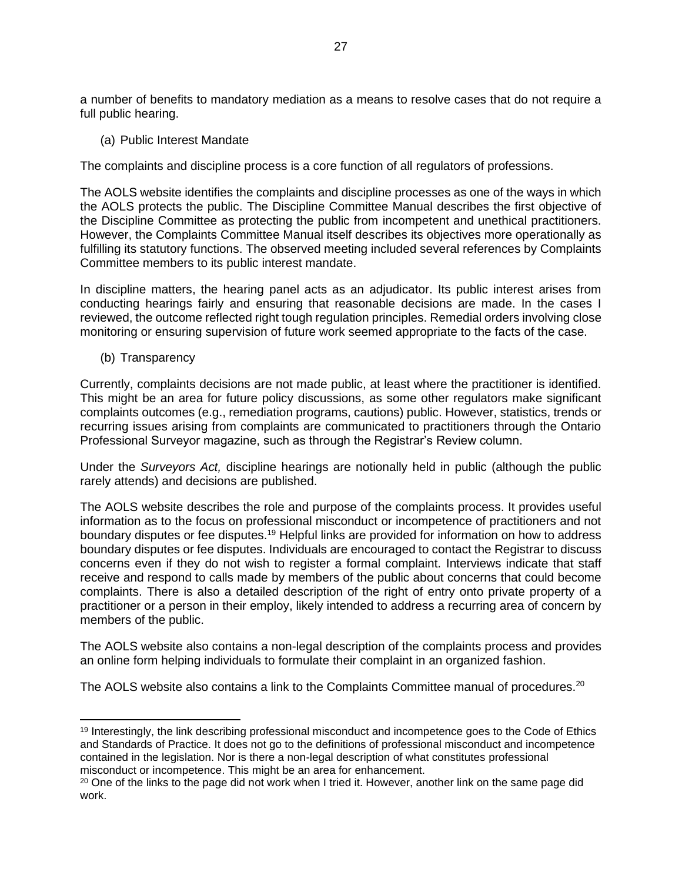a number of benefits to mandatory mediation as a means to resolve cases that do not require a full public hearing.

(a) Public Interest Mandate

The complaints and discipline process is a core function of all regulators of professions.

The AOLS website identifies the complaints and discipline processes as one of the ways in which the AOLS protects the public. The Discipline Committee Manual describes the first objective of the Discipline Committee as protecting the public from incompetent and unethical practitioners. However, the Complaints Committee Manual itself describes its objectives more operationally as fulfilling its statutory functions. The observed meeting included several references by Complaints Committee members to its public interest mandate.

In discipline matters, the hearing panel acts as an adjudicator. Its public interest arises from conducting hearings fairly and ensuring that reasonable decisions are made. In the cases I reviewed, the outcome reflected right tough regulation principles. Remedial orders involving close monitoring or ensuring supervision of future work seemed appropriate to the facts of the case.

(b) Transparency

Currently, complaints decisions are not made public, at least where the practitioner is identified. This might be an area for future policy discussions, as some other regulators make significant complaints outcomes (e.g., remediation programs, cautions) public. However, statistics, trends or recurring issues arising from complaints are communicated to practitioners through the Ontario Professional Surveyor magazine, such as through the Registrar's Review column.

Under the *Surveyors Act,* discipline hearings are notionally held in public (although the public rarely attends) and decisions are published.

The AOLS website describes the role and purpose of the complaints process. It provides useful information as to the focus on professional misconduct or incompetence of practitioners and not boundary disputes or fee disputes.[19] Helpful links are provided for information on how to address boundary disputes or fee disputes. Individuals are encouraged to contact the Registrar to discuss concerns even if they do not wish to register a formal complaint. Interviews indicate that staff receive and respond to calls made by members of the public about concerns that could become complaints. There is also a detailed description of the right of entry onto private property of a practitioner or a person in their employ, likely intended to address a recurring area of concern by members of the public.

The AOLS website also contains a non-legal description of the complaints process and provides an online form helping individuals to formulate their complaint in an organized fashion.

The AOLS website also contains a link to the Complaints Committee manual of procedures.[20]

---

[19] Interestingly, the link describing professional misconduct and incompetence goes to the Code of Ethics and Standards of Practice. It does not go to the definitions of professional misconduct and incompetence contained in the legislation. Nor is there a non-legal description of what constitutes professional misconduct or incompetence. This might be an area for enhancement.

[20] One of the links to the page did not work when I tried it. However, another link on the same page did work.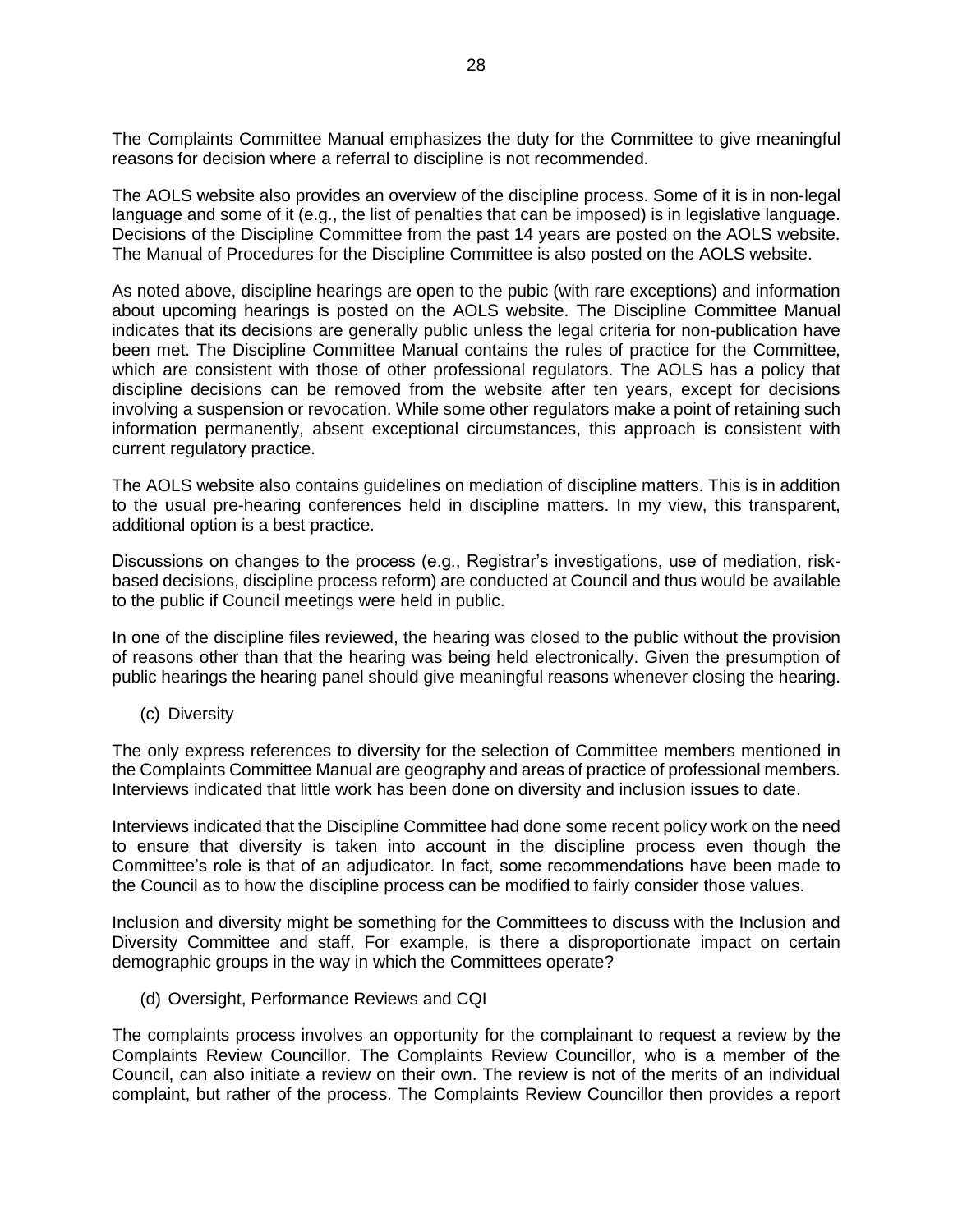The Complaints Committee Manual emphasizes the duty for the Committee to give meaningful reasons for decision where a referral to discipline is not recommended.

The AOLS website also provides an overview of the discipline process. Some of it is in non-legal language and some of it (e.g., the list of penalties that can be imposed) is in legislative language. Decisions of the Discipline Committee from the past 14 years are posted on the AOLS website. The Manual of Procedures for the Discipline Committee is also posted on the AOLS website.

As noted above, discipline hearings are open to the pubic (with rare exceptions) and information about upcoming hearings is posted on the AOLS website. The Discipline Committee Manual indicates that its decisions are generally public unless the legal criteria for non-publication have been met. The Discipline Committee Manual contains the rules of practice for the Committee, which are consistent with those of other professional regulators. The AOLS has a policy that discipline decisions can be removed from the website after ten years, except for decisions involving a suspension or revocation. While some other regulators make a point of retaining such information permanently, absent exceptional circumstances, this approach is consistent with current regulatory practice.

The AOLS website also contains guidelines on mediation of discipline matters. This is in addition to the usual pre-hearing conferences held in discipline matters. In my view, this transparent, additional option is a best practice.

Discussions on changes to the process (e.g., Registrar's investigations, use of mediation, risk-based decisions, discipline process reform) are conducted at Council and thus would be available to the public if Council meetings were held in public.

In one of the discipline files reviewed, the hearing was closed to the public without the provision of reasons other than that the hearing was being held electronically. Given the presumption of public hearings the hearing panel should give meaningful reasons whenever closing the hearing.

(c) Diversity

The only express references to diversity for the selection of Committee members mentioned in the Complaints Committee Manual are geography and areas of practice of professional members. Interviews indicated that little work has been done on diversity and inclusion issues to date.

Interviews indicated that the Discipline Committee had done some recent policy work on the need to ensure that diversity is taken into account in the discipline process even though the Committee's role is that of an adjudicator. In fact, some recommendations have been made to the Council as to how the discipline process can be modified to fairly consider those values.

Inclusion and diversity might be something for the Committees to discuss with the Inclusion and Diversity Committee and staff. For example, is there a disproportionate impact on certain demographic groups in the way in which the Committees operate?

(d) Oversight, Performance Reviews and CQI

The complaints process involves an opportunity for the complainant to request a review by the Complaints Review Councillor. The Complaints Review Councillor, who is a member of the Council, can also initiate a review on their own. The review is not of the merits of an individual complaint, but rather of the process. The Complaints Review Councillor then provides a report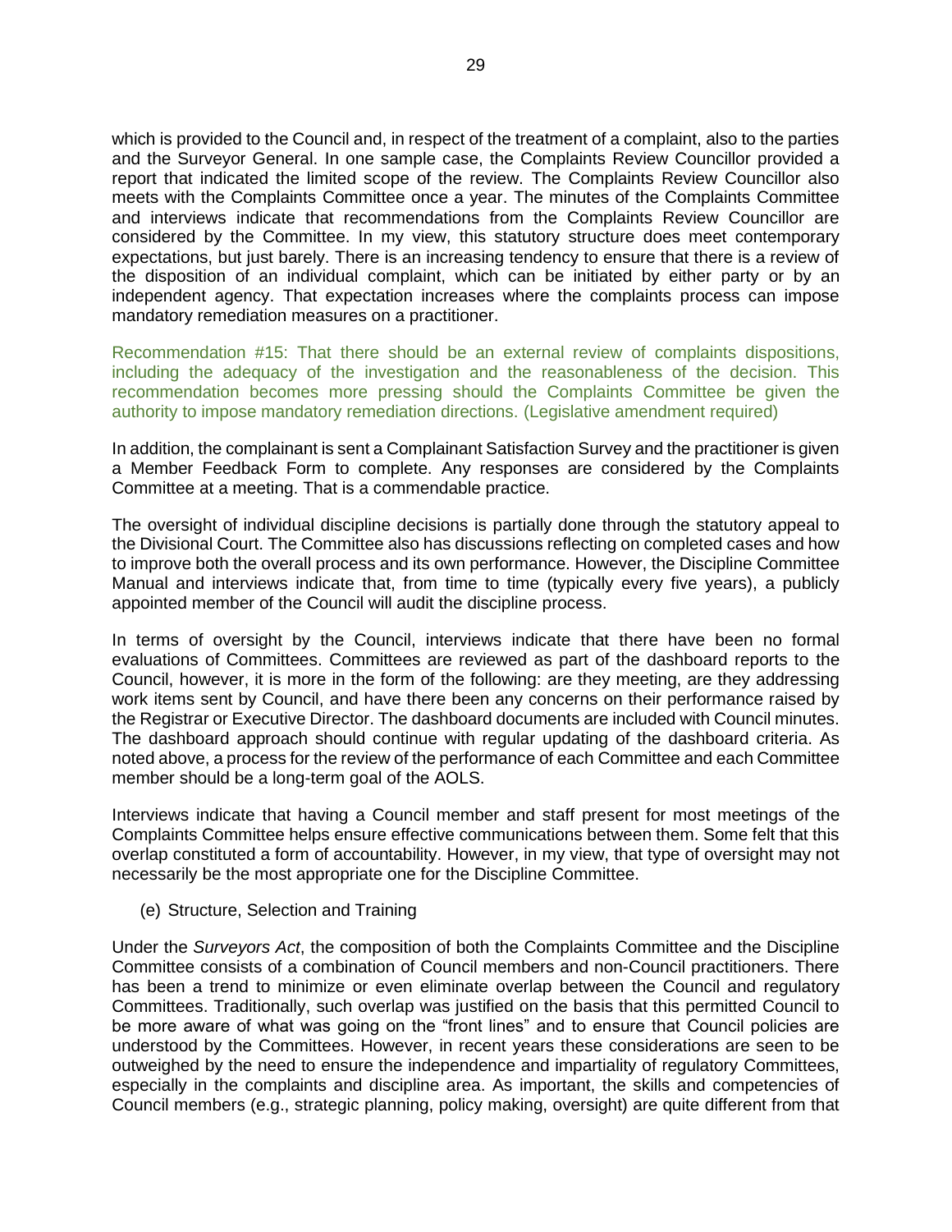which is provided to the Council and, in respect of the treatment of a complaint, also to the parties and the Surveyor General. In one sample case, the Complaints Review Councillor provided a report that indicated the limited scope of the review. The Complaints Review Councillor also meets with the Complaints Committee once a year. The minutes of the Complaints Committee and interviews indicate that recommendations from the Complaints Review Councillor are considered by the Committee. In my view, this statutory structure does meet contemporary expectations, but just barely. There is an increasing tendency to ensure that there is a review of the disposition of an individual complaint, which can be initiated by either party or by an independent agency. That expectation increases where the complaints process can impose mandatory remediation measures on a practitioner.

Recommendation #15: That there should be an external review of complaints dispositions, including the adequacy of the investigation and the reasonableness of the decision. This recommendation becomes more pressing should the Complaints Committee be given the authority to impose mandatory remediation directions. (Legislative amendment required)

In addition, the complainant is sent a Complainant Satisfaction Survey and the practitioner is given a Member Feedback Form to complete. Any responses are considered by the Complaints Committee at a meeting. That is a commendable practice.

The oversight of individual discipline decisions is partially done through the statutory appeal to the Divisional Court. The Committee also has discussions reflecting on completed cases and how to improve both the overall process and its own performance. However, the Discipline Committee Manual and interviews indicate that, from time to time (typically every five years), a publicly appointed member of the Council will audit the discipline process.

In terms of oversight by the Council, interviews indicate that there have been no formal evaluations of Committees. Committees are reviewed as part of the dashboard reports to the Council, however, it is more in the form of the following: are they meeting, are they addressing work items sent by Council, and have there been any concerns on their performance raised by the Registrar or Executive Director. The dashboard documents are included with Council minutes. The dashboard approach should continue with regular updating of the dashboard criteria. As noted above, a process for the review of the performance of each Committee and each Committee member should be a long-term goal of the AOLS.

Interviews indicate that having a Council member and staff present for most meetings of the Complaints Committee helps ensure effective communications between them. Some felt that this overlap constituted a form of accountability. However, in my view, that type of oversight may not necessarily be the most appropriate one for the Discipline Committee.

(e) Structure, Selection and Training

Under the *Surveyors Act*, the composition of both the Complaints Committee and the Discipline Committee consists of a combination of Council members and non-Council practitioners. There has been a trend to minimize or even eliminate overlap between the Council and regulatory Committees. Traditionally, such overlap was justified on the basis that this permitted Council to be more aware of what was going on the "front lines" and to ensure that Council policies are understood by the Committees. However, in recent years these considerations are seen to be outweighed by the need to ensure the independence and impartiality of regulatory Committees, especially in the complaints and discipline area. As important, the skills and competencies of Council members (e.g., strategic planning, policy making, oversight) are quite different from that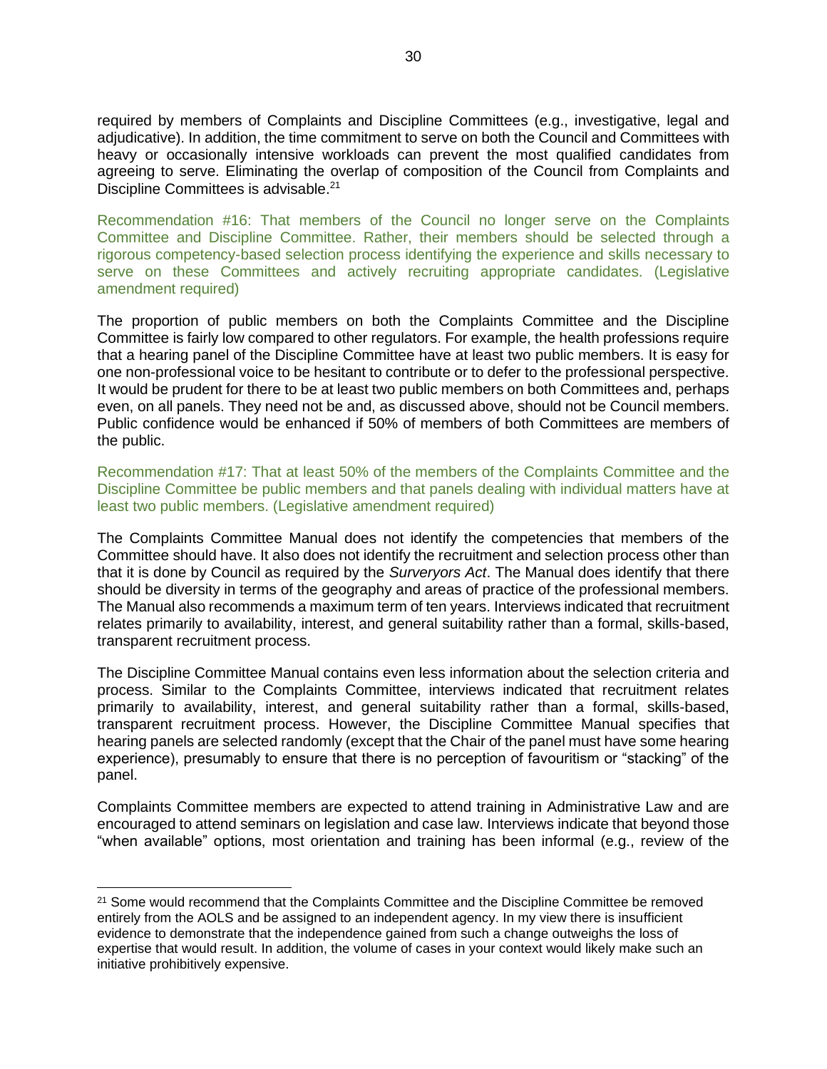required by members of Complaints and Discipline Committees (e.g., investigative, legal and adjudicative). In addition, the time commitment to serve on both the Council and Committees with heavy or occasionally intensive workloads can prevent the most qualified candidates from agreeing to serve. Eliminating the overlap of composition of the Council from Complaints and Discipline Committees is advisable.[21]

Recommendation #16: That members of the Council no longer serve on the Complaints Committee and Discipline Committee. Rather, their members should be selected through a rigorous competency-based selection process identifying the experience and skills necessary to serve on these Committees and actively recruiting appropriate candidates. (Legislative amendment required)

The proportion of public members on both the Complaints Committee and the Discipline Committee is fairly low compared to other regulators. For example, the health professions require that a hearing panel of the Discipline Committee have at least two public members. It is easy for one non-professional voice to be hesitant to contribute or to defer to the professional perspective. It would be prudent for there to be at least two public members on both Committees and, perhaps even, on all panels. They need not be and, as discussed above, should not be Council members. Public confidence would be enhanced if 50% of members of both Committees are members of the public.

Recommendation #17: That at least 50% of the members of the Complaints Committee and the Discipline Committee be public members and that panels dealing with individual matters have at least two public members. (Legislative amendment required)

The Complaints Committee Manual does not identify the competencies that members of the Committee should have. It also does not identify the recruitment and selection process other than that it is done by Council as required by the *Surveryors Act*. The Manual does identify that there should be diversity in terms of the geography and areas of practice of the professional members. The Manual also recommends a maximum term of ten years. Interviews indicated that recruitment relates primarily to availability, interest, and general suitability rather than a formal, skills-based, transparent recruitment process.

The Discipline Committee Manual contains even less information about the selection criteria and process. Similar to the Complaints Committee, interviews indicated that recruitment relates primarily to availability, interest, and general suitability rather than a formal, skills-based, transparent recruitment process. However, the Discipline Committee Manual specifies that hearing panels are selected randomly (except that the Chair of the panel must have some hearing experience), presumably to ensure that there is no perception of favouritism or "stacking" of the panel.

Complaints Committee members are expected to attend training in Administrative Law and are encouraged to attend seminars on legislation and case law. Interviews indicate that beyond those "when available" options, most orientation and training has been informal (e.g., review of the

---

[21] Some would recommend that the Complaints Committee and the Discipline Committee be removed entirely from the AOLS and be assigned to an independent agency. In my view there is insufficient evidence to demonstrate that the independence gained from such a change outweighs the loss of expertise that would result. In addition, the volume of cases in your context would likely make such an initiative prohibitively expensive.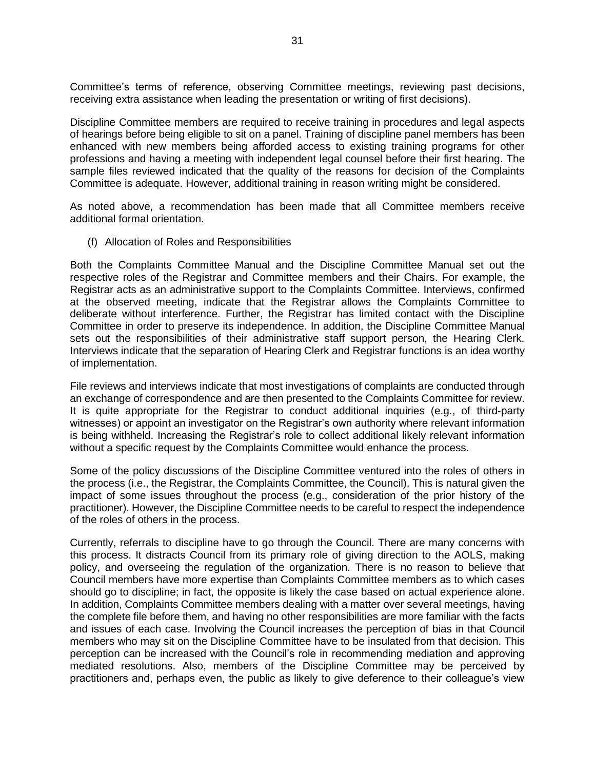Committee's terms of reference, observing Committee meetings, reviewing past decisions, receiving extra assistance when leading the presentation or writing of first decisions).

Discipline Committee members are required to receive training in procedures and legal aspects of hearings before being eligible to sit on a panel. Training of discipline panel members has been enhanced with new members being afforded access to existing training programs for other professions and having a meeting with independent legal counsel before their first hearing. The sample files reviewed indicated that the quality of the reasons for decision of the Complaints Committee is adequate. However, additional training in reason writing might be considered.

As noted above, a recommendation has been made that all Committee members receive additional formal orientation.

(f) Allocation of Roles and Responsibilities

Both the Complaints Committee Manual and the Discipline Committee Manual set out the respective roles of the Registrar and Committee members and their Chairs. For example, the Registrar acts as an administrative support to the Complaints Committee. Interviews, confirmed at the observed meeting, indicate that the Registrar allows the Complaints Committee to deliberate without interference. Further, the Registrar has limited contact with the Discipline Committee in order to preserve its independence. In addition, the Discipline Committee Manual sets out the responsibilities of their administrative staff support person, the Hearing Clerk. Interviews indicate that the separation of Hearing Clerk and Registrar functions is an idea worthy of implementation.

File reviews and interviews indicate that most investigations of complaints are conducted through an exchange of correspondence and are then presented to the Complaints Committee for review. It is quite appropriate for the Registrar to conduct additional inquiries (e.g., of third-party witnesses) or appoint an investigator on the Registrar's own authority where relevant information is being withheld. Increasing the Registrar's role to collect additional likely relevant information without a specific request by the Complaints Committee would enhance the process.

Some of the policy discussions of the Discipline Committee ventured into the roles of others in the process (i.e., the Registrar, the Complaints Committee, the Council). This is natural given the impact of some issues throughout the process (e.g., consideration of the prior history of the practitioner). However, the Discipline Committee needs to be careful to respect the independence of the roles of others in the process.

Currently, referrals to discipline have to go through the Council. There are many concerns with this process. It distracts Council from its primary role of giving direction to the AOLS, making policy, and overseeing the regulation of the organization. There is no reason to believe that Council members have more expertise than Complaints Committee members as to which cases should go to discipline; in fact, the opposite is likely the case based on actual experience alone. In addition, Complaints Committee members dealing with a matter over several meetings, having the complete file before them, and having no other responsibilities are more familiar with the facts and issues of each case. Involving the Council increases the perception of bias in that Council members who may sit on the Discipline Committee have to be insulated from that decision. This perception can be increased with the Council's role in recommending mediation and approving mediated resolutions. Also, members of the Discipline Committee may be perceived by practitioners and, perhaps even, the public as likely to give deference to their colleague's view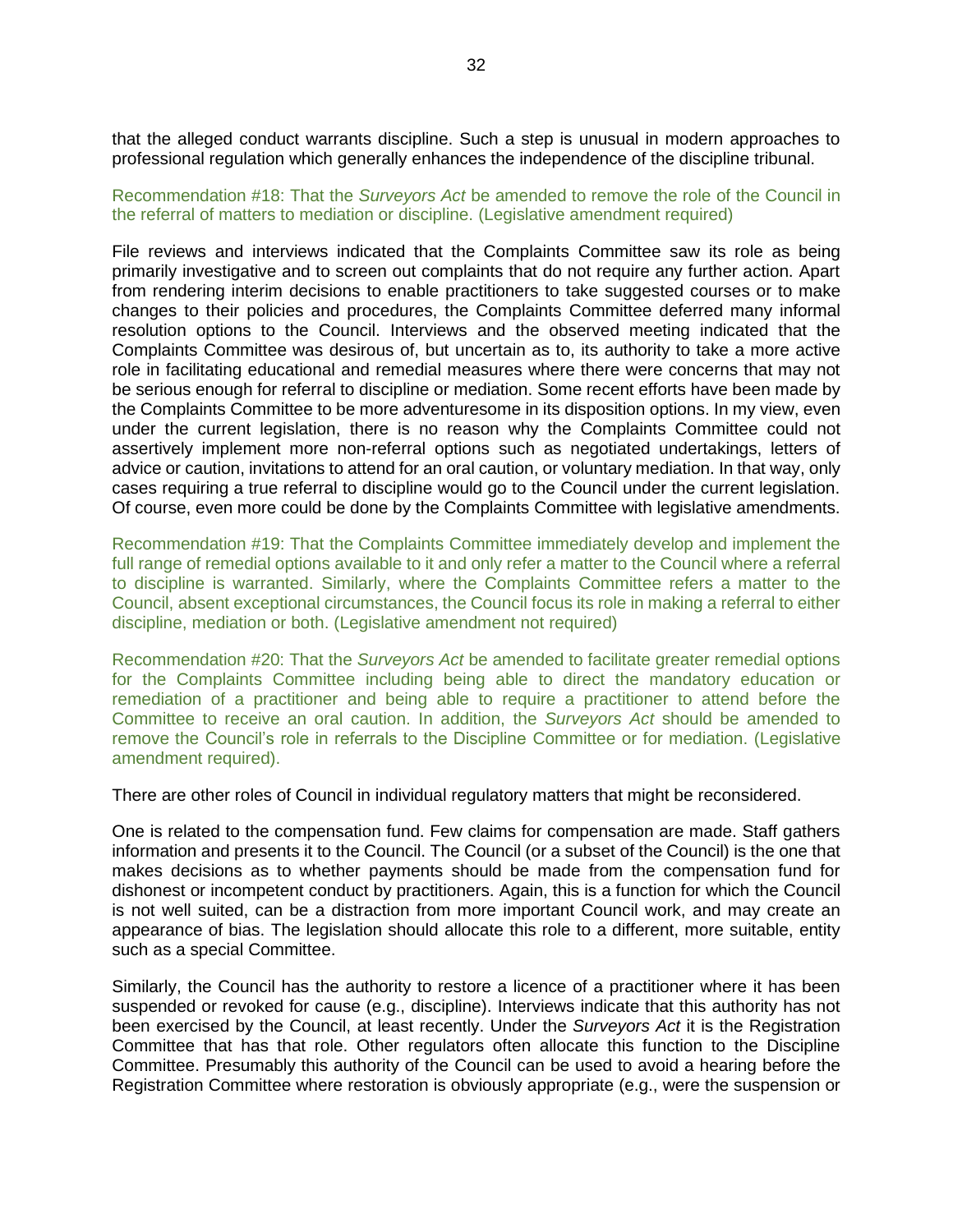that the alleged conduct warrants discipline. Such a step is unusual in modern approaches to professional regulation which generally enhances the independence of the discipline tribunal.

Recommendation #18: That the *Surveyors Act* be amended to remove the role of the Council in the referral of matters to mediation or discipline. (Legislative amendment required)

File reviews and interviews indicated that the Complaints Committee saw its role as being primarily investigative and to screen out complaints that do not require any further action. Apart from rendering interim decisions to enable practitioners to take suggested courses or to make changes to their policies and procedures, the Complaints Committee deferred many informal resolution options to the Council. Interviews and the observed meeting indicated that the Complaints Committee was desirous of, but uncertain as to, its authority to take a more active role in facilitating educational and remedial measures where there were concerns that may not be serious enough for referral to discipline or mediation. Some recent efforts have been made by the Complaints Committee to be more adventuresome in its disposition options. In my view, even under the current legislation, there is no reason why the Complaints Committee could not assertively implement more non-referral options such as negotiated undertakings, letters of advice or caution, invitations to attend for an oral caution, or voluntary mediation. In that way, only cases requiring a true referral to discipline would go to the Council under the current legislation. Of course, even more could be done by the Complaints Committee with legislative amendments.

Recommendation #19: That the Complaints Committee immediately develop and implement the full range of remedial options available to it and only refer a matter to the Council where a referral to discipline is warranted. Similarly, where the Complaints Committee refers a matter to the Council, absent exceptional circumstances, the Council focus its role in making a referral to either discipline, mediation or both. (Legislative amendment not required)

Recommendation #20: That the *Surveyors Act* be amended to facilitate greater remedial options for the Complaints Committee including being able to direct the mandatory education or remediation of a practitioner and being able to require a practitioner to attend before the Committee to receive an oral caution. In addition, the *Surveyors Act* should be amended to remove the Council's role in referrals to the Discipline Committee or for mediation. (Legislative amendment required).

There are other roles of Council in individual regulatory matters that might be reconsidered.

One is related to the compensation fund. Few claims for compensation are made. Staff gathers information and presents it to the Council. The Council (or a subset of the Council) is the one that makes decisions as to whether payments should be made from the compensation fund for dishonest or incompetent conduct by practitioners. Again, this is a function for which the Council is not well suited, can be a distraction from more important Council work, and may create an appearance of bias. The legislation should allocate this role to a different, more suitable, entity such as a special Committee.

Similarly, the Council has the authority to restore a licence of a practitioner where it has been suspended or revoked for cause (e.g., discipline). Interviews indicate that this authority has not been exercised by the Council, at least recently. Under the *Surveyors Act* it is the Registration Committee that has that role. Other regulators often allocate this function to the Discipline Committee. Presumably this authority of the Council can be used to avoid a hearing before the Registration Committee where restoration is obviously appropriate (e.g., were the suspension or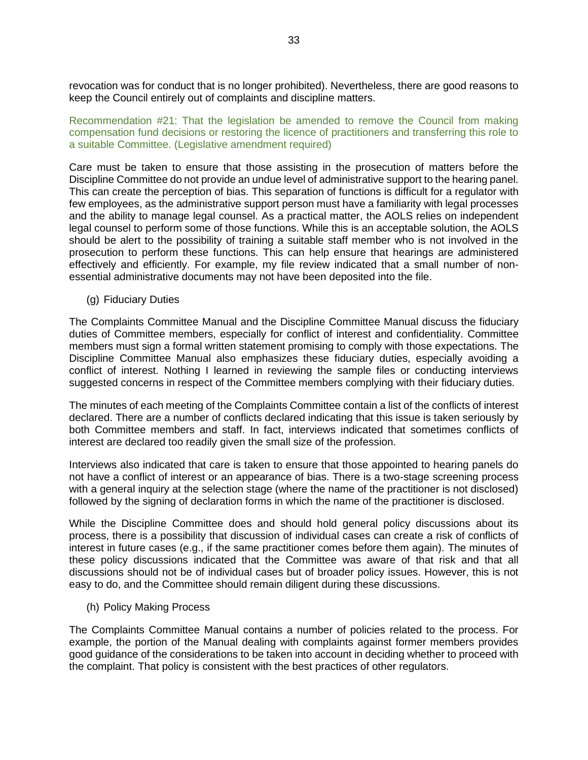revocation was for conduct that is no longer prohibited). Nevertheless, there are good reasons to keep the Council entirely out of complaints and discipline matters.

Recommendation #21: That the legislation be amended to remove the Council from making compensation fund decisions or restoring the licence of practitioners and transferring this role to a suitable Committee. (Legislative amendment required)

Care must be taken to ensure that those assisting in the prosecution of matters before the Discipline Committee do not provide an undue level of administrative support to the hearing panel. This can create the perception of bias. This separation of functions is difficult for a regulator with few employees, as the administrative support person must have a familiarity with legal processes and the ability to manage legal counsel. As a practical matter, the AOLS relies on independent legal counsel to perform some of those functions. While this is an acceptable solution, the AOLS should be alert to the possibility of training a suitable staff member who is not involved in the prosecution to perform these functions. This can help ensure that hearings are administered effectively and efficiently. For example, my file review indicated that a small number of non-essential administrative documents may not have been deposited into the file.

### (g) Fiduciary Duties

The Complaints Committee Manual and the Discipline Committee Manual discuss the fiduciary duties of Committee members, especially for conflict of interest and confidentiality. Committee members must sign a formal written statement promising to comply with those expectations. The Discipline Committee Manual also emphasizes these fiduciary duties, especially avoiding a conflict of interest. Nothing I learned in reviewing the sample files or conducting interviews suggested concerns in respect of the Committee members complying with their fiduciary duties.

The minutes of each meeting of the Complaints Committee contain a list of the conflicts of interest declared. There are a number of conflicts declared indicating that this issue is taken seriously by both Committee members and staff. In fact, interviews indicated that sometimes conflicts of interest are declared too readily given the small size of the profession.

Interviews also indicated that care is taken to ensure that those appointed to hearing panels do not have a conflict of interest or an appearance of bias. There is a two-stage screening process with a general inquiry at the selection stage (where the name of the practitioner is not disclosed) followed by the signing of declaration forms in which the name of the practitioner is disclosed.

While the Discipline Committee does and should hold general policy discussions about its process, there is a possibility that discussion of individual cases can create a risk of conflicts of interest in future cases (e.g., if the same practitioner comes before them again). The minutes of these policy discussions indicated that the Committee was aware of that risk and that all discussions should not be of individual cases but of broader policy issues. However, this is not easy to do, and the Committee should remain diligent during these discussions.

### (h) Policy Making Process

The Complaints Committee Manual contains a number of policies related to the process. For example, the portion of the Manual dealing with complaints against former members provides good guidance of the considerations to be taken into account in deciding whether to proceed with the complaint. That policy is consistent with the best practices of other regulators.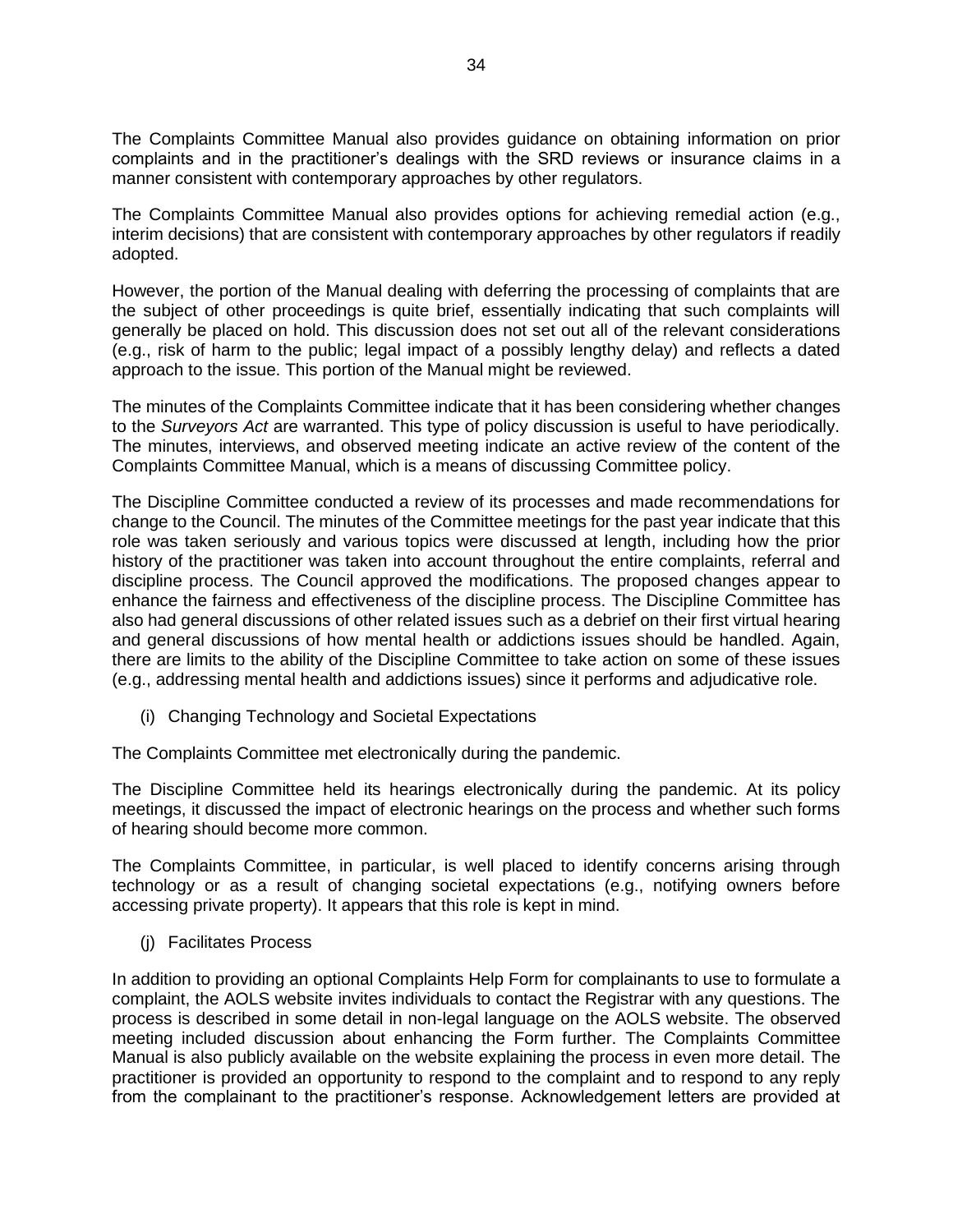The Complaints Committee Manual also provides guidance on obtaining information on prior complaints and in the practitioner's dealings with the SRD reviews or insurance claims in a manner consistent with contemporary approaches by other regulators.

The Complaints Committee Manual also provides options for achieving remedial action (e.g., interim decisions) that are consistent with contemporary approaches by other regulators if readily adopted.

However, the portion of the Manual dealing with deferring the processing of complaints that are the subject of other proceedings is quite brief, essentially indicating that such complaints will generally be placed on hold. This discussion does not set out all of the relevant considerations (e.g., risk of harm to the public; legal impact of a possibly lengthy delay) and reflects a dated approach to the issue. This portion of the Manual might be reviewed.

The minutes of the Complaints Committee indicate that it has been considering whether changes to the *Surveyors Act* are warranted. This type of policy discussion is useful to have periodically. The minutes, interviews, and observed meeting indicate an active review of the content of the Complaints Committee Manual, which is a means of discussing Committee policy.

The Discipline Committee conducted a review of its processes and made recommendations for change to the Council. The minutes of the Committee meetings for the past year indicate that this role was taken seriously and various topics were discussed at length, including how the prior history of the practitioner was taken into account throughout the entire complaints, referral and discipline process. The Council approved the modifications. The proposed changes appear to enhance the fairness and effectiveness of the discipline process. The Discipline Committee has also had general discussions of other related issues such as a debrief on their first virtual hearing and general discussions of how mental health or addictions issues should be handled. Again, there are limits to the ability of the Discipline Committee to take action on some of these issues (e.g., addressing mental health and addictions issues) since it performs and adjudicative role.

(i) Changing Technology and Societal Expectations

The Complaints Committee met electronically during the pandemic.

The Discipline Committee held its hearings electronically during the pandemic. At its policy meetings, it discussed the impact of electronic hearings on the process and whether such forms of hearing should become more common.

The Complaints Committee, in particular, is well placed to identify concerns arising through technology or as a result of changing societal expectations (e.g., notifying owners before accessing private property). It appears that this role is kept in mind.

(j) Facilitates Process

In addition to providing an optional Complaints Help Form for complainants to use to formulate a complaint, the AOLS website invites individuals to contact the Registrar with any questions. The process is described in some detail in non-legal language on the AOLS website. The observed meeting included discussion about enhancing the Form further. The Complaints Committee Manual is also publicly available on the website explaining the process in even more detail. The practitioner is provided an opportunity to respond to the complaint and to respond to any reply from the complainant to the practitioner's response. Acknowledgement letters are provided at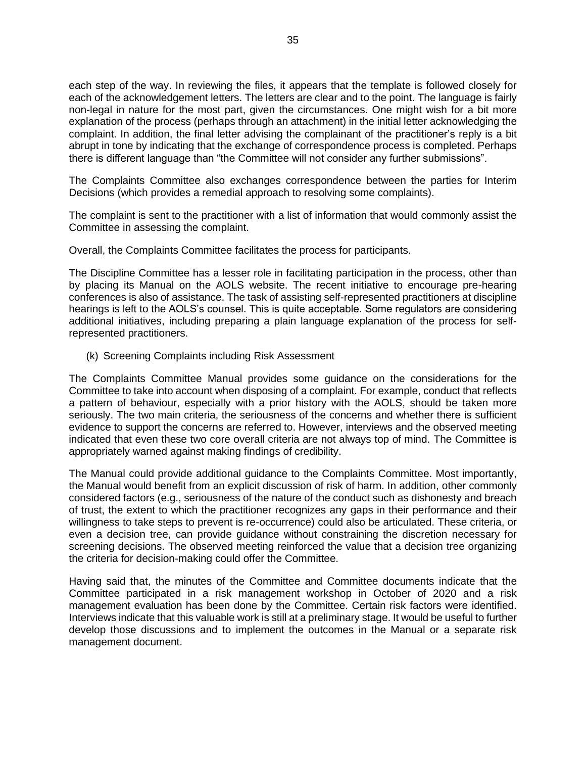each step of the way. In reviewing the files, it appears that the template is followed closely for each of the acknowledgement letters. The letters are clear and to the point. The language is fairly non-legal in nature for the most part, given the circumstances. One might wish for a bit more explanation of the process (perhaps through an attachment) in the initial letter acknowledging the complaint. In addition, the final letter advising the complainant of the practitioner's reply is a bit abrupt in tone by indicating that the exchange of correspondence process is completed. Perhaps there is different language than "the Committee will not consider any further submissions".

The Complaints Committee also exchanges correspondence between the parties for Interim Decisions (which provides a remedial approach to resolving some complaints).

The complaint is sent to the practitioner with a list of information that would commonly assist the Committee in assessing the complaint.

Overall, the Complaints Committee facilitates the process for participants.

The Discipline Committee has a lesser role in facilitating participation in the process, other than by placing its Manual on the AOLS website. The recent initiative to encourage pre-hearing conferences is also of assistance. The task of assisting self-represented practitioners at discipline hearings is left to the AOLS's counsel. This is quite acceptable. Some regulators are considering additional initiatives, including preparing a plain language explanation of the process for self-represented practitioners.

(k) Screening Complaints including Risk Assessment

The Complaints Committee Manual provides some guidance on the considerations for the Committee to take into account when disposing of a complaint. For example, conduct that reflects a pattern of behaviour, especially with a prior history with the AOLS, should be taken more seriously. The two main criteria, the seriousness of the concerns and whether there is sufficient evidence to support the concerns are referred to. However, interviews and the observed meeting indicated that even these two core overall criteria are not always top of mind. The Committee is appropriately warned against making findings of credibility.

The Manual could provide additional guidance to the Complaints Committee. Most importantly, the Manual would benefit from an explicit discussion of risk of harm. In addition, other commonly considered factors (e.g., seriousness of the nature of the conduct such as dishonesty and breach of trust, the extent to which the practitioner recognizes any gaps in their performance and their willingness to take steps to prevent is re-occurrence) could also be articulated. These criteria, or even a decision tree, can provide guidance without constraining the discretion necessary for screening decisions. The observed meeting reinforced the value that a decision tree organizing the criteria for decision-making could offer the Committee.

Having said that, the minutes of the Committee and Committee documents indicate that the Committee participated in a risk management workshop in October of 2020 and a risk management evaluation has been done by the Committee. Certain risk factors were identified. Interviews indicate that this valuable work is still at a preliminary stage. It would be useful to further develop those discussions and to implement the outcomes in the Manual or a separate risk management document.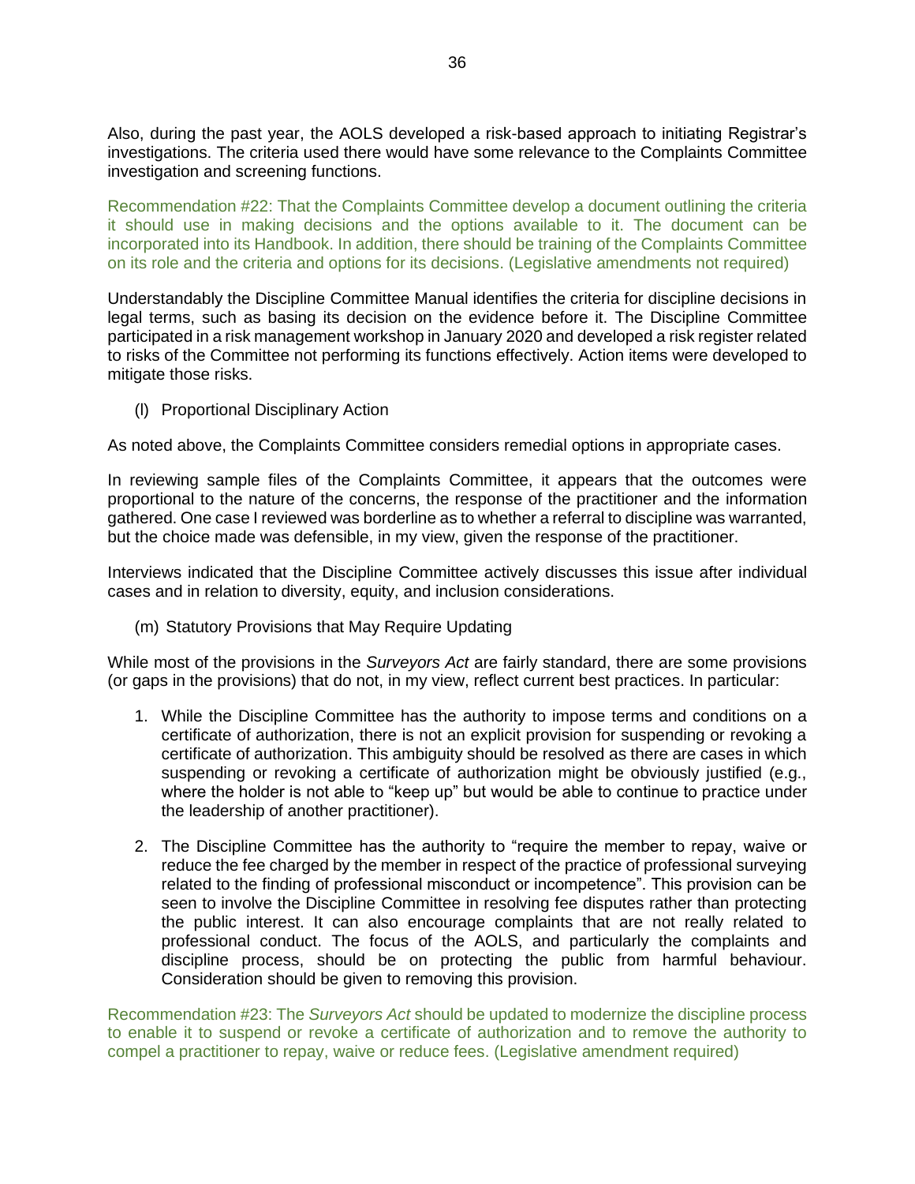Also, during the past year, the AOLS developed a risk-based approach to initiating Registrar's investigations. The criteria used there would have some relevance to the Complaints Committee investigation and screening functions.

Recommendation #22: That the Complaints Committee develop a document outlining the criteria it should use in making decisions and the options available to it. The document can be incorporated into its Handbook. In addition, there should be training of the Complaints Committee on its role and the criteria and options for its decisions. (Legislative amendments not required)

Understandably the Discipline Committee Manual identifies the criteria for discipline decisions in legal terms, such as basing its decision on the evidence before it. The Discipline Committee participated in a risk management workshop in January 2020 and developed a risk register related to risks of the Committee not performing its functions effectively. Action items were developed to mitigate those risks.

(l) Proportional Disciplinary Action

As noted above, the Complaints Committee considers remedial options in appropriate cases.

In reviewing sample files of the Complaints Committee, it appears that the outcomes were proportional to the nature of the concerns, the response of the practitioner and the information gathered. One case I reviewed was borderline as to whether a referral to discipline was warranted, but the choice made was defensible, in my view, given the response of the practitioner.

Interviews indicated that the Discipline Committee actively discusses this issue after individual cases and in relation to diversity, equity, and inclusion considerations.

(m) Statutory Provisions that May Require Updating

While most of the provisions in the *Surveyors Act* are fairly standard, there are some provisions (or gaps in the provisions) that do not, in my view, reflect current best practices. In particular:

1. While the Discipline Committee has the authority to impose terms and conditions on a certificate of authorization, there is not an explicit provision for suspending or revoking a certificate of authorization. This ambiguity should be resolved as there are cases in which suspending or revoking a certificate of authorization might be obviously justified (e.g., where the holder is not able to "keep up" but would be able to continue to practice under the leadership of another practitioner).

2. The Discipline Committee has the authority to "require the member to repay, waive or reduce the fee charged by the member in respect of the practice of professional surveying related to the finding of professional misconduct or incompetence". This provision can be seen to involve the Discipline Committee in resolving fee disputes rather than protecting the public interest. It can also encourage complaints that are not really related to professional conduct. The focus of the AOLS, and particularly the complaints and discipline process, should be on protecting the public from harmful behaviour. Consideration should be given to removing this provision.

Recommendation #23: The *Surveyors Act* should be updated to modernize the discipline process to enable it to suspend or revoke a certificate of authorization and to remove the authority to compel a practitioner to repay, waive or reduce fees. (Legislative amendment required)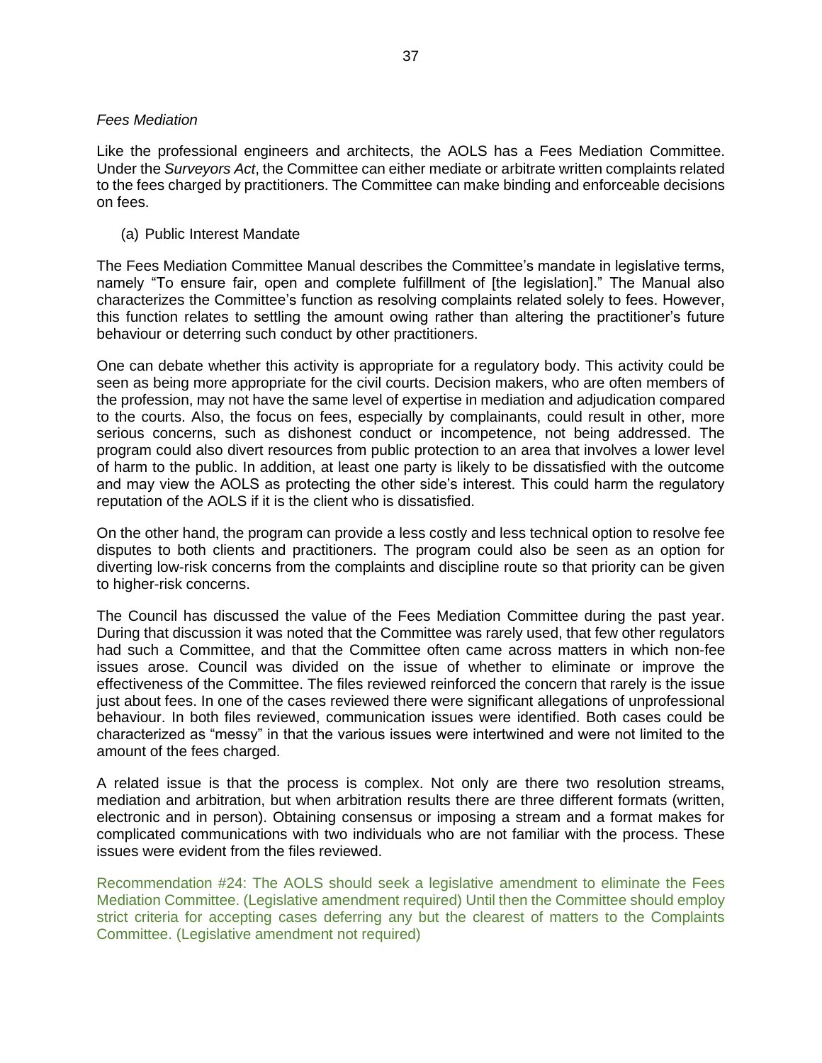*Fees Mediation*

Like the professional engineers and architects, the AOLS has a Fees Mediation Committee. Under the *Surveyors Act*, the Committee can either mediate or arbitrate written complaints related to the fees charged by practitioners. The Committee can make binding and enforceable decisions on fees.

(a) Public Interest Mandate

The Fees Mediation Committee Manual describes the Committee's mandate in legislative terms, namely "To ensure fair, open and complete fulfillment of [the legislation]." The Manual also characterizes the Committee's function as resolving complaints related solely to fees. However, this function relates to settling the amount owing rather than altering the practitioner's future behaviour or deterring such conduct by other practitioners.

One can debate whether this activity is appropriate for a regulatory body. This activity could be seen as being more appropriate for the civil courts. Decision makers, who are often members of the profession, may not have the same level of expertise in mediation and adjudication compared to the courts. Also, the focus on fees, especially by complainants, could result in other, more serious concerns, such as dishonest conduct or incompetence, not being addressed. The program could also divert resources from public protection to an area that involves a lower level of harm to the public. In addition, at least one party is likely to be dissatisfied with the outcome and may view the AOLS as protecting the other side's interest. This could harm the regulatory reputation of the AOLS if it is the client who is dissatisfied.

On the other hand, the program can provide a less costly and less technical option to resolve fee disputes to both clients and practitioners. The program could also be seen as an option for diverting low-risk concerns from the complaints and discipline route so that priority can be given to higher-risk concerns.

The Council has discussed the value of the Fees Mediation Committee during the past year. During that discussion it was noted that the Committee was rarely used, that few other regulators had such a Committee, and that the Committee often came across matters in which non-fee issues arose. Council was divided on the issue of whether to eliminate or improve the effectiveness of the Committee. The files reviewed reinforced the concern that rarely is the issue just about fees. In one of the cases reviewed there were significant allegations of unprofessional behaviour. In both files reviewed, communication issues were identified. Both cases could be characterized as "messy" in that the various issues were intertwined and were not limited to the amount of the fees charged.

A related issue is that the process is complex. Not only are there two resolution streams, mediation and arbitration, but when arbitration results there are three different formats (written, electronic and in person). Obtaining consensus or imposing a stream and a format makes for complicated communications with two individuals who are not familiar with the process. These issues were evident from the files reviewed.

Recommendation #24: The AOLS should seek a legislative amendment to eliminate the Fees Mediation Committee. (Legislative amendment required) Until then the Committee should employ strict criteria for accepting cases deferring any but the clearest of matters to the Complaints Committee. (Legislative amendment not required)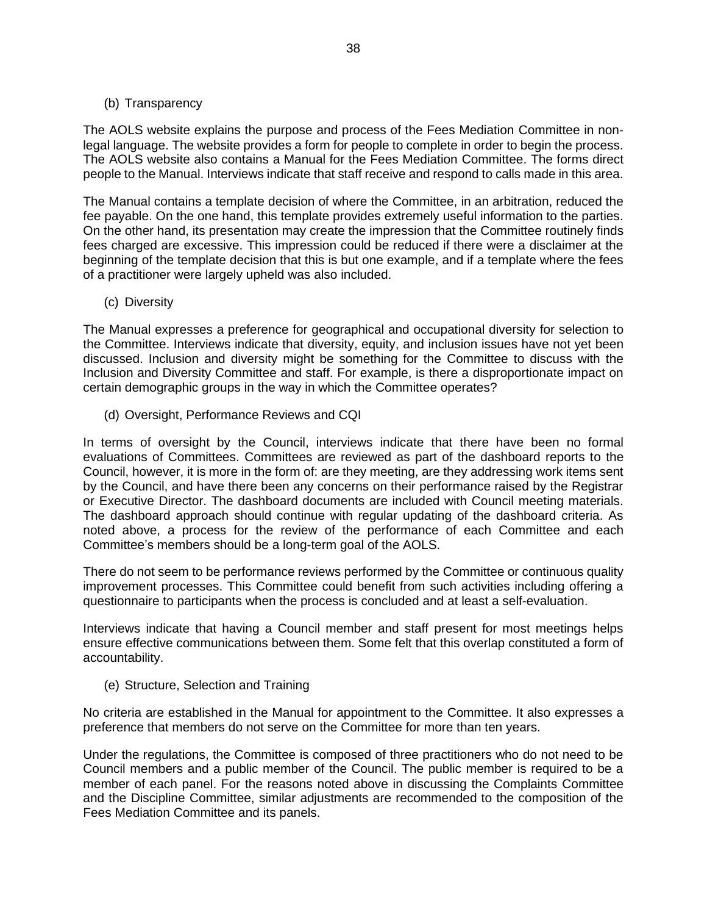(b) Transparency

The AOLS website explains the purpose and process of the Fees Mediation Committee in non-legal language. The website provides a form for people to complete in order to begin the process. The AOLS website also contains a Manual for the Fees Mediation Committee. The forms direct people to the Manual. Interviews indicate that staff receive and respond to calls made in this area.

The Manual contains a template decision of where the Committee, in an arbitration, reduced the fee payable. On the one hand, this template provides extremely useful information to the parties. On the other hand, its presentation may create the impression that the Committee routinely finds fees charged are excessive. This impression could be reduced if there were a disclaimer at the beginning of the template decision that this is but one example, and if a template where the fees of a practitioner were largely upheld was also included.

(c) Diversity

The Manual expresses a preference for geographical and occupational diversity for selection to the Committee. Interviews indicate that diversity, equity, and inclusion issues have not yet been discussed. Inclusion and diversity might be something for the Committee to discuss with the Inclusion and Diversity Committee and staff. For example, is there a disproportionate impact on certain demographic groups in the way in which the Committee operates?

(d) Oversight, Performance Reviews and CQI

In terms of oversight by the Council, interviews indicate that there have been no formal evaluations of Committees. Committees are reviewed as part of the dashboard reports to the Council, however, it is more in the form of: are they meeting, are they addressing work items sent by the Council, and have there been any concerns on their performance raised by the Registrar or Executive Director. The dashboard documents are included with Council meeting materials. The dashboard approach should continue with regular updating of the dashboard criteria. As noted above, a process for the review of the performance of each Committee and each Committee's members should be a long-term goal of the AOLS.

There do not seem to be performance reviews performed by the Committee or continuous quality improvement processes. This Committee could benefit from such activities including offering a questionnaire to participants when the process is concluded and at least a self-evaluation.

Interviews indicate that having a Council member and staff present for most meetings helps ensure effective communications between them. Some felt that this overlap constituted a form of accountability.

(e) Structure, Selection and Training

No criteria are established in the Manual for appointment to the Committee. It also expresses a preference that members do not serve on the Committee for more than ten years.

Under the regulations, the Committee is composed of three practitioners who do not need to be Council members and a public member of the Council. The public member is required to be a member of each panel. For the reasons noted above in discussing the Complaints Committee and the Discipline Committee, similar adjustments are recommended to the composition of the Fees Mediation Committee and its panels.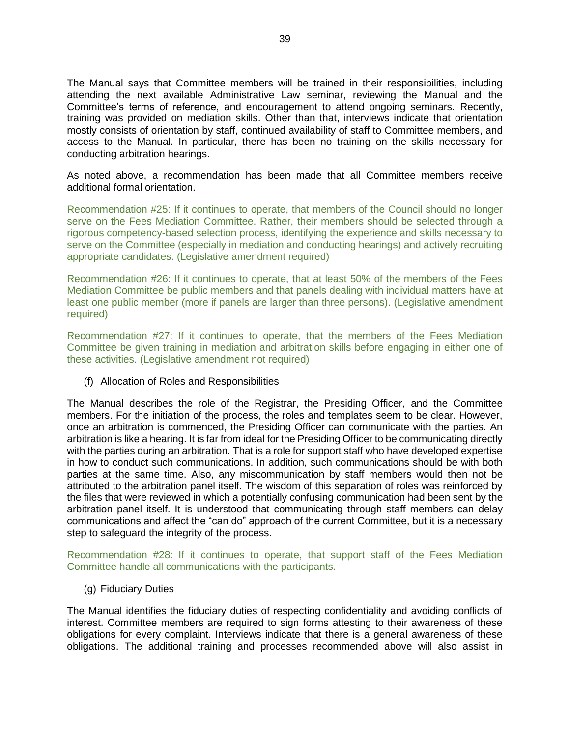The Manual says that Committee members will be trained in their responsibilities, including attending the next available Administrative Law seminar, reviewing the Manual and the Committee's terms of reference, and encouragement to attend ongoing seminars. Recently, training was provided on mediation skills. Other than that, interviews indicate that orientation mostly consists of orientation by staff, continued availability of staff to Committee members, and access to the Manual. In particular, there has been no training on the skills necessary for conducting arbitration hearings.

As noted above, a recommendation has been made that all Committee members receive additional formal orientation.

Recommendation #25: If it continues to operate, that members of the Council should no longer serve on the Fees Mediation Committee. Rather, their members should be selected through a rigorous competency-based selection process, identifying the experience and skills necessary to serve on the Committee (especially in mediation and conducting hearings) and actively recruiting appropriate candidates. (Legislative amendment required)

Recommendation #26: If it continues to operate, that at least 50% of the members of the Fees Mediation Committee be public members and that panels dealing with individual matters have at least one public member (more if panels are larger than three persons). (Legislative amendment required)

Recommendation #27: If it continues to operate, that the members of the Fees Mediation Committee be given training in mediation and arbitration skills before engaging in either one of these activities. (Legislative amendment not required)

(f) Allocation of Roles and Responsibilities

The Manual describes the role of the Registrar, the Presiding Officer, and the Committee members. For the initiation of the process, the roles and templates seem to be clear. However, once an arbitration is commenced, the Presiding Officer can communicate with the parties. An arbitration is like a hearing. It is far from ideal for the Presiding Officer to be communicating directly with the parties during an arbitration. That is a role for support staff who have developed expertise in how to conduct such communications. In addition, such communications should be with both parties at the same time. Also, any miscommunication by staff members would then not be attributed to the arbitration panel itself. The wisdom of this separation of roles was reinforced by the files that were reviewed in which a potentially confusing communication had been sent by the arbitration panel itself. It is understood that communicating through staff members can delay communications and affect the "can do" approach of the current Committee, but it is a necessary step to safeguard the integrity of the process.

Recommendation #28: If it continues to operate, that support staff of the Fees Mediation Committee handle all communications with the participants.

(g) Fiduciary Duties

The Manual identifies the fiduciary duties of respecting confidentiality and avoiding conflicts of interest. Committee members are required to sign forms attesting to their awareness of these obligations for every complaint. Interviews indicate that there is a general awareness of these obligations. The additional training and processes recommended above will also assist in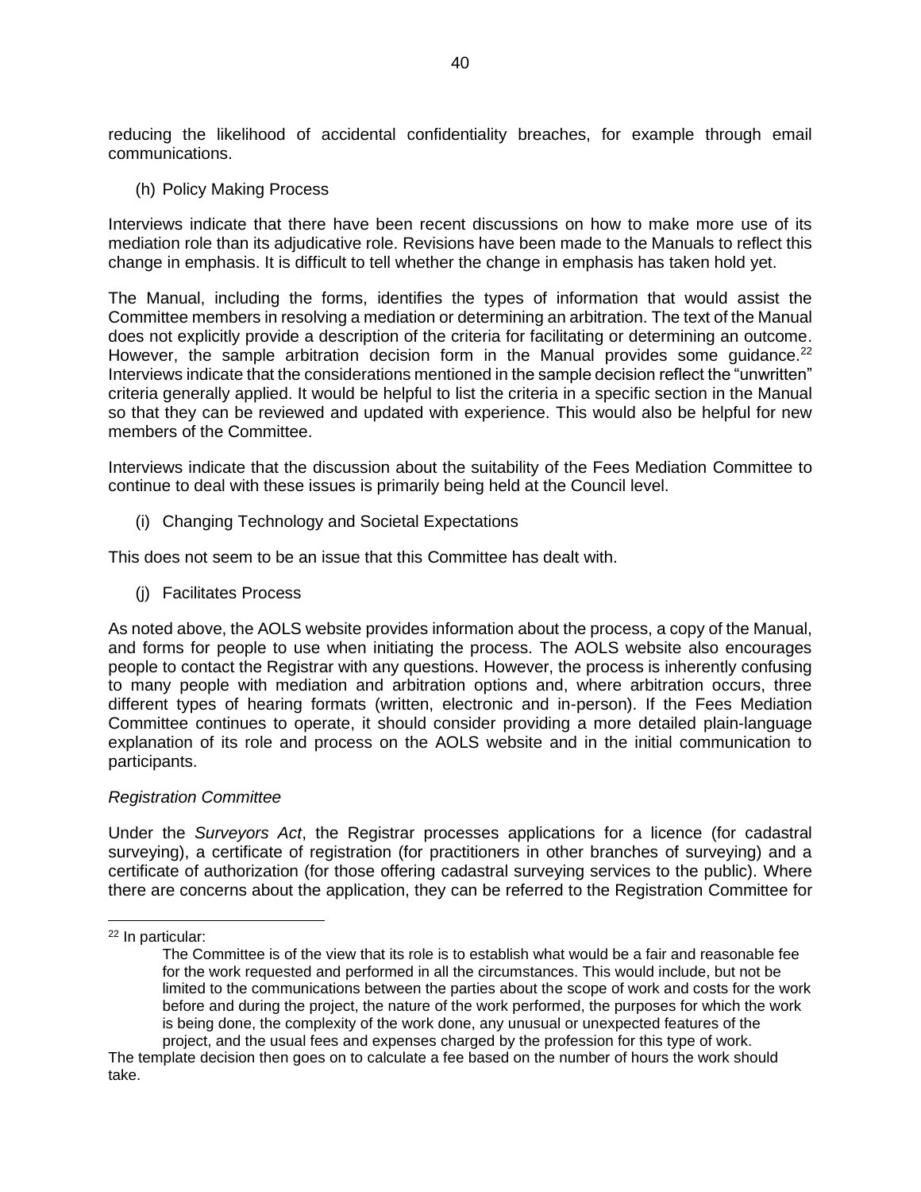reducing the likelihood of accidental confidentiality breaches, for example through email communications.

(h) Policy Making Process

Interviews indicate that there have been recent discussions on how to make more use of its mediation role than its adjudicative role. Revisions have been made to the Manuals to reflect this change in emphasis. It is difficult to tell whether the change in emphasis has taken hold yet.

The Manual, including the forms, identifies the types of information that would assist the Committee members in resolving a mediation or determining an arbitration. The text of the Manual does not explicitly provide a description of the criteria for facilitating or determining an outcome. However, the sample arbitration decision form in the Manual provides some guidance.[22] Interviews indicate that the considerations mentioned in the sample decision reflect the "unwritten" criteria generally applied. It would be helpful to list the criteria in a specific section in the Manual so that they can be reviewed and updated with experience. This would also be helpful for new members of the Committee.

Interviews indicate that the discussion about the suitability of the Fees Mediation Committee to continue to deal with these issues is primarily being held at the Council level.

(i) Changing Technology and Societal Expectations

This does not seem to be an issue that this Committee has dealt with.

(j) Facilitates Process

As noted above, the AOLS website provides information about the process, a copy of the Manual, and forms for people to use when initiating the process. The AOLS website also encourages people to contact the Registrar with any questions. However, the process is inherently confusing to many people with mediation and arbitration options and, where arbitration occurs, three different types of hearing formats (written, electronic and in-person). If the Fees Mediation Committee continues to operate, it should consider providing a more detailed plain-language explanation of its role and process on the AOLS website and in the initial communication to participants.

*Registration Committee*

Under the *Surveyors Act*, the Registrar processes applications for a licence (for cadastral surveying), a certificate of registration (for practitioners in other branches of surveying) and a certificate of authorization (for those offering cadastral surveying services to the public). Where there are concerns about the application, they can be referred to the Registration Committee for

---

[22] In particular:

> The Committee is of the view that its role is to establish what would be a fair and reasonable fee for the work requested and performed in all the circumstances. This would include, but not be limited to the communications between the parties about the scope of work and costs for the work before and during the project, the nature of the work performed, the purposes for which the work is being done, the complexity of the work done, any unusual or unexpected features of the project, and the usual fees and expenses charged by the profession for this type of work.

The template decision then goes on to calculate a fee based on the number of hours the work should take.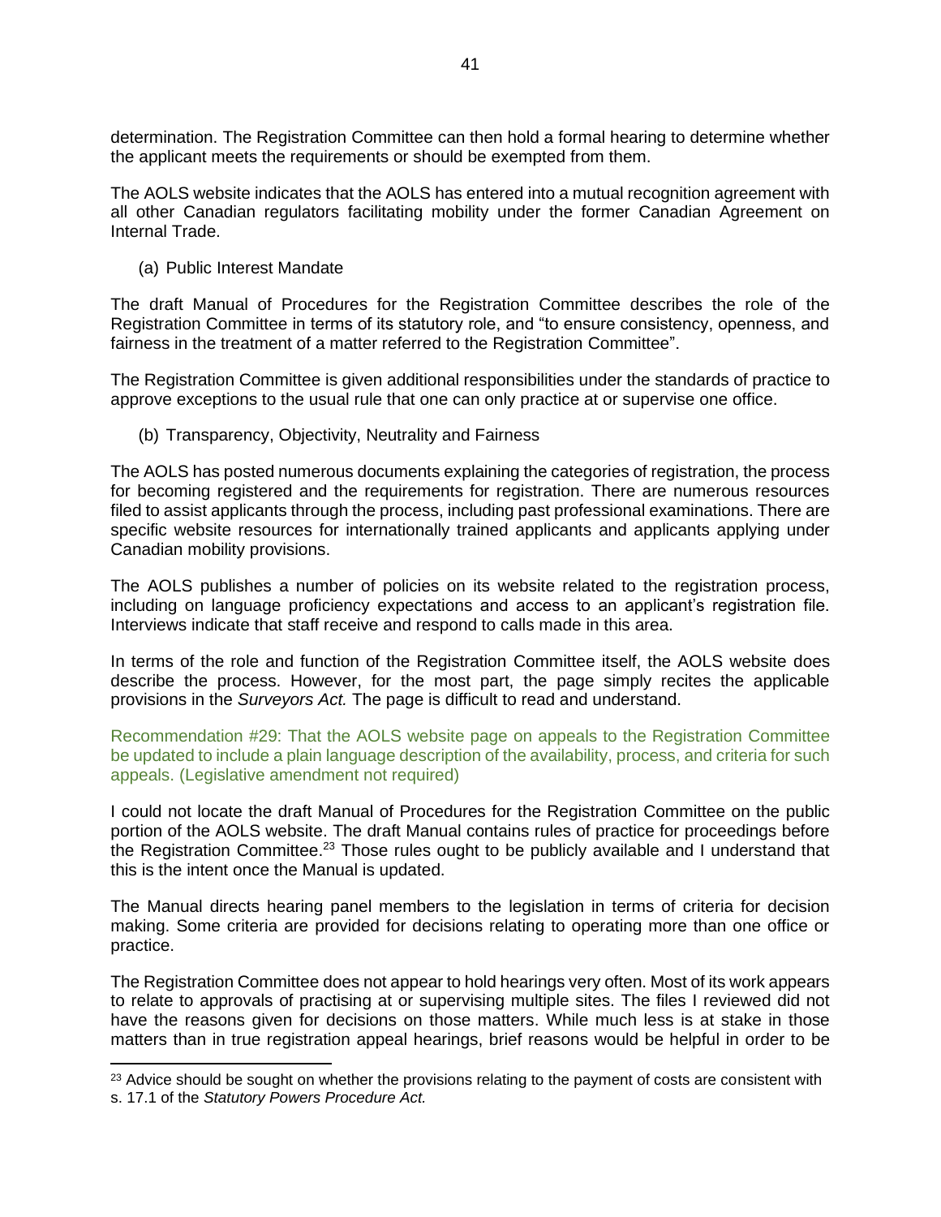determination. The Registration Committee can then hold a formal hearing to determine whether the applicant meets the requirements or should be exempted from them.

The AOLS website indicates that the AOLS has entered into a mutual recognition agreement with all other Canadian regulators facilitating mobility under the former Canadian Agreement on Internal Trade.

(a) Public Interest Mandate

The draft Manual of Procedures for the Registration Committee describes the role of the Registration Committee in terms of its statutory role, and "to ensure consistency, openness, and fairness in the treatment of a matter referred to the Registration Committee".

The Registration Committee is given additional responsibilities under the standards of practice to approve exceptions to the usual rule that one can only practice at or supervise one office.

(b) Transparency, Objectivity, Neutrality and Fairness

The AOLS has posted numerous documents explaining the categories of registration, the process for becoming registered and the requirements for registration. There are numerous resources filed to assist applicants through the process, including past professional examinations. There are specific website resources for internationally trained applicants and applicants applying under Canadian mobility provisions.

The AOLS publishes a number of policies on its website related to the registration process, including on language proficiency expectations and access to an applicant's registration file. Interviews indicate that staff receive and respond to calls made in this area.

In terms of the role and function of the Registration Committee itself, the AOLS website does describe the process. However, for the most part, the page simply recites the applicable provisions in the *Surveyors Act.* The page is difficult to read and understand.

Recommendation #29: That the AOLS website page on appeals to the Registration Committee be updated to include a plain language description of the availability, process, and criteria for such appeals. (Legislative amendment not required)

I could not locate the draft Manual of Procedures for the Registration Committee on the public portion of the AOLS website. The draft Manual contains rules of practice for proceedings before the Registration Committee.[23] Those rules ought to be publicly available and I understand that this is the intent once the Manual is updated.

The Manual directs hearing panel members to the legislation in terms of criteria for decision making. Some criteria are provided for decisions relating to operating more than one office or practice.

The Registration Committee does not appear to hold hearings very often. Most of its work appears to relate to approvals of practising at or supervising multiple sites. The files I reviewed did not have the reasons given for decisions on those matters. While much less is at stake in those matters than in true registration appeal hearings, brief reasons would be helpful in order to be

[23] Advice should be sought on whether the provisions relating to the payment of costs are consistent with s. 17.1 of the *Statutory Powers Procedure Act.*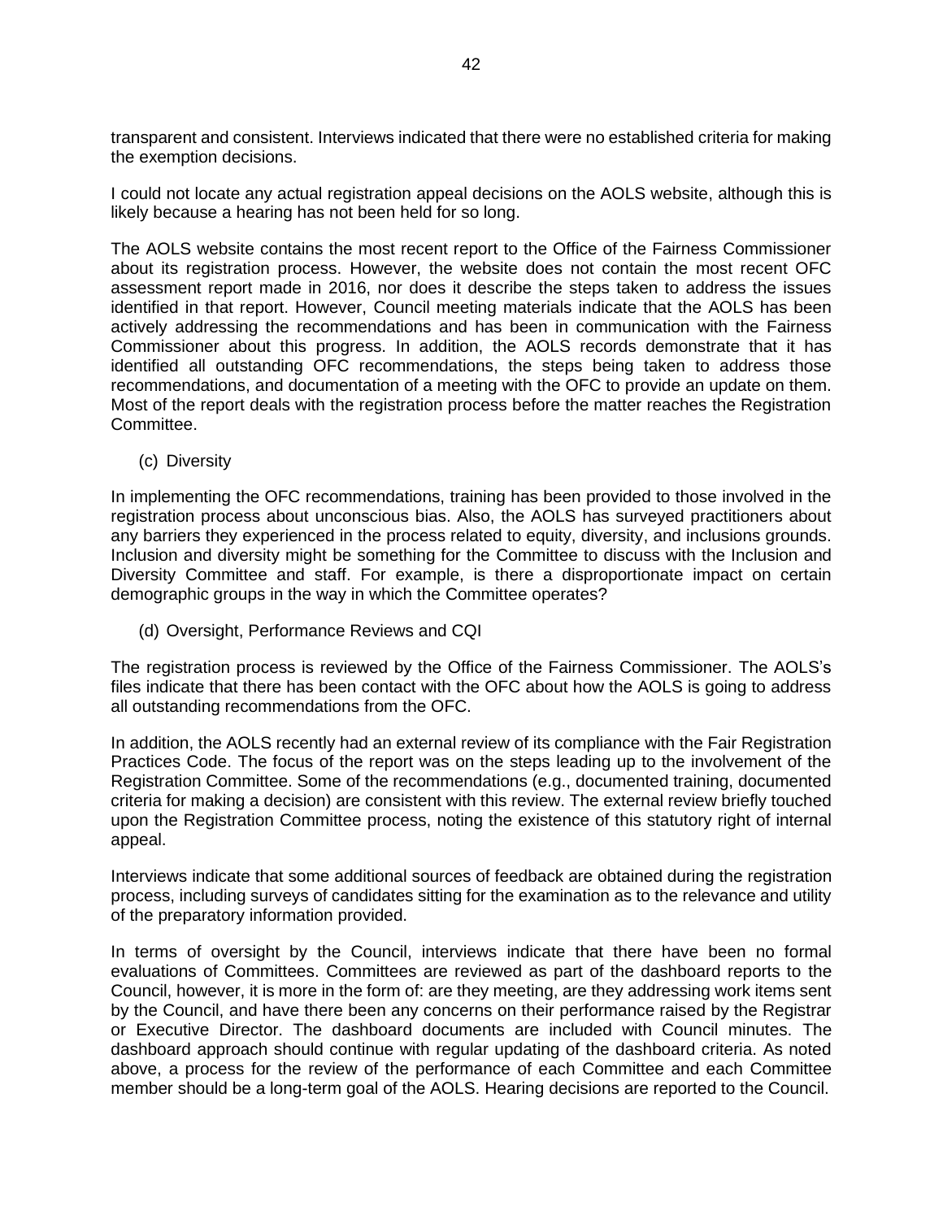transparent and consistent. Interviews indicated that there were no established criteria for making the exemption decisions.

I could not locate any actual registration appeal decisions on the AOLS website, although this is likely because a hearing has not been held for so long.

The AOLS website contains the most recent report to the Office of the Fairness Commissioner about its registration process. However, the website does not contain the most recent OFC assessment report made in 2016, nor does it describe the steps taken to address the issues identified in that report. However, Council meeting materials indicate that the AOLS has been actively addressing the recommendations and has been in communication with the Fairness Commissioner about this progress. In addition, the AOLS records demonstrate that it has identified all outstanding OFC recommendations, the steps being taken to address those recommendations, and documentation of a meeting with the OFC to provide an update on them. Most of the report deals with the registration process before the matter reaches the Registration Committee.

(c) Diversity

In implementing the OFC recommendations, training has been provided to those involved in the registration process about unconscious bias. Also, the AOLS has surveyed practitioners about any barriers they experienced in the process related to equity, diversity, and inclusions grounds. Inclusion and diversity might be something for the Committee to discuss with the Inclusion and Diversity Committee and staff. For example, is there a disproportionate impact on certain demographic groups in the way in which the Committee operates?

(d) Oversight, Performance Reviews and CQI

The registration process is reviewed by the Office of the Fairness Commissioner. The AOLS's files indicate that there has been contact with the OFC about how the AOLS is going to address all outstanding recommendations from the OFC.

In addition, the AOLS recently had an external review of its compliance with the Fair Registration Practices Code. The focus of the report was on the steps leading up to the involvement of the Registration Committee. Some of the recommendations (e.g., documented training, documented criteria for making a decision) are consistent with this review. The external review briefly touched upon the Registration Committee process, noting the existence of this statutory right of internal appeal.

Interviews indicate that some additional sources of feedback are obtained during the registration process, including surveys of candidates sitting for the examination as to the relevance and utility of the preparatory information provided.

In terms of oversight by the Council, interviews indicate that there have been no formal evaluations of Committees. Committees are reviewed as part of the dashboard reports to the Council, however, it is more in the form of: are they meeting, are they addressing work items sent by the Council, and have there been any concerns on their performance raised by the Registrar or Executive Director. The dashboard documents are included with Council minutes. The dashboard approach should continue with regular updating of the dashboard criteria. As noted above, a process for the review of the performance of each Committee and each Committee member should be a long-term goal of the AOLS. Hearing decisions are reported to the Council.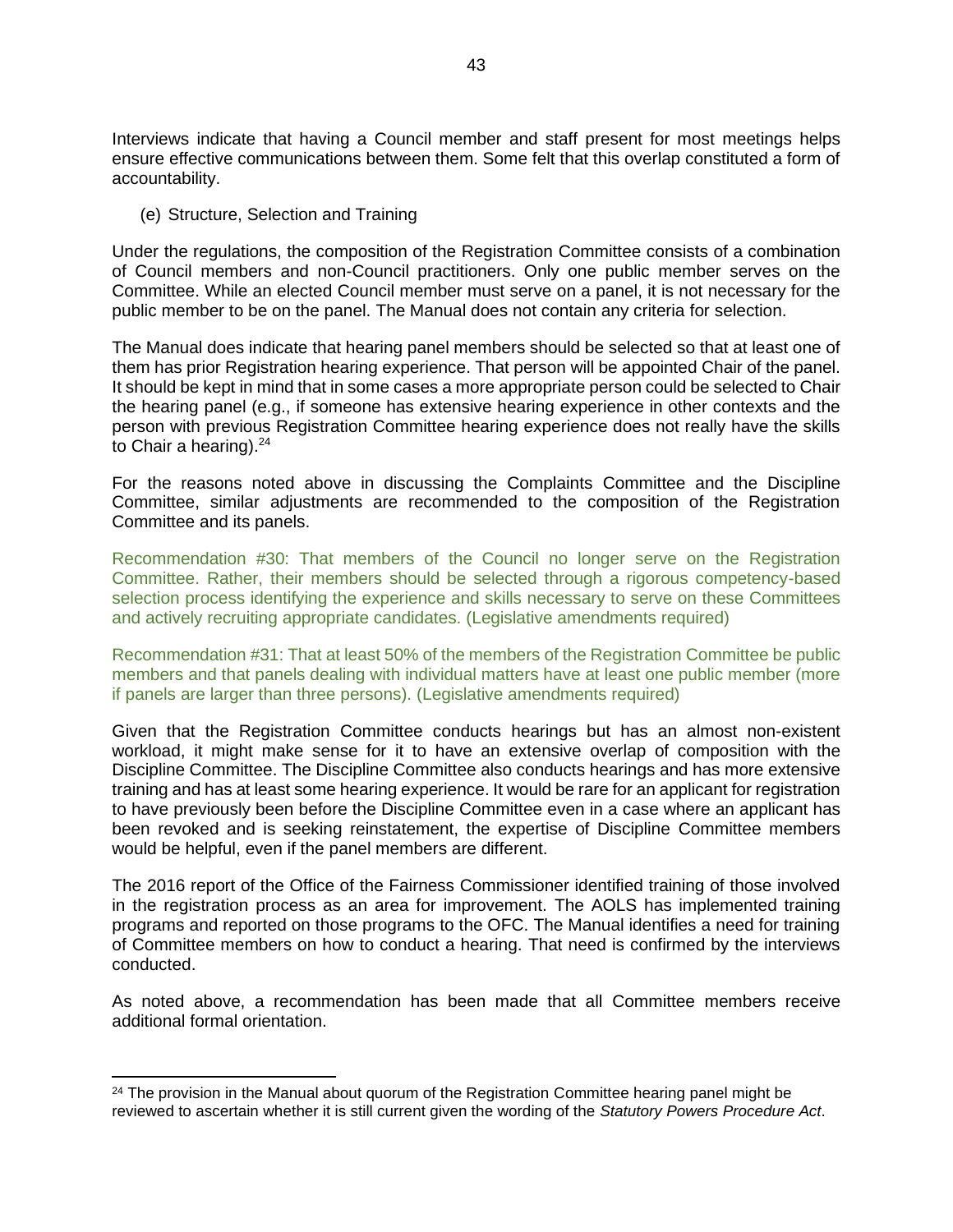Interviews indicate that having a Council member and staff present for most meetings helps ensure effective communications between them. Some felt that this overlap constituted a form of accountability.

(e) Structure, Selection and Training

Under the regulations, the composition of the Registration Committee consists of a combination of Council members and non-Council practitioners. Only one public member serves on the Committee. While an elected Council member must serve on a panel, it is not necessary for the public member to be on the panel. The Manual does not contain any criteria for selection.

The Manual does indicate that hearing panel members should be selected so that at least one of them has prior Registration hearing experience. That person will be appointed Chair of the panel. It should be kept in mind that in some cases a more appropriate person could be selected to Chair the hearing panel (e.g., if someone has extensive hearing experience in other contexts and the person with previous Registration Committee hearing experience does not really have the skills to Chair a hearing).[24]

For the reasons noted above in discussing the Complaints Committee and the Discipline Committee, similar adjustments are recommended to the composition of the Registration Committee and its panels.

Recommendation #30: That members of the Council no longer serve on the Registration Committee. Rather, their members should be selected through a rigorous competency-based selection process identifying the experience and skills necessary to serve on these Committees and actively recruiting appropriate candidates. (Legislative amendments required)

Recommendation #31: That at least 50% of the members of the Registration Committee be public members and that panels dealing with individual matters have at least one public member (more if panels are larger than three persons). (Legislative amendments required)

Given that the Registration Committee conducts hearings but has an almost non-existent workload, it might make sense for it to have an extensive overlap of composition with the Discipline Committee. The Discipline Committee also conducts hearings and has more extensive training and has at least some hearing experience. It would be rare for an applicant for registration to have previously been before the Discipline Committee even in a case where an applicant has been revoked and is seeking reinstatement, the expertise of Discipline Committee members would be helpful, even if the panel members are different.

The 2016 report of the Office of the Fairness Commissioner identified training of those involved in the registration process as an area for improvement. The AOLS has implemented training programs and reported on those programs to the OFC. The Manual identifies a need for training of Committee members on how to conduct a hearing. That need is confirmed by the interviews conducted.

As noted above, a recommendation has been made that all Committee members receive additional formal orientation.

[24] The provision in the Manual about quorum of the Registration Committee hearing panel might be reviewed to ascertain whether it is still current given the wording of the *Statutory Powers Procedure Act*.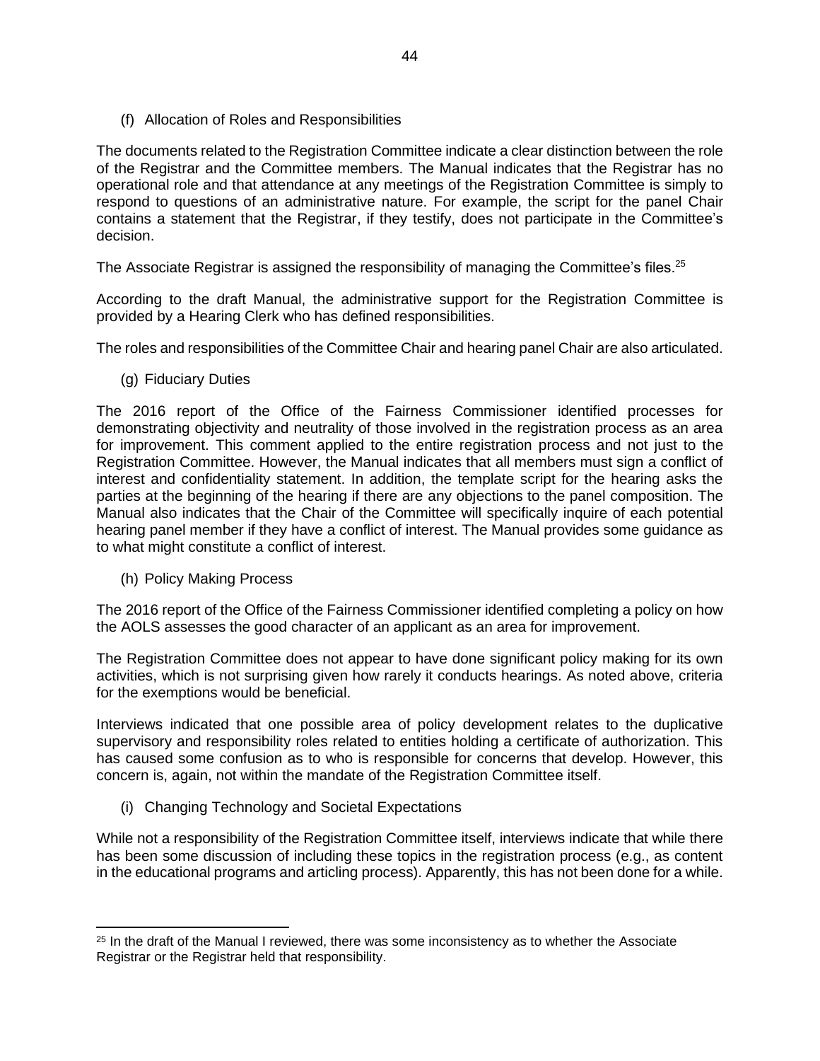### (f) Allocation of Roles and Responsibilities

The documents related to the Registration Committee indicate a clear distinction between the role of the Registrar and the Committee members. The Manual indicates that the Registrar has no operational role and that attendance at any meetings of the Registration Committee is simply to respond to questions of an administrative nature. For example, the script for the panel Chair contains a statement that the Registrar, if they testify, does not participate in the Committee's decision.

The Associate Registrar is assigned the responsibility of managing the Committee's files.[25]

According to the draft Manual, the administrative support for the Registration Committee is provided by a Hearing Clerk who has defined responsibilities.

The roles and responsibilities of the Committee Chair and hearing panel Chair are also articulated.

### (g) Fiduciary Duties

The 2016 report of the Office of the Fairness Commissioner identified processes for demonstrating objectivity and neutrality of those involved in the registration process as an area for improvement. This comment applied to the entire registration process and not just to the Registration Committee. However, the Manual indicates that all members must sign a conflict of interest and confidentiality statement. In addition, the template script for the hearing asks the parties at the beginning of the hearing if there are any objections to the panel composition. The Manual also indicates that the Chair of the Committee will specifically inquire of each potential hearing panel member if they have a conflict of interest. The Manual provides some guidance as to what might constitute a conflict of interest.

### (h) Policy Making Process

The 2016 report of the Office of the Fairness Commissioner identified completing a policy on how the AOLS assesses the good character of an applicant as an area for improvement.

The Registration Committee does not appear to have done significant policy making for its own activities, which is not surprising given how rarely it conducts hearings. As noted above, criteria for the exemptions would be beneficial.

Interviews indicated that one possible area of policy development relates to the duplicative supervisory and responsibility roles related to entities holding a certificate of authorization. This has caused some confusion as to who is responsible for concerns that develop. However, this concern is, again, not within the mandate of the Registration Committee itself.

### (i) Changing Technology and Societal Expectations

While not a responsibility of the Registration Committee itself, interviews indicate that while there has been some discussion of including these topics in the registration process (e.g., as content in the educational programs and articling process). Apparently, this has not been done for a while.

---

[25] In the draft of the Manual I reviewed, there was some inconsistency as to whether the Associate Registrar or the Registrar held that responsibility.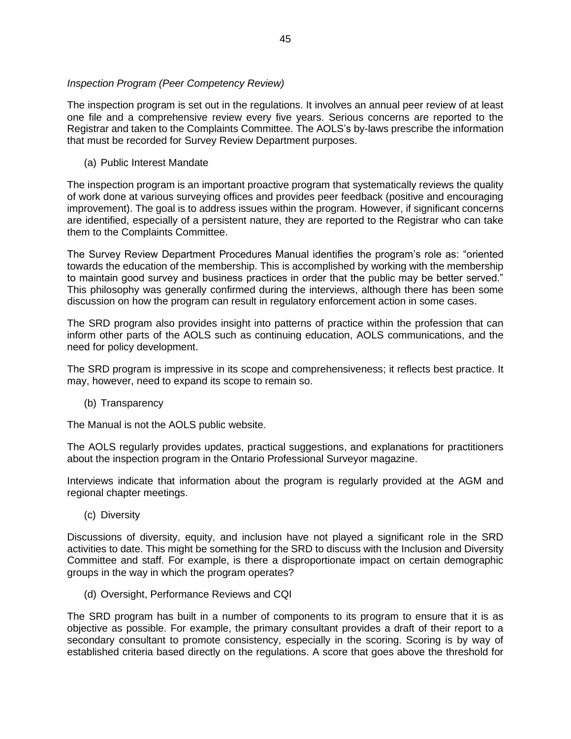*Inspection Program (Peer Competency Review)*

The inspection program is set out in the regulations. It involves an annual peer review of at least one file and a comprehensive review every five years. Serious concerns are reported to the Registrar and taken to the Complaints Committee. The AOLS's by-laws prescribe the information that must be recorded for Survey Review Department purposes.

(a) Public Interest Mandate

The inspection program is an important proactive program that systematically reviews the quality of work done at various surveying offices and provides peer feedback (positive and encouraging improvement). The goal is to address issues within the program. However, if significant concerns are identified, especially of a persistent nature, they are reported to the Registrar who can take them to the Complaints Committee.

The Survey Review Department Procedures Manual identifies the program's role as: "oriented towards the education of the membership. This is accomplished by working with the membership to maintain good survey and business practices in order that the public may be better served." This philosophy was generally confirmed during the interviews, although there has been some discussion on how the program can result in regulatory enforcement action in some cases.

The SRD program also provides insight into patterns of practice within the profession that can inform other parts of the AOLS such as continuing education, AOLS communications, and the need for policy development.

The SRD program is impressive in its scope and comprehensiveness; it reflects best practice. It may, however, need to expand its scope to remain so.

(b) Transparency

The Manual is not the AOLS public website.

The AOLS regularly provides updates, practical suggestions, and explanations for practitioners about the inspection program in the Ontario Professional Surveyor magazine.

Interviews indicate that information about the program is regularly provided at the AGM and regional chapter meetings.

(c) Diversity

Discussions of diversity, equity, and inclusion have not played a significant role in the SRD activities to date. This might be something for the SRD to discuss with the Inclusion and Diversity Committee and staff. For example, is there a disproportionate impact on certain demographic groups in the way in which the program operates?

(d) Oversight, Performance Reviews and CQI

The SRD program has built in a number of components to its program to ensure that it is as objective as possible. For example, the primary consultant provides a draft of their report to a secondary consultant to promote consistency, especially in the scoring. Scoring is by way of established criteria based directly on the regulations. A score that goes above the threshold for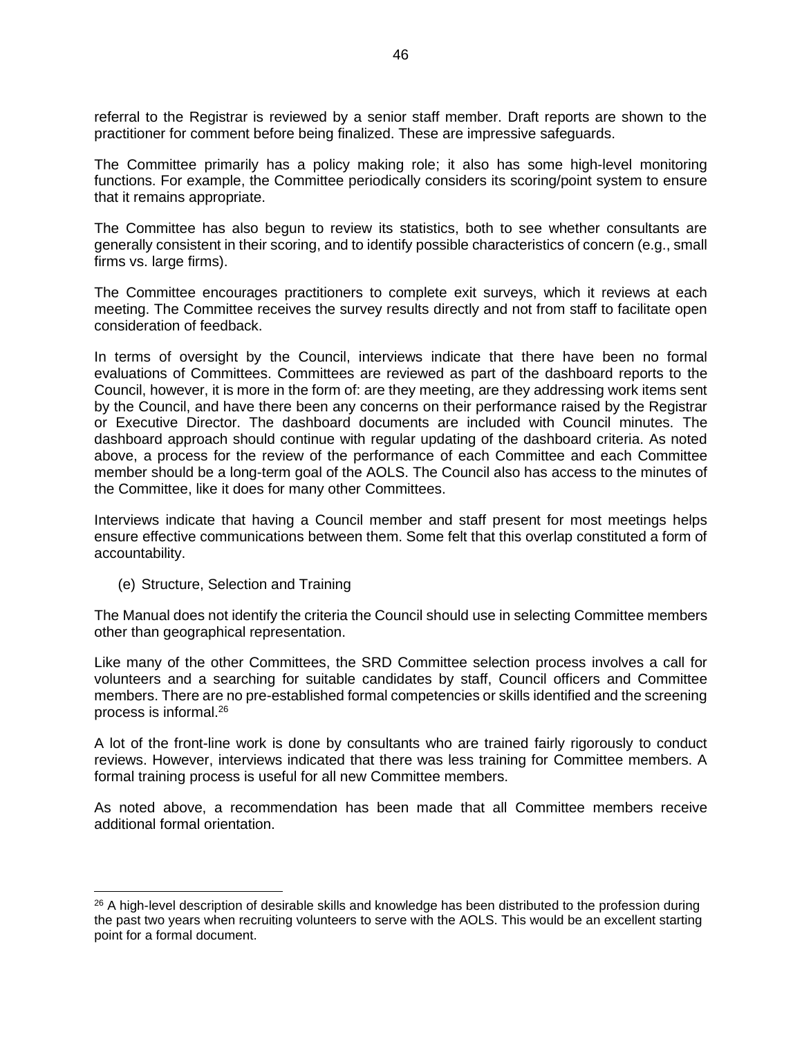referral to the Registrar is reviewed by a senior staff member. Draft reports are shown to the practitioner for comment before being finalized. These are impressive safeguards.

The Committee primarily has a policy making role; it also has some high-level monitoring functions. For example, the Committee periodically considers its scoring/point system to ensure that it remains appropriate.

The Committee has also begun to review its statistics, both to see whether consultants are generally consistent in their scoring, and to identify possible characteristics of concern (e.g., small firms vs. large firms).

The Committee encourages practitioners to complete exit surveys, which it reviews at each meeting. The Committee receives the survey results directly and not from staff to facilitate open consideration of feedback.

In terms of oversight by the Council, interviews indicate that there have been no formal evaluations of Committees. Committees are reviewed as part of the dashboard reports to the Council, however, it is more in the form of: are they meeting, are they addressing work items sent by the Council, and have there been any concerns on their performance raised by the Registrar or Executive Director. The dashboard documents are included with Council minutes. The dashboard approach should continue with regular updating of the dashboard criteria. As noted above, a process for the review of the performance of each Committee and each Committee member should be a long-term goal of the AOLS. The Council also has access to the minutes of the Committee, like it does for many other Committees.

Interviews indicate that having a Council member and staff present for most meetings helps ensure effective communications between them. Some felt that this overlap constituted a form of accountability.

(e) Structure, Selection and Training

The Manual does not identify the criteria the Council should use in selecting Committee members other than geographical representation.

Like many of the other Committees, the SRD Committee selection process involves a call for volunteers and a searching for suitable candidates by staff, Council officers and Committee members. There are no pre-established formal competencies or skills identified and the screening process is informal.[26]

A lot of the front-line work is done by consultants who are trained fairly rigorously to conduct reviews. However, interviews indicated that there was less training for Committee members. A formal training process is useful for all new Committee members.

As noted above, a recommendation has been made that all Committee members receive additional formal orientation.

---

[26] A high-level description of desirable skills and knowledge has been distributed to the profession during the past two years when recruiting volunteers to serve with the AOLS. This would be an excellent starting point for a formal document.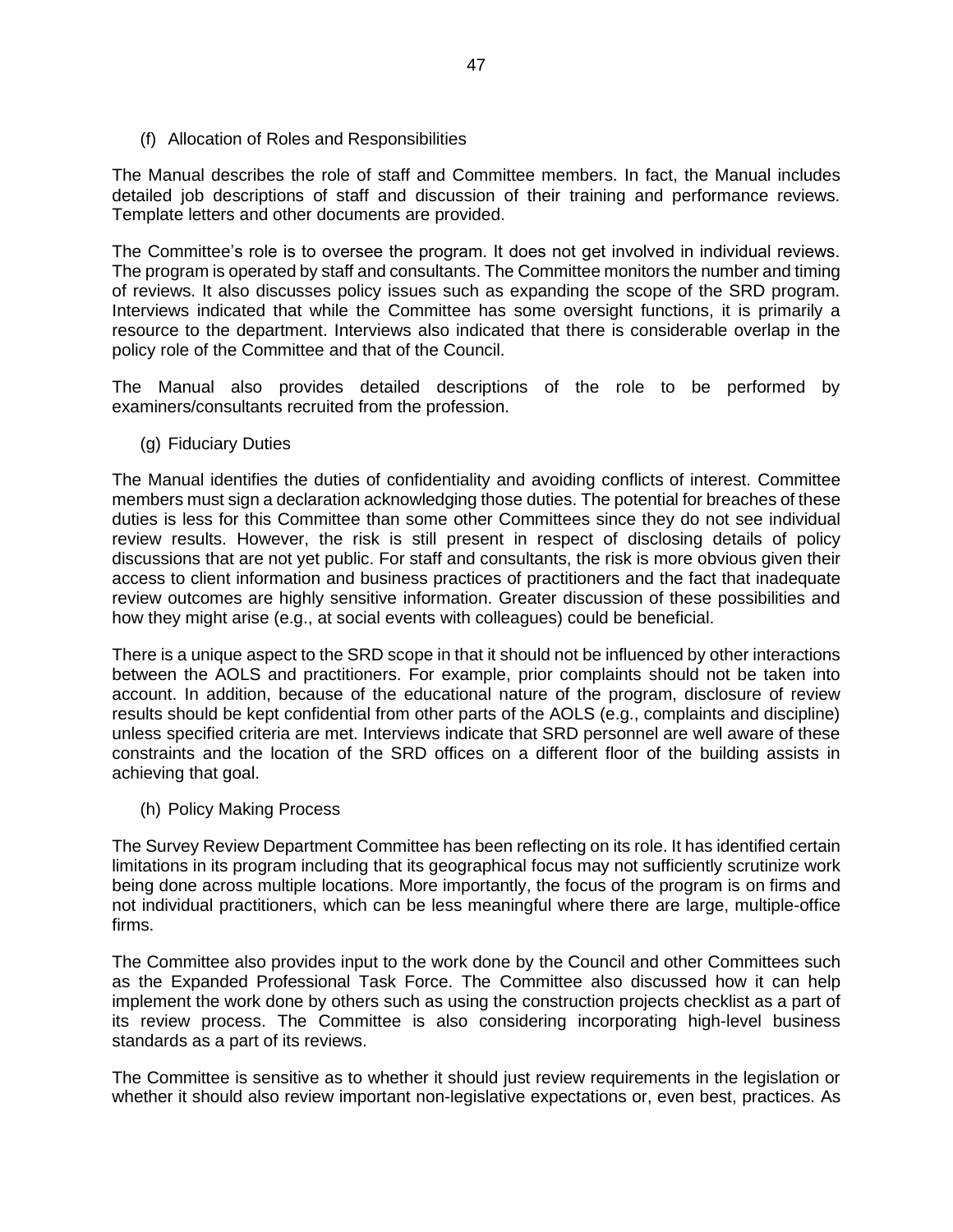### (f) Allocation of Roles and Responsibilities

The Manual describes the role of staff and Committee members. In fact, the Manual includes detailed job descriptions of staff and discussion of their training and performance reviews. Template letters and other documents are provided.

The Committee's role is to oversee the program. It does not get involved in individual reviews. The program is operated by staff and consultants. The Committee monitors the number and timing of reviews. It also discusses policy issues such as expanding the scope of the SRD program. Interviews indicated that while the Committee has some oversight functions, it is primarily a resource to the department. Interviews also indicated that there is considerable overlap in the policy role of the Committee and that of the Council.

The Manual also provides detailed descriptions of the role to be performed by examiners/consultants recruited from the profession.

### (g) Fiduciary Duties

The Manual identifies the duties of confidentiality and avoiding conflicts of interest. Committee members must sign a declaration acknowledging those duties. The potential for breaches of these duties is less for this Committee than some other Committees since they do not see individual review results. However, the risk is still present in respect of disclosing details of policy discussions that are not yet public. For staff and consultants, the risk is more obvious given their access to client information and business practices of practitioners and the fact that inadequate review outcomes are highly sensitive information. Greater discussion of these possibilities and how they might arise (e.g., at social events with colleagues) could be beneficial.

There is a unique aspect to the SRD scope in that it should not be influenced by other interactions between the AOLS and practitioners. For example, prior complaints should not be taken into account. In addition, because of the educational nature of the program, disclosure of review results should be kept confidential from other parts of the AOLS (e.g., complaints and discipline) unless specified criteria are met. Interviews indicate that SRD personnel are well aware of these constraints and the location of the SRD offices on a different floor of the building assists in achieving that goal.

### (h) Policy Making Process

The Survey Review Department Committee has been reflecting on its role. It has identified certain limitations in its program including that its geographical focus may not sufficiently scrutinize work being done across multiple locations. More importantly, the focus of the program is on firms and not individual practitioners, which can be less meaningful where there are large, multiple-office firms.

The Committee also provides input to the work done by the Council and other Committees such as the Expanded Professional Task Force. The Committee also discussed how it can help implement the work done by others such as using the construction projects checklist as a part of its review process. The Committee is also considering incorporating high-level business standards as a part of its reviews.

The Committee is sensitive as to whether it should just review requirements in the legislation or whether it should also review important non-legislative expectations or, even best, practices. As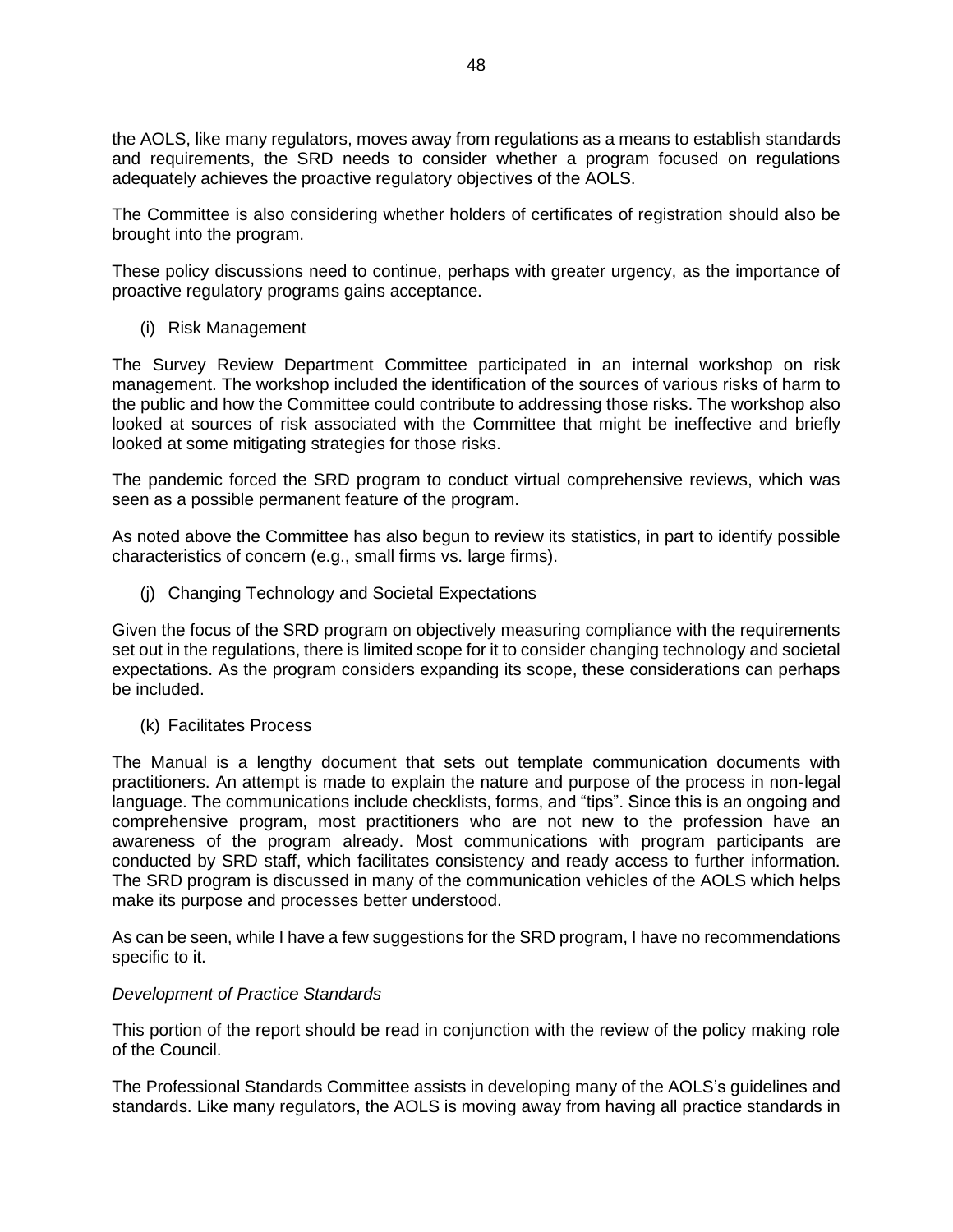the AOLS, like many regulators, moves away from regulations as a means to establish standards and requirements, the SRD needs to consider whether a program focused on regulations adequately achieves the proactive regulatory objectives of the AOLS.

The Committee is also considering whether holders of certificates of registration should also be brought into the program.

These policy discussions need to continue, perhaps with greater urgency, as the importance of proactive regulatory programs gains acceptance.

(i) Risk Management

The Survey Review Department Committee participated in an internal workshop on risk management. The workshop included the identification of the sources of various risks of harm to the public and how the Committee could contribute to addressing those risks. The workshop also looked at sources of risk associated with the Committee that might be ineffective and briefly looked at some mitigating strategies for those risks.

The pandemic forced the SRD program to conduct virtual comprehensive reviews, which was seen as a possible permanent feature of the program.

As noted above the Committee has also begun to review its statistics, in part to identify possible characteristics of concern (e.g., small firms vs. large firms).

(j) Changing Technology and Societal Expectations

Given the focus of the SRD program on objectively measuring compliance with the requirements set out in the regulations, there is limited scope for it to consider changing technology and societal expectations. As the program considers expanding its scope, these considerations can perhaps be included.

(k) Facilitates Process

The Manual is a lengthy document that sets out template communication documents with practitioners. An attempt is made to explain the nature and purpose of the process in non-legal language. The communications include checklists, forms, and "tips". Since this is an ongoing and comprehensive program, most practitioners who are not new to the profession have an awareness of the program already. Most communications with program participants are conducted by SRD staff, which facilitates consistency and ready access to further information. The SRD program is discussed in many of the communication vehicles of the AOLS which helps make its purpose and processes better understood.

As can be seen, while I have a few suggestions for the SRD program, I have no recommendations specific to it.

*Development of Practice Standards*

This portion of the report should be read in conjunction with the review of the policy making role of the Council.

The Professional Standards Committee assists in developing many of the AOLS's guidelines and standards. Like many regulators, the AOLS is moving away from having all practice standards in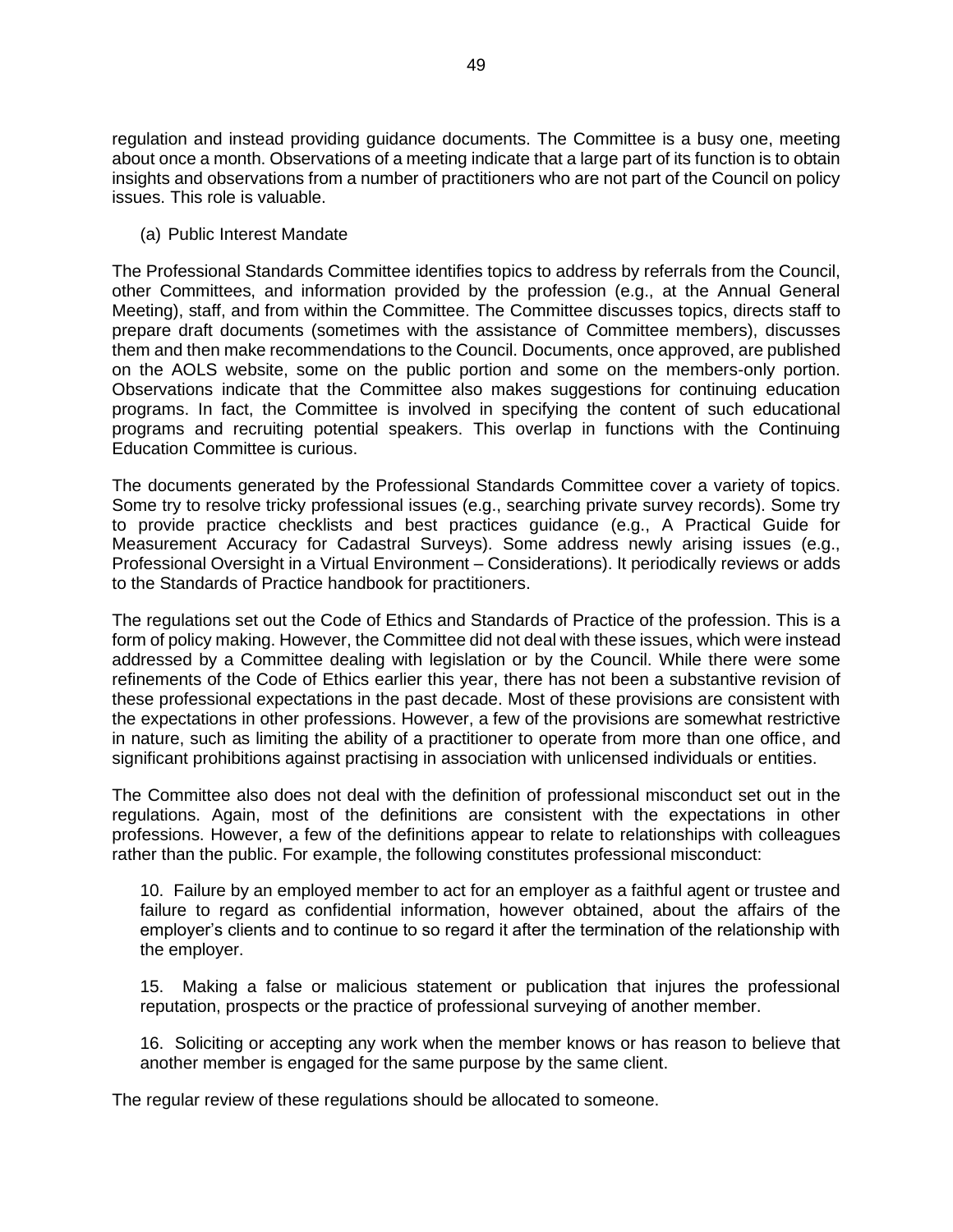regulation and instead providing guidance documents. The Committee is a busy one, meeting about once a month. Observations of a meeting indicate that a large part of its function is to obtain insights and observations from a number of practitioners who are not part of the Council on policy issues. This role is valuable.

(a) Public Interest Mandate

The Professional Standards Committee identifies topics to address by referrals from the Council, other Committees, and information provided by the profession (e.g., at the Annual General Meeting), staff, and from within the Committee. The Committee discusses topics, directs staff to prepare draft documents (sometimes with the assistance of Committee members), discusses them and then make recommendations to the Council. Documents, once approved, are published on the AOLS website, some on the public portion and some on the members-only portion. Observations indicate that the Committee also makes suggestions for continuing education programs. In fact, the Committee is involved in specifying the content of such educational programs and recruiting potential speakers. This overlap in functions with the Continuing Education Committee is curious.

The documents generated by the Professional Standards Committee cover a variety of topics. Some try to resolve tricky professional issues (e.g., searching private survey records). Some try to provide practice checklists and best practices guidance (e.g., A Practical Guide for Measurement Accuracy for Cadastral Surveys). Some address newly arising issues (e.g., Professional Oversight in a Virtual Environment – Considerations). It periodically reviews or adds to the Standards of Practice handbook for practitioners.

The regulations set out the Code of Ethics and Standards of Practice of the profession. This is a form of policy making. However, the Committee did not deal with these issues, which were instead addressed by a Committee dealing with legislation or by the Council. While there were some refinements of the Code of Ethics earlier this year, there has not been a substantive revision of these professional expectations in the past decade. Most of these provisions are consistent with the expectations in other professions. However, a few of the provisions are somewhat restrictive in nature, such as limiting the ability of a practitioner to operate from more than one office, and significant prohibitions against practising in association with unlicensed individuals or entities.

The Committee also does not deal with the definition of professional misconduct set out in the regulations. Again, most of the definitions are consistent with the expectations in other professions. However, a few of the definitions appear to relate to relationships with colleagues rather than the public. For example, the following constitutes professional misconduct:

> 10. Failure by an employed member to act for an employer as a faithful agent or trustee and failure to regard as confidential information, however obtained, about the affairs of the employer's clients and to continue to so regard it after the termination of the relationship with the employer.
>
> 15. Making a false or malicious statement or publication that injures the professional reputation, prospects or the practice of professional surveying of another member.
>
> 16. Soliciting or accepting any work when the member knows or has reason to believe that another member is engaged for the same purpose by the same client.

The regular review of these regulations should be allocated to someone.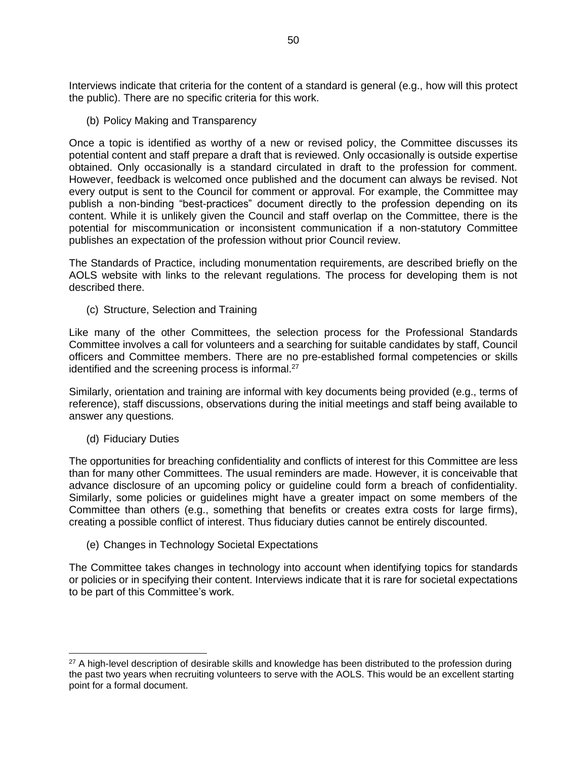Interviews indicate that criteria for the content of a standard is general (e.g., how will this protect the public). There are no specific criteria for this work.

(b) Policy Making and Transparency

Once a topic is identified as worthy of a new or revised policy, the Committee discusses its potential content and staff prepare a draft that is reviewed. Only occasionally is outside expertise obtained. Only occasionally is a standard circulated in draft to the profession for comment. However, feedback is welcomed once published and the document can always be revised. Not every output is sent to the Council for comment or approval. For example, the Committee may publish a non-binding "best-practices" document directly to the profession depending on its content. While it is unlikely given the Council and staff overlap on the Committee, there is the potential for miscommunication or inconsistent communication if a non-statutory Committee publishes an expectation of the profession without prior Council review.

The Standards of Practice, including monumentation requirements, are described briefly on the AOLS website with links to the relevant regulations. The process for developing them is not described there.

(c) Structure, Selection and Training

Like many of the other Committees, the selection process for the Professional Standards Committee involves a call for volunteers and a searching for suitable candidates by staff, Council officers and Committee members. There are no pre-established formal competencies or skills identified and the screening process is informal.[27]

Similarly, orientation and training are informal with key documents being provided (e.g., terms of reference), staff discussions, observations during the initial meetings and staff being available to answer any questions.

(d) Fiduciary Duties

The opportunities for breaching confidentiality and conflicts of interest for this Committee are less than for many other Committees. The usual reminders are made. However, it is conceivable that advance disclosure of an upcoming policy or guideline could form a breach of confidentiality. Similarly, some policies or guidelines might have a greater impact on some members of the Committee than others (e.g., something that benefits or creates extra costs for large firms), creating a possible conflict of interest. Thus fiduciary duties cannot be entirely discounted.

(e) Changes in Technology Societal Expectations

The Committee takes changes in technology into account when identifying topics for standards or policies or in specifying their content. Interviews indicate that it is rare for societal expectations to be part of this Committee's work.

---

[27] A high-level description of desirable skills and knowledge has been distributed to the profession during the past two years when recruiting volunteers to serve with the AOLS. This would be an excellent starting point for a formal document.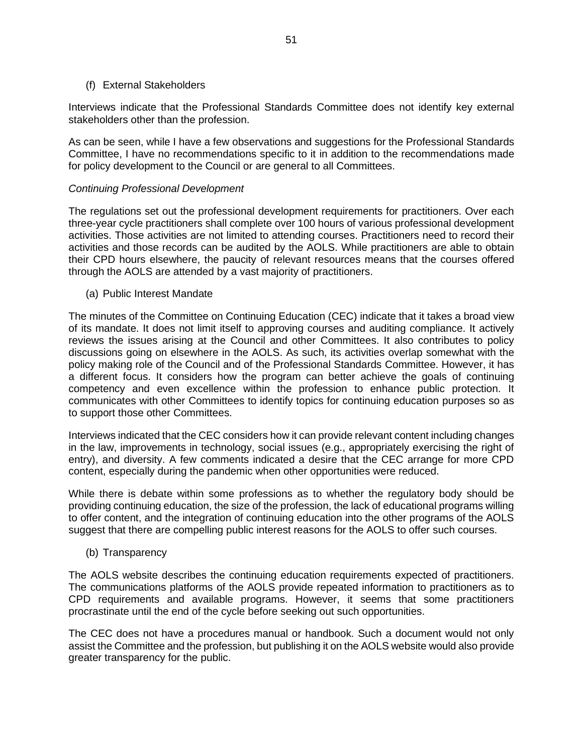(f) External Stakeholders

Interviews indicate that the Professional Standards Committee does not identify key external stakeholders other than the profession.

As can be seen, while I have a few observations and suggestions for the Professional Standards Committee, I have no recommendations specific to it in addition to the recommendations made for policy development to the Council or are general to all Committees.

*Continuing Professional Development*

The regulations set out the professional development requirements for practitioners. Over each three-year cycle practitioners shall complete over 100 hours of various professional development activities. Those activities are not limited to attending courses. Practitioners need to record their activities and those records can be audited by the AOLS. While practitioners are able to obtain their CPD hours elsewhere, the paucity of relevant resources means that the courses offered through the AOLS are attended by a vast majority of practitioners.

(a) Public Interest Mandate

The minutes of the Committee on Continuing Education (CEC) indicate that it takes a broad view of its mandate. It does not limit itself to approving courses and auditing compliance. It actively reviews the issues arising at the Council and other Committees. It also contributes to policy discussions going on elsewhere in the AOLS. As such, its activities overlap somewhat with the policy making role of the Council and of the Professional Standards Committee. However, it has a different focus. It considers how the program can better achieve the goals of continuing competency and even excellence within the profession to enhance public protection. It communicates with other Committees to identify topics for continuing education purposes so as to support those other Committees.

Interviews indicated that the CEC considers how it can provide relevant content including changes in the law, improvements in technology, social issues (e.g., appropriately exercising the right of entry), and diversity. A few comments indicated a desire that the CEC arrange for more CPD content, especially during the pandemic when other opportunities were reduced.

While there is debate within some professions as to whether the regulatory body should be providing continuing education, the size of the profession, the lack of educational programs willing to offer content, and the integration of continuing education into the other programs of the AOLS suggest that there are compelling public interest reasons for the AOLS to offer such courses.

(b) Transparency

The AOLS website describes the continuing education requirements expected of practitioners. The communications platforms of the AOLS provide repeated information to practitioners as to CPD requirements and available programs. However, it seems that some practitioners procrastinate until the end of the cycle before seeking out such opportunities.

The CEC does not have a procedures manual or handbook. Such a document would not only assist the Committee and the profession, but publishing it on the AOLS website would also provide greater transparency for the public.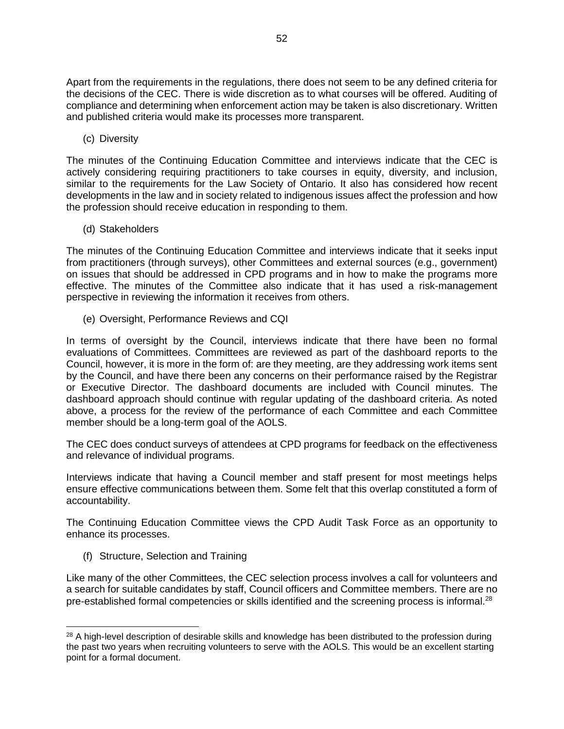Apart from the requirements in the regulations, there does not seem to be any defined criteria for the decisions of the CEC. There is wide discretion as to what courses will be offered. Auditing of compliance and determining when enforcement action may be taken is also discretionary. Written and published criteria would make its processes more transparent.

(c) Diversity

The minutes of the Continuing Education Committee and interviews indicate that the CEC is actively considering requiring practitioners to take courses in equity, diversity, and inclusion, similar to the requirements for the Law Society of Ontario. It also has considered how recent developments in the law and in society related to indigenous issues affect the profession and how the profession should receive education in responding to them.

(d) Stakeholders

The minutes of the Continuing Education Committee and interviews indicate that it seeks input from practitioners (through surveys), other Committees and external sources (e.g., government) on issues that should be addressed in CPD programs and in how to make the programs more effective. The minutes of the Committee also indicate that it has used a risk-management perspective in reviewing the information it receives from others.

(e) Oversight, Performance Reviews and CQI

In terms of oversight by the Council, interviews indicate that there have been no formal evaluations of Committees. Committees are reviewed as part of the dashboard reports to the Council, however, it is more in the form of: are they meeting, are they addressing work items sent by the Council, and have there been any concerns on their performance raised by the Registrar or Executive Director. The dashboard documents are included with Council minutes. The dashboard approach should continue with regular updating of the dashboard criteria. As noted above, a process for the review of the performance of each Committee and each Committee member should be a long-term goal of the AOLS.

The CEC does conduct surveys of attendees at CPD programs for feedback on the effectiveness and relevance of individual programs.

Interviews indicate that having a Council member and staff present for most meetings helps ensure effective communications between them. Some felt that this overlap constituted a form of accountability.

The Continuing Education Committee views the CPD Audit Task Force as an opportunity to enhance its processes.

(f) Structure, Selection and Training

Like many of the other Committees, the CEC selection process involves a call for volunteers and a search for suitable candidates by staff, Council officers and Committee members. There are no pre-established formal competencies or skills identified and the screening process is informal.[28]

[28] A high-level description of desirable skills and knowledge has been distributed to the profession during the past two years when recruiting volunteers to serve with the AOLS. This would be an excellent starting point for a formal document.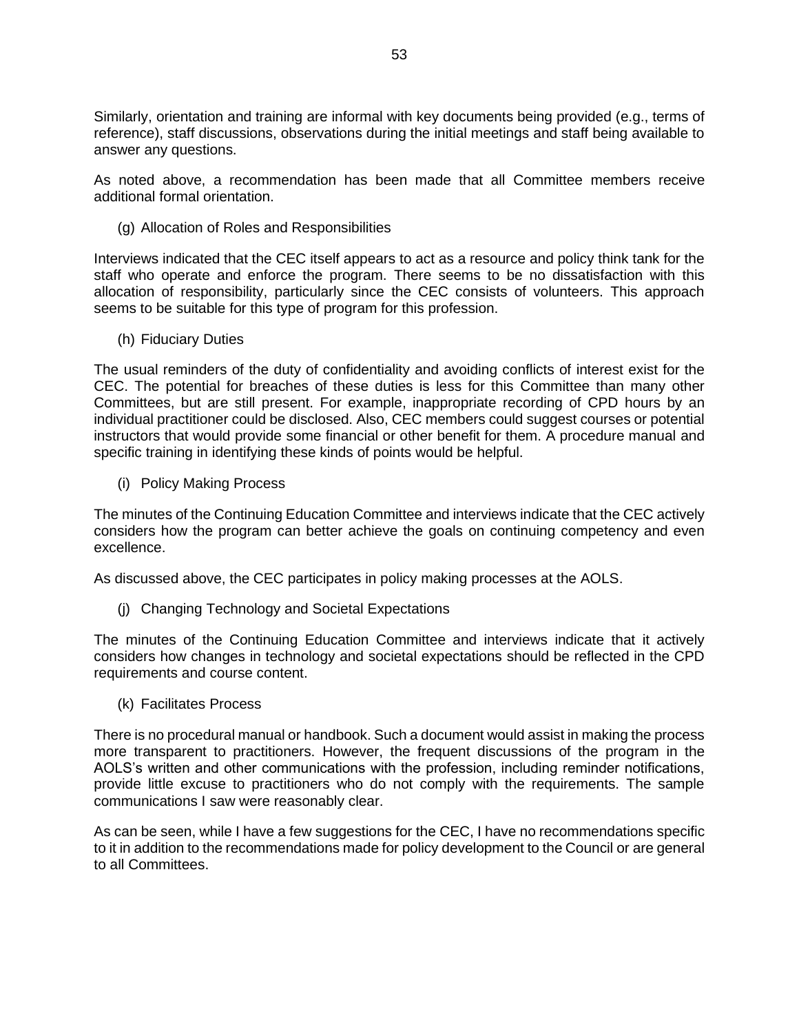Similarly, orientation and training are informal with key documents being provided (e.g., terms of reference), staff discussions, observations during the initial meetings and staff being available to answer any questions.

As noted above, a recommendation has been made that all Committee members receive additional formal orientation.

(g) Allocation of Roles and Responsibilities

Interviews indicated that the CEC itself appears to act as a resource and policy think tank for the staff who operate and enforce the program. There seems to be no dissatisfaction with this allocation of responsibility, particularly since the CEC consists of volunteers. This approach seems to be suitable for this type of program for this profession.

(h) Fiduciary Duties

The usual reminders of the duty of confidentiality and avoiding conflicts of interest exist for the CEC. The potential for breaches of these duties is less for this Committee than many other Committees, but are still present. For example, inappropriate recording of CPD hours by an individual practitioner could be disclosed. Also, CEC members could suggest courses or potential instructors that would provide some financial or other benefit for them. A procedure manual and specific training in identifying these kinds of points would be helpful.

(i) Policy Making Process

The minutes of the Continuing Education Committee and interviews indicate that the CEC actively considers how the program can better achieve the goals on continuing competency and even excellence.

As discussed above, the CEC participates in policy making processes at the AOLS.

(j) Changing Technology and Societal Expectations

The minutes of the Continuing Education Committee and interviews indicate that it actively considers how changes in technology and societal expectations should be reflected in the CPD requirements and course content.

(k) Facilitates Process

There is no procedural manual or handbook. Such a document would assist in making the process more transparent to practitioners. However, the frequent discussions of the program in the AOLS's written and other communications with the profession, including reminder notifications, provide little excuse to practitioners who do not comply with the requirements. The sample communications I saw were reasonably clear.

As can be seen, while I have a few suggestions for the CEC, I have no recommendations specific to it in addition to the recommendations made for policy development to the Council or are general to all Committees.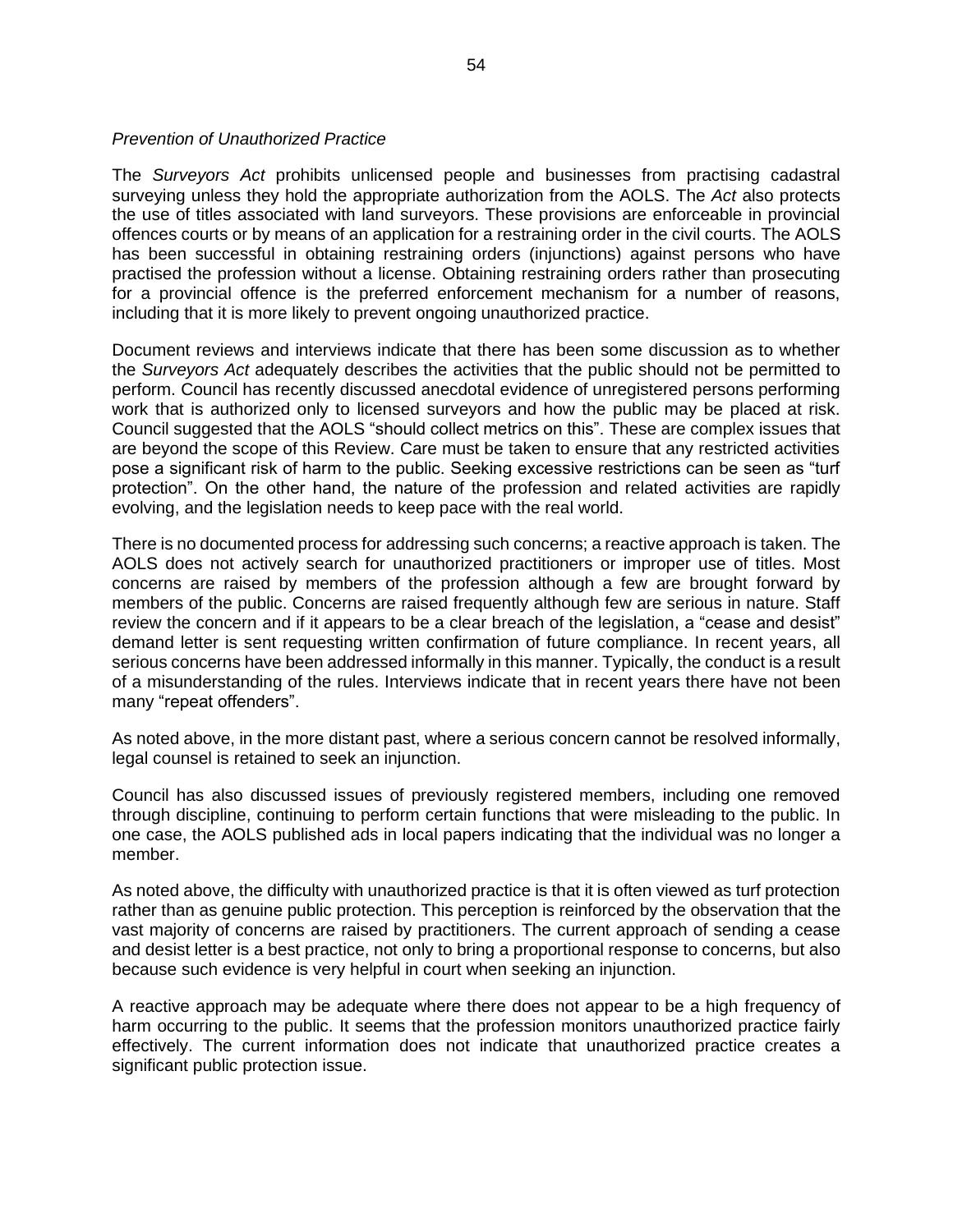*Prevention of Unauthorized Practice*

The *Surveyors Act* prohibits unlicensed people and businesses from practising cadastral surveying unless they hold the appropriate authorization from the AOLS. The *Act* also protects the use of titles associated with land surveyors. These provisions are enforceable in provincial offences courts or by means of an application for a restraining order in the civil courts. The AOLS has been successful in obtaining restraining orders (injunctions) against persons who have practised the profession without a license. Obtaining restraining orders rather than prosecuting for a provincial offence is the preferred enforcement mechanism for a number of reasons, including that it is more likely to prevent ongoing unauthorized practice.

Document reviews and interviews indicate that there has been some discussion as to whether the *Surveyors Act* adequately describes the activities that the public should not be permitted to perform. Council has recently discussed anecdotal evidence of unregistered persons performing work that is authorized only to licensed surveyors and how the public may be placed at risk. Council suggested that the AOLS "should collect metrics on this". These are complex issues that are beyond the scope of this Review. Care must be taken to ensure that any restricted activities pose a significant risk of harm to the public. Seeking excessive restrictions can be seen as "turf protection". On the other hand, the nature of the profession and related activities are rapidly evolving, and the legislation needs to keep pace with the real world.

There is no documented process for addressing such concerns; a reactive approach is taken. The AOLS does not actively search for unauthorized practitioners or improper use of titles. Most concerns are raised by members of the profession although a few are brought forward by members of the public. Concerns are raised frequently although few are serious in nature. Staff review the concern and if it appears to be a clear breach of the legislation, a "cease and desist" demand letter is sent requesting written confirmation of future compliance. In recent years, all serious concerns have been addressed informally in this manner. Typically, the conduct is a result of a misunderstanding of the rules. Interviews indicate that in recent years there have not been many "repeat offenders".

As noted above, in the more distant past, where a serious concern cannot be resolved informally, legal counsel is retained to seek an injunction.

Council has also discussed issues of previously registered members, including one removed through discipline, continuing to perform certain functions that were misleading to the public. In one case, the AOLS published ads in local papers indicating that the individual was no longer a member.

As noted above, the difficulty with unauthorized practice is that it is often viewed as turf protection rather than as genuine public protection. This perception is reinforced by the observation that the vast majority of concerns are raised by practitioners. The current approach of sending a cease and desist letter is a best practice, not only to bring a proportional response to concerns, but also because such evidence is very helpful in court when seeking an injunction.

A reactive approach may be adequate where there does not appear to be a high frequency of harm occurring to the public. It seems that the profession monitors unauthorized practice fairly effectively. The current information does not indicate that unauthorized practice creates a significant public protection issue.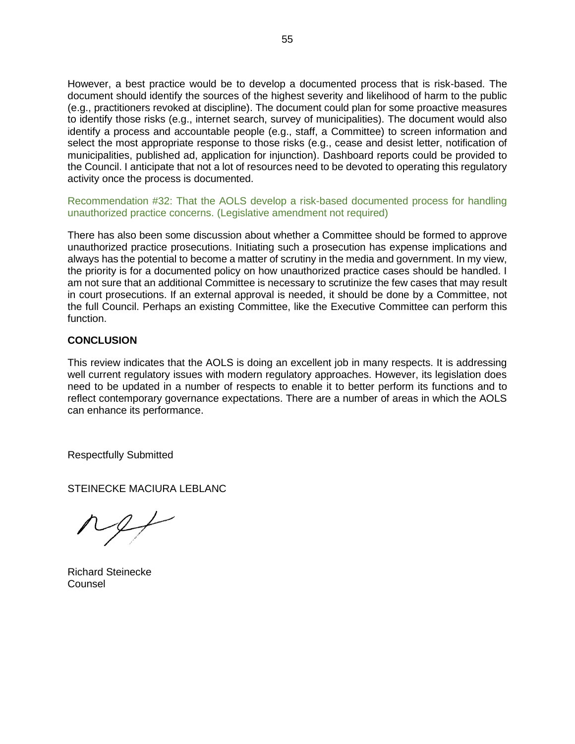However, a best practice would be to develop a documented process that is risk-based. The document should identify the sources of the highest severity and likelihood of harm to the public (e.g., practitioners revoked at discipline). The document could plan for some proactive measures to identify those risks (e.g., internet search, survey of municipalities). The document would also identify a process and accountable people (e.g., staff, a Committee) to screen information and select the most appropriate response to those risks (e.g., cease and desist letter, notification of municipalities, published ad, application for injunction). Dashboard reports could be provided to the Council. I anticipate that not a lot of resources need to be devoted to operating this regulatory activity once the process is documented.

Recommendation #32: That the AOLS develop a risk-based documented process for handling unauthorized practice concerns. (Legislative amendment not required)

There has also been some discussion about whether a Committee should be formed to approve unauthorized practice prosecutions. Initiating such a prosecution has expense implications and always has the potential to become a matter of scrutiny in the media and government. In my view, the priority is for a documented policy on how unauthorized practice cases should be handled. I am not sure that an additional Committee is necessary to scrutinize the few cases that may result in court prosecutions. If an external approval is needed, it should be done by a Committee, not the full Council. Perhaps an existing Committee, like the Executive Committee can perform this function.

**CONCLUSION**

This review indicates that the AOLS is doing an excellent job in many respects. It is addressing well current regulatory issues with modern regulatory approaches. However, its legislation does need to be updated in a number of respects to enable it to better perform its functions and to reflect contemporary governance expectations. There are a number of areas in which the AOLS can enhance its performance.

Respectfully Submitted

STEINECKE MACIURA LEBLANC

Richard Steinecke
Counsel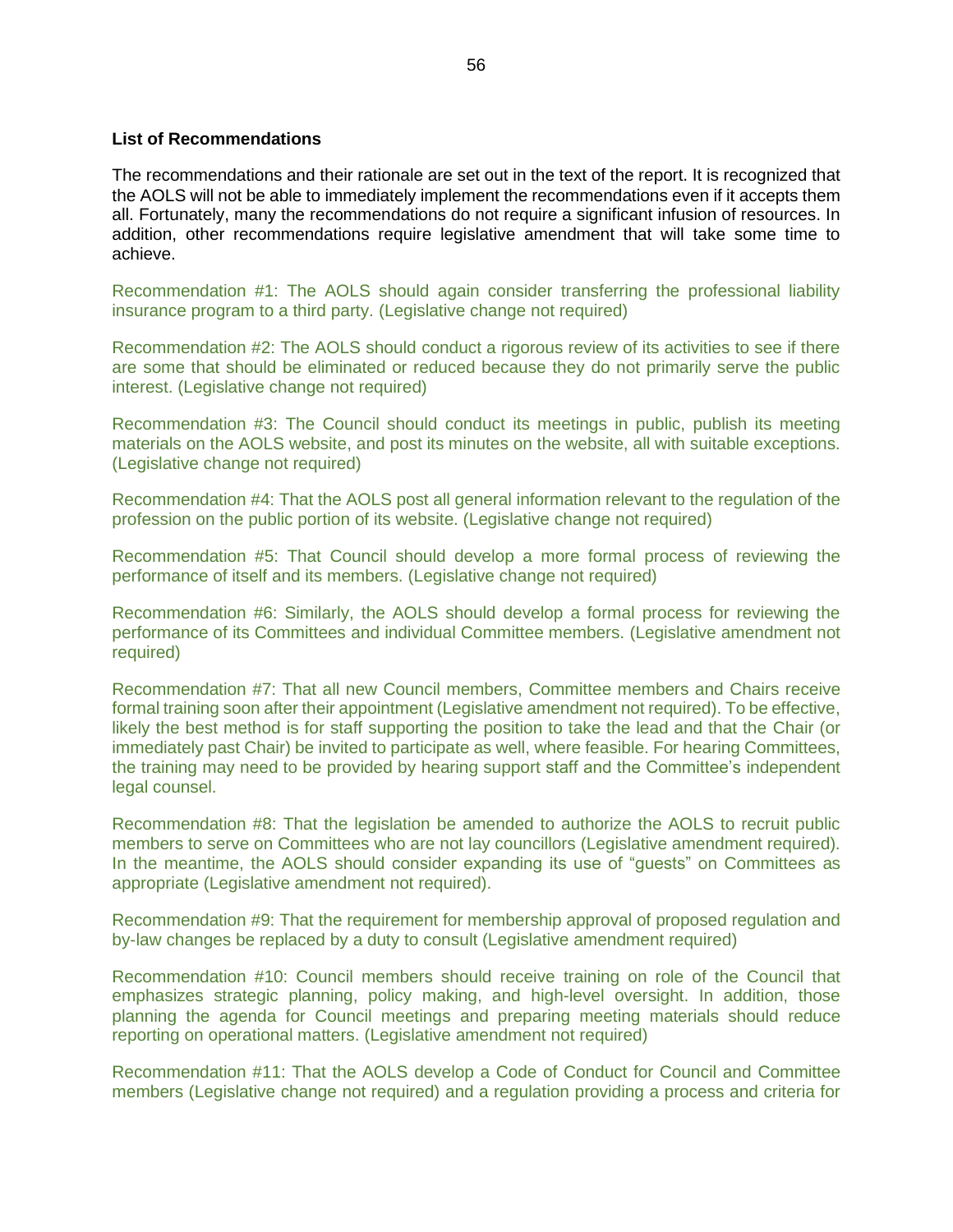**List of Recommendations**

The recommendations and their rationale are set out in the text of the report. It is recognized that the AOLS will not be able to immediately implement the recommendations even if it accepts them all. Fortunately, many the recommendations do not require a significant infusion of resources. In addition, other recommendations require legislative amendment that will take some time to achieve.

Recommendation #1: The AOLS should again consider transferring the professional liability insurance program to a third party. (Legislative change not required)

Recommendation #2: The AOLS should conduct a rigorous review of its activities to see if there are some that should be eliminated or reduced because they do not primarily serve the public interest. (Legislative change not required)

Recommendation #3: The Council should conduct its meetings in public, publish its meeting materials on the AOLS website, and post its minutes on the website, all with suitable exceptions. (Legislative change not required)

Recommendation #4: That the AOLS post all general information relevant to the regulation of the profession on the public portion of its website. (Legislative change not required)

Recommendation #5: That Council should develop a more formal process of reviewing the performance of itself and its members. (Legislative change not required)

Recommendation #6: Similarly, the AOLS should develop a formal process for reviewing the performance of its Committees and individual Committee members. (Legislative amendment not required)

Recommendation #7: That all new Council members, Committee members and Chairs receive formal training soon after their appointment (Legislative amendment not required). To be effective, likely the best method is for staff supporting the position to take the lead and that the Chair (or immediately past Chair) be invited to participate as well, where feasible. For hearing Committees, the training may need to be provided by hearing support staff and the Committee's independent legal counsel.

Recommendation #8: That the legislation be amended to authorize the AOLS to recruit public members to serve on Committees who are not lay councillors (Legislative amendment required). In the meantime, the AOLS should consider expanding its use of "guests" on Committees as appropriate (Legislative amendment not required).

Recommendation #9: That the requirement for membership approval of proposed regulation and by-law changes be replaced by a duty to consult (Legislative amendment required)

Recommendation #10: Council members should receive training on role of the Council that emphasizes strategic planning, policy making, and high-level oversight. In addition, those planning the agenda for Council meetings and preparing meeting materials should reduce reporting on operational matters. (Legislative amendment not required)

Recommendation #11: That the AOLS develop a Code of Conduct for Council and Committee members (Legislative change not required) and a regulation providing a process and criteria for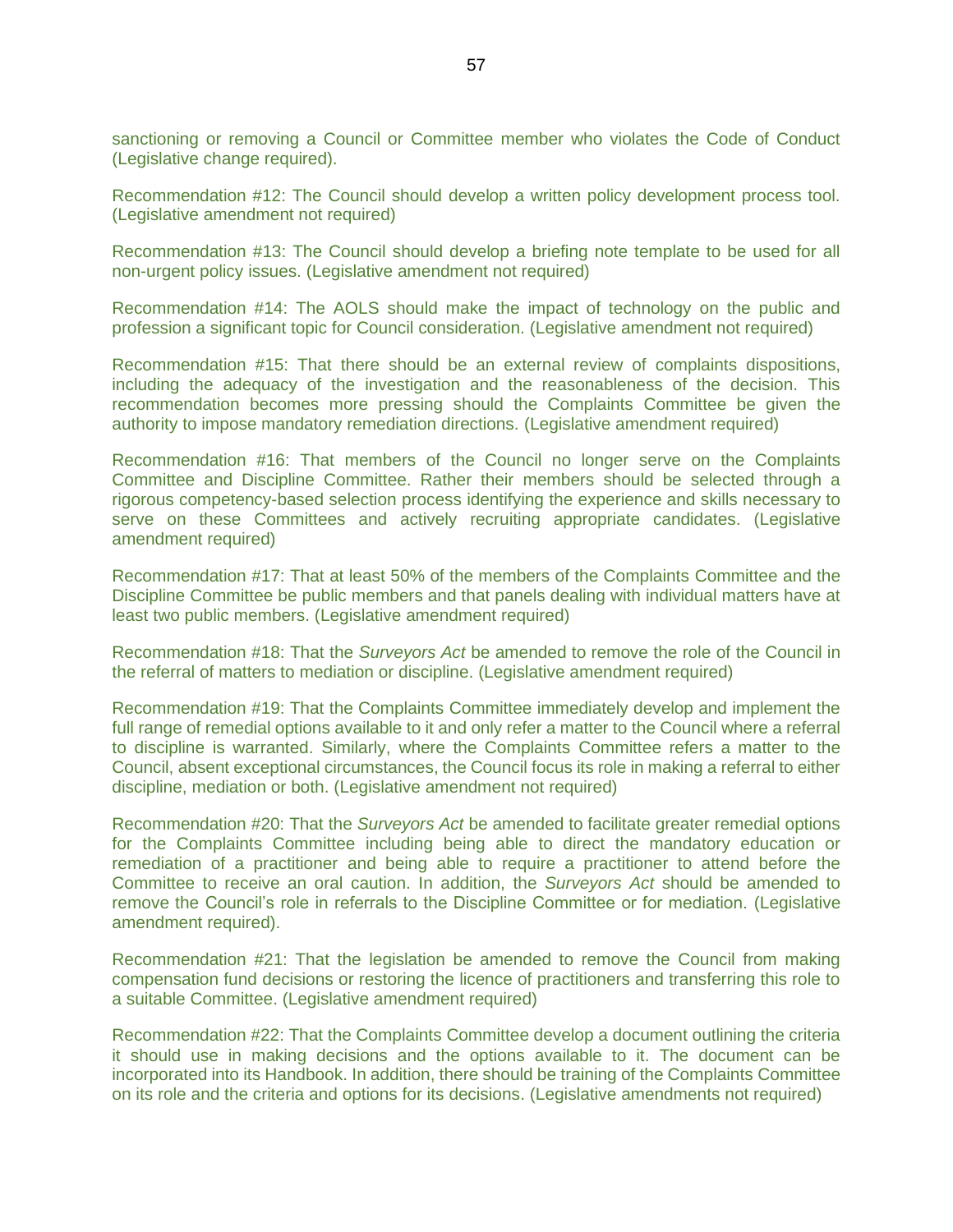sanctioning or removing a Council or Committee member who violates the Code of Conduct (Legislative change required).

Recommendation #12: The Council should develop a written policy development process tool. (Legislative amendment not required)

Recommendation #13: The Council should develop a briefing note template to be used for all non-urgent policy issues. (Legislative amendment not required)

Recommendation #14: The AOLS should make the impact of technology on the public and profession a significant topic for Council consideration. (Legislative amendment not required)

Recommendation #15: That there should be an external review of complaints dispositions, including the adequacy of the investigation and the reasonableness of the decision. This recommendation becomes more pressing should the Complaints Committee be given the authority to impose mandatory remediation directions. (Legislative amendment required)

Recommendation #16: That members of the Council no longer serve on the Complaints Committee and Discipline Committee. Rather their members should be selected through a rigorous competency-based selection process identifying the experience and skills necessary to serve on these Committees and actively recruiting appropriate candidates. (Legislative amendment required)

Recommendation #17: That at least 50% of the members of the Complaints Committee and the Discipline Committee be public members and that panels dealing with individual matters have at least two public members. (Legislative amendment required)

Recommendation #18: That the *Surveyors Act* be amended to remove the role of the Council in the referral of matters to mediation or discipline. (Legislative amendment required)

Recommendation #19: That the Complaints Committee immediately develop and implement the full range of remedial options available to it and only refer a matter to the Council where a referral to discipline is warranted. Similarly, where the Complaints Committee refers a matter to the Council, absent exceptional circumstances, the Council focus its role in making a referral to either discipline, mediation or both. (Legislative amendment not required)

Recommendation #20: That the *Surveyors Act* be amended to facilitate greater remedial options for the Complaints Committee including being able to direct the mandatory education or remediation of a practitioner and being able to require a practitioner to attend before the Committee to receive an oral caution. In addition, the *Surveyors Act* should be amended to remove the Council's role in referrals to the Discipline Committee or for mediation. (Legislative amendment required).

Recommendation #21: That the legislation be amended to remove the Council from making compensation fund decisions or restoring the licence of practitioners and transferring this role to a suitable Committee. (Legislative amendment required)

Recommendation #22: That the Complaints Committee develop a document outlining the criteria it should use in making decisions and the options available to it. The document can be incorporated into its Handbook. In addition, there should be training of the Complaints Committee on its role and the criteria and options for its decisions. (Legislative amendments not required)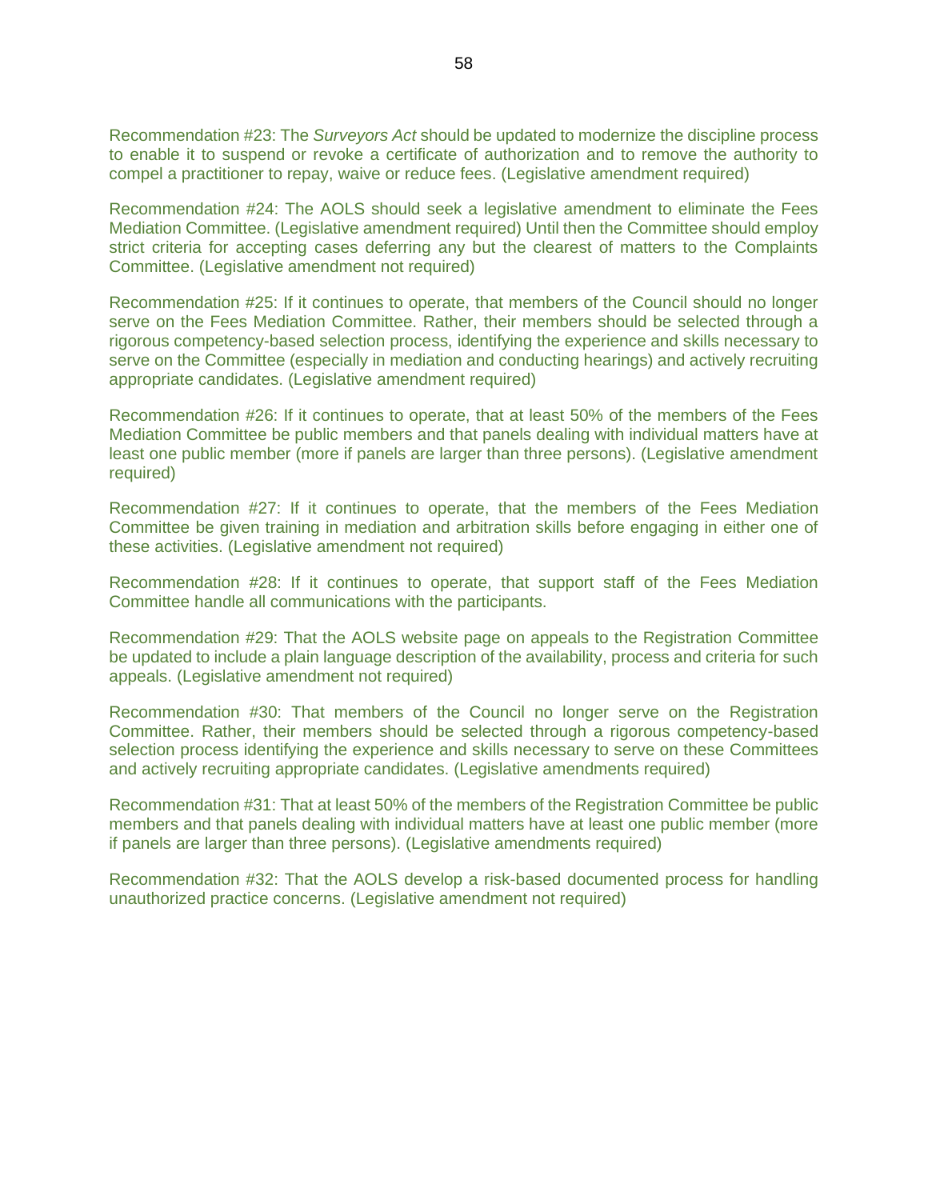Recommendation #23: The *Surveyors Act* should be updated to modernize the discipline process to enable it to suspend or revoke a certificate of authorization and to remove the authority to compel a practitioner to repay, waive or reduce fees. (Legislative amendment required)

Recommendation #24: The AOLS should seek a legislative amendment to eliminate the Fees Mediation Committee. (Legislative amendment required) Until then the Committee should employ strict criteria for accepting cases deferring any but the clearest of matters to the Complaints Committee. (Legislative amendment not required)

Recommendation #25: If it continues to operate, that members of the Council should no longer serve on the Fees Mediation Committee. Rather, their members should be selected through a rigorous competency-based selection process, identifying the experience and skills necessary to serve on the Committee (especially in mediation and conducting hearings) and actively recruiting appropriate candidates. (Legislative amendment required)

Recommendation #26: If it continues to operate, that at least 50% of the members of the Fees Mediation Committee be public members and that panels dealing with individual matters have at least one public member (more if panels are larger than three persons). (Legislative amendment required)

Recommendation #27: If it continues to operate, that the members of the Fees Mediation Committee be given training in mediation and arbitration skills before engaging in either one of these activities. (Legislative amendment not required)

Recommendation #28: If it continues to operate, that support staff of the Fees Mediation Committee handle all communications with the participants.

Recommendation #29: That the AOLS website page on appeals to the Registration Committee be updated to include a plain language description of the availability, process and criteria for such appeals. (Legislative amendment not required)

Recommendation #30: That members of the Council no longer serve on the Registration Committee. Rather, their members should be selected through a rigorous competency-based selection process identifying the experience and skills necessary to serve on these Committees and actively recruiting appropriate candidates. (Legislative amendments required)

Recommendation #31: That at least 50% of the members of the Registration Committee be public members and that panels dealing with individual matters have at least one public member (more if panels are larger than three persons). (Legislative amendments required)

Recommendation #32: That the AOLS develop a risk-based documented process for handling unauthorized practice concerns. (Legislative amendment not required)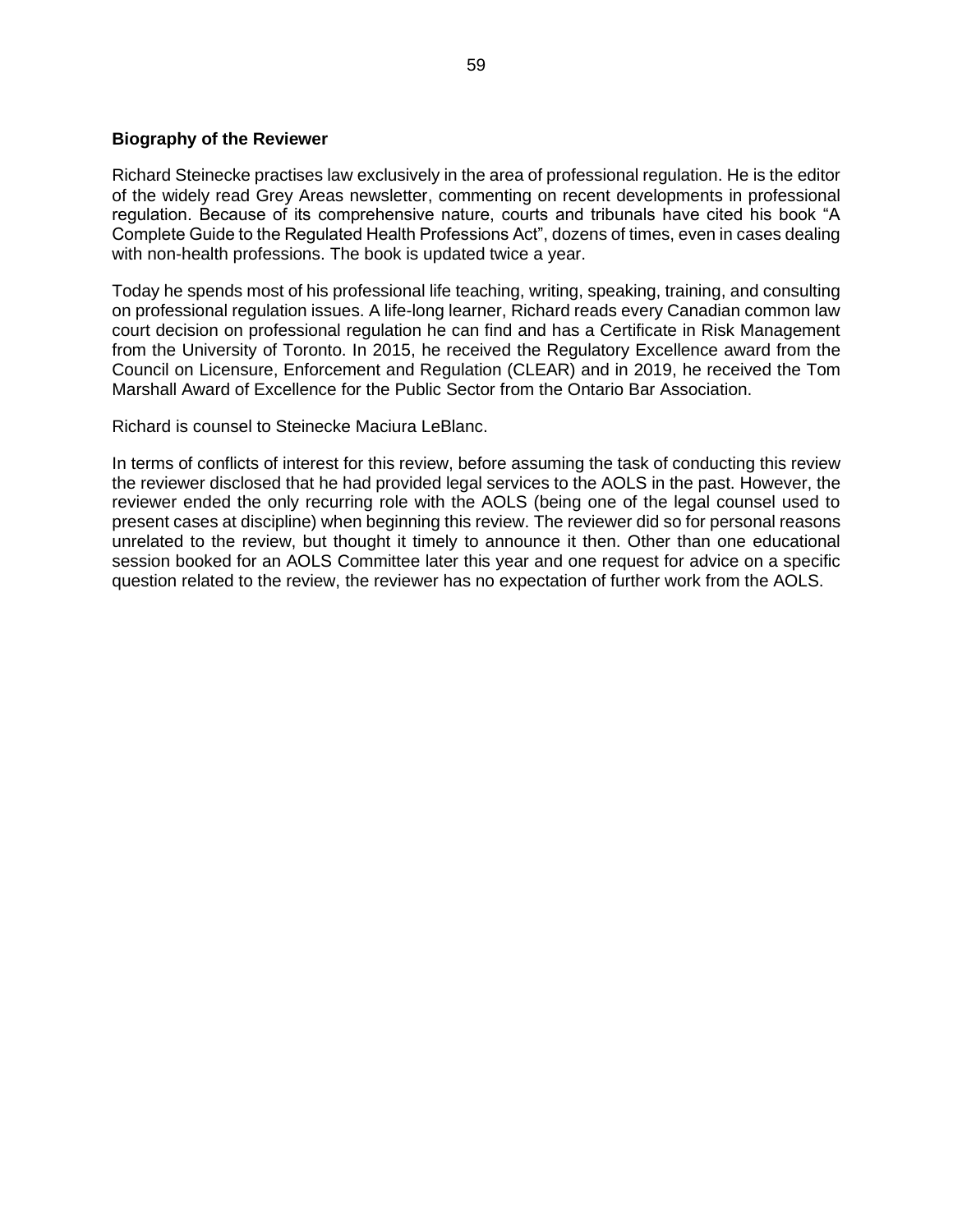**Biography of the Reviewer**

Richard Steinecke practises law exclusively in the area of professional regulation. He is the editor of the widely read Grey Areas newsletter, commenting on recent developments in professional regulation. Because of its comprehensive nature, courts and tribunals have cited his book "A Complete Guide to the Regulated Health Professions Act", dozens of times, even in cases dealing with non-health professions. The book is updated twice a year.

Today he spends most of his professional life teaching, writing, speaking, training, and consulting on professional regulation issues. A life-long learner, Richard reads every Canadian common law court decision on professional regulation he can find and has a Certificate in Risk Management from the University of Toronto. In 2015, he received the Regulatory Excellence award from the Council on Licensure, Enforcement and Regulation (CLEAR) and in 2019, he received the Tom Marshall Award of Excellence for the Public Sector from the Ontario Bar Association.

Richard is counsel to Steinecke Maciura LeBlanc.

In terms of conflicts of interest for this review, before assuming the task of conducting this review the reviewer disclosed that he had provided legal services to the AOLS in the past. However, the reviewer ended the only recurring role with the AOLS (being one of the legal counsel used to present cases at discipline) when beginning this review. The reviewer did so for personal reasons unrelated to the review, but thought it timely to announce it then. Other than one educational session booked for an AOLS Committee later this year and one request for advice on a specific question related to the review, the reviewer has no expectation of further work from the AOLS.